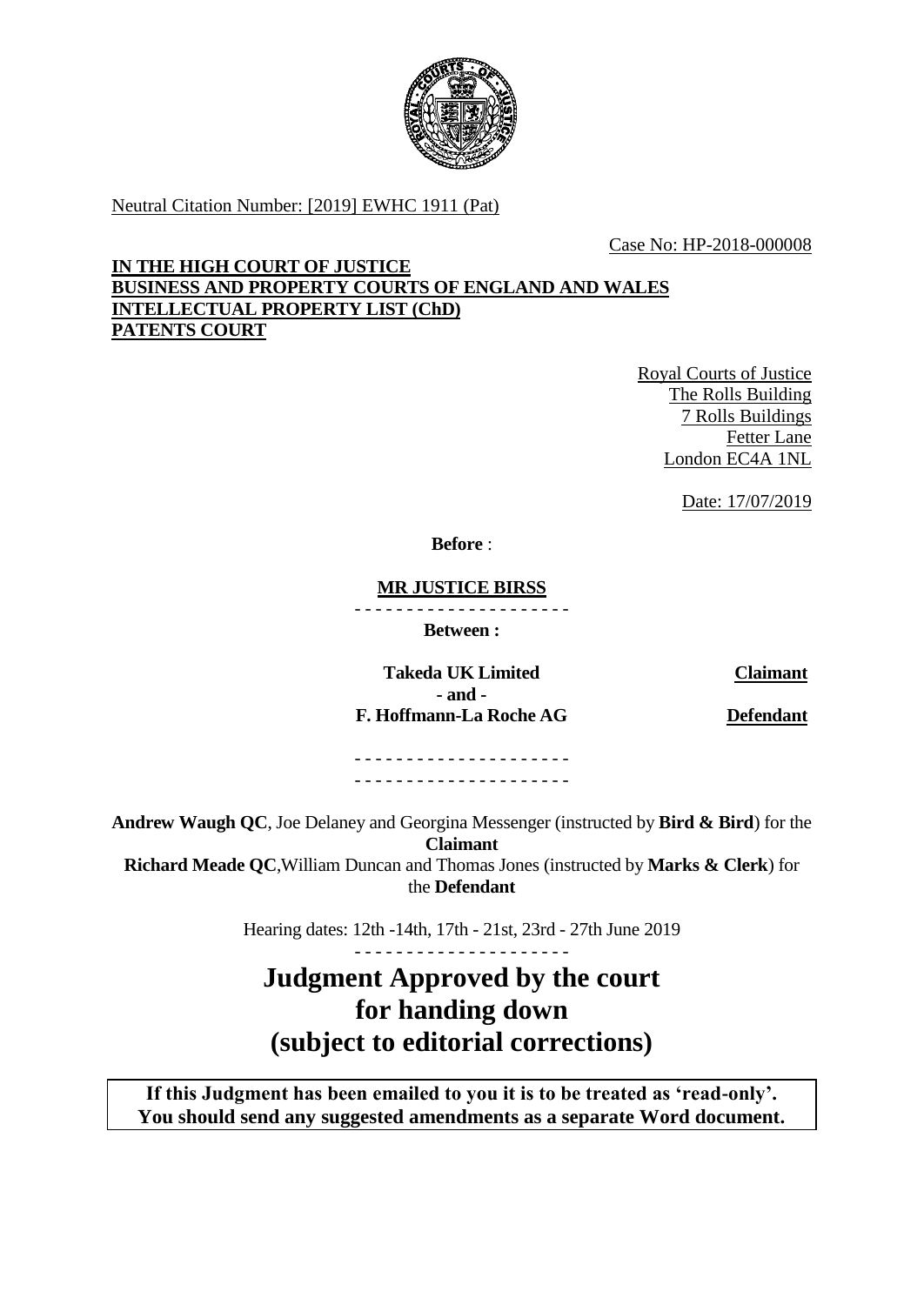Neutral Citation Number: [2019] EWHC 1911 (Pat)

Case No: HP-2018-000008

**IN THE HIGH COURT OF JUSTICE**
**BUSINESS AND PROPERTY COURTS OF ENGLAND AND WALES**
**INTELLECTUAL PROPERTY LIST (ChD)**
**PATENTS COURT**

Royal Courts of Justice
The Rolls Building
7 Rolls Buildings
Fetter Lane
London EC4A 1NL

Date: 17/07/2019

**Before** :

**MR JUSTICE BIRSS**

- - - - - - - - - - - - - - - - - - - - -

**Between :**

| | |
|---|---|
| **Takeda UK Limited** | **Claimant** |
| **- and -** | |
| **F. Hoffmann-La Roche AG** | **Defendant** |

- - - - - - - - - - - - - - - - - - - - -
- - - - - - - - - - - - - - - - - - - - -

**Andrew Waugh QC**, Joe Delaney and Georgina Messenger (instructed by **Bird & Bird**) for the **Claimant**
**Richard Meade QC**, William Duncan and Thomas Jones (instructed by **Marks & Clerk**) for the **Defendant**

Hearing dates: 12th -14th, 17th - 21st, 23rd - 27th June 2019

- - - - - - - - - - - - - - - - - - - - -

# Judgment Approved by the court for handing down (subject to editorial corrections)

**If this Judgment has been emailed to you it is to be treated as 'read-only'. You should send any suggested amendments as a separate Word document.**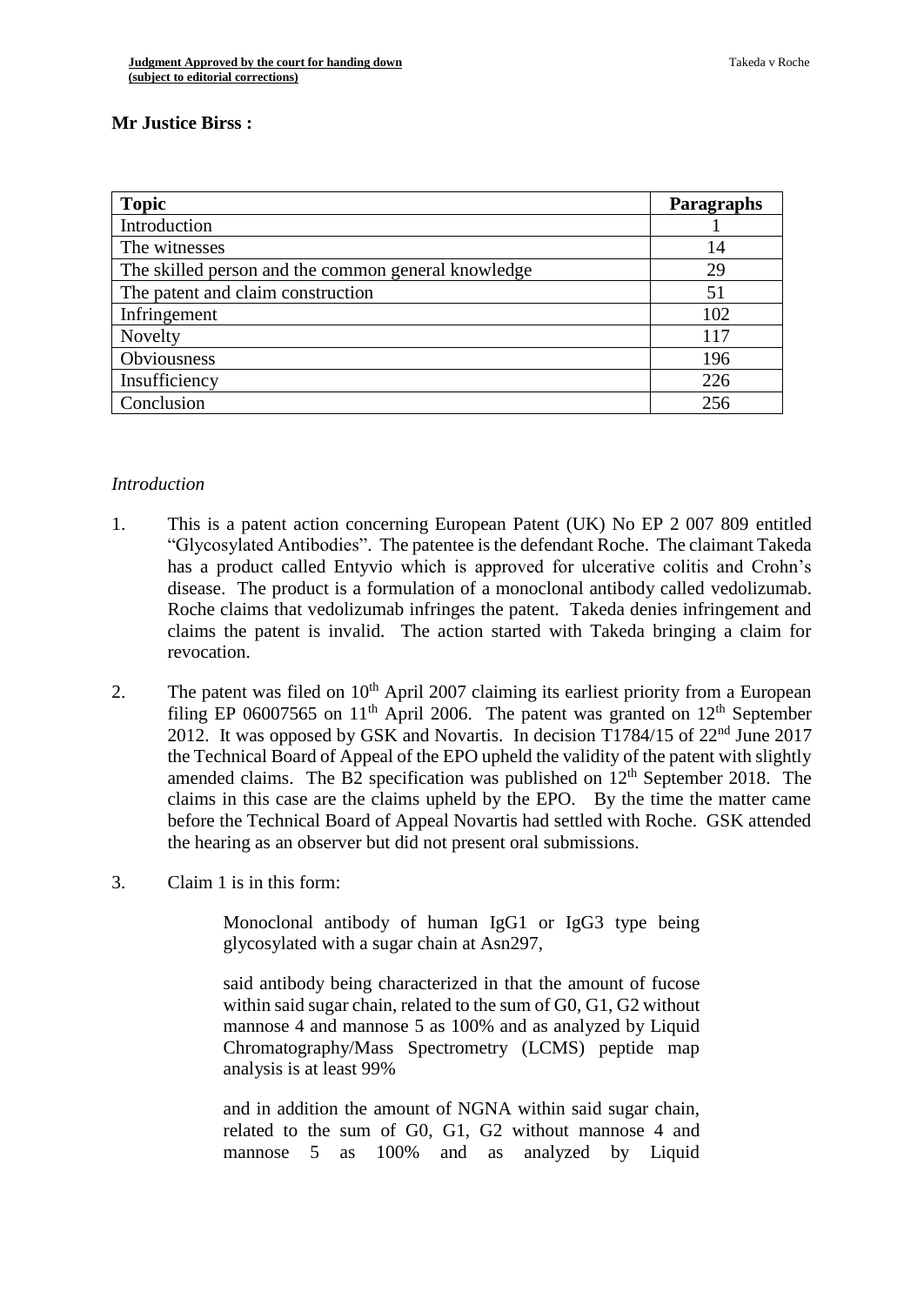**Mr Justice Birss :**

| Topic | Paragraphs |
|---|---|
| Introduction | 1 |
| The witnesses | 14 |
| The skilled person and the common general knowledge | 29 |
| The patent and claim construction | 51 |
| Infringement | 102 |
| Novelty | 117 |
| Obviousness | 196 |
| Insufficiency | 226 |
| Conclusion | 256 |

*Introduction*

1. This is a patent action concerning European Patent (UK) No EP 2 007 809 entitled "Glycosylated Antibodies". The patentee is the defendant Roche. The claimant Takeda has a product called Entyvio which is approved for ulcerative colitis and Crohn's disease. The product is a formulation of a monoclonal antibody called vedolizumab. Roche claims that vedolizumab infringes the patent. Takeda denies infringement and claims the patent is invalid. The action started with Takeda bringing a claim for revocation.

2. The patent was filed on 10th April 2007 claiming its earliest priority from a European filing EP 06007565 on 11th April 2006. The patent was granted on 12th September 2012. It was opposed by GSK and Novartis. In decision T1784/15 of 22nd June 2017 the Technical Board of Appeal of the EPO upheld the validity of the patent with slightly amended claims. The B2 specification was published on 12th September 2018. The claims in this case are the claims upheld by the EPO. By the time the matter came before the Technical Board of Appeal Novartis had settled with Roche. GSK attended the hearing as an observer but did not present oral submissions.

3. Claim 1 is in this form:

> Monoclonal antibody of human IgG1 or IgG3 type being glycosylated with a sugar chain at Asn297,
>
> said antibody being characterized in that the amount of fucose within said sugar chain, related to the sum of G0, G1, G2 without mannose 4 and mannose 5 as 100% and as analyzed by Liquid Chromatography/Mass Spectrometry (LCMS) peptide map analysis is at least 99%
>
> and in addition the amount of NGNA within said sugar chain, related to the sum of G0, G1, G2 without mannose 4 and mannose 5 as 100% and as analyzed by Liquid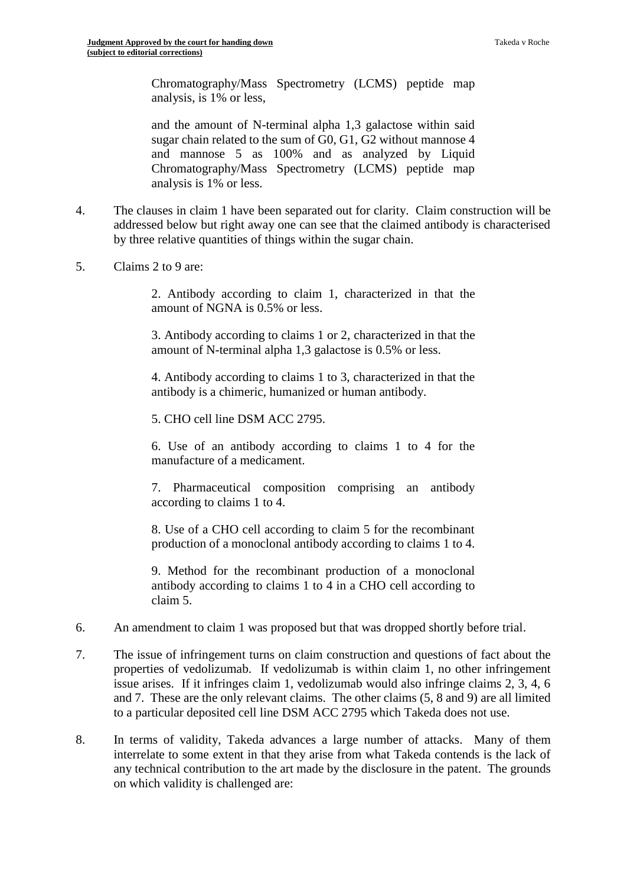> Chromatography/Mass Spectrometry (LCMS) peptide map analysis, is 1% or less,
>
> and the amount of N-terminal alpha 1,3 galactose within said sugar chain related to the sum of G0, G1, G2 without mannose 4 and mannose 5 as 100% and as analyzed by Liquid Chromatography/Mass Spectrometry (LCMS) peptide map analysis is 1% or less.

4. The clauses in claim 1 have been separated out for clarity. Claim construction will be addressed below but right away one can see that the claimed antibody is characterised by three relative quantities of things within the sugar chain.

5. Claims 2 to 9 are:

> 2. Antibody according to claim 1, characterized in that the amount of NGNA is 0.5% or less.
>
> 3. Antibody according to claims 1 or 2, characterized in that the amount of N-terminal alpha 1,3 galactose is 0.5% or less.
>
> 4. Antibody according to claims 1 to 3, characterized in that the antibody is a chimeric, humanized or human antibody.
>
> 5. CHO cell line DSM ACC 2795.
>
> 6. Use of an antibody according to claims 1 to 4 for the manufacture of a medicament.
>
> 7. Pharmaceutical composition comprising an antibody according to claims 1 to 4.
>
> 8. Use of a CHO cell according to claim 5 for the recombinant production of a monoclonal antibody according to claims 1 to 4.
>
> 9. Method for the recombinant production of a monoclonal antibody according to claims 1 to 4 in a CHO cell according to claim 5.

6. An amendment to claim 1 was proposed but that was dropped shortly before trial.

7. The issue of infringement turns on claim construction and questions of fact about the properties of vedolizumab. If vedolizumab is within claim 1, no other infringement issue arises. If it infringes claim 1, vedolizumab would also infringe claims 2, 3, 4, 6 and 7. These are the only relevant claims. The other claims (5, 8 and 9) are all limited to a particular deposited cell line DSM ACC 2795 which Takeda does not use.

8. In terms of validity, Takeda advances a large number of attacks. Many of them interrelate to some extent in that they arise from what Takeda contends is the lack of any technical contribution to the art made by the disclosure in the patent. The grounds on which validity is challenged are: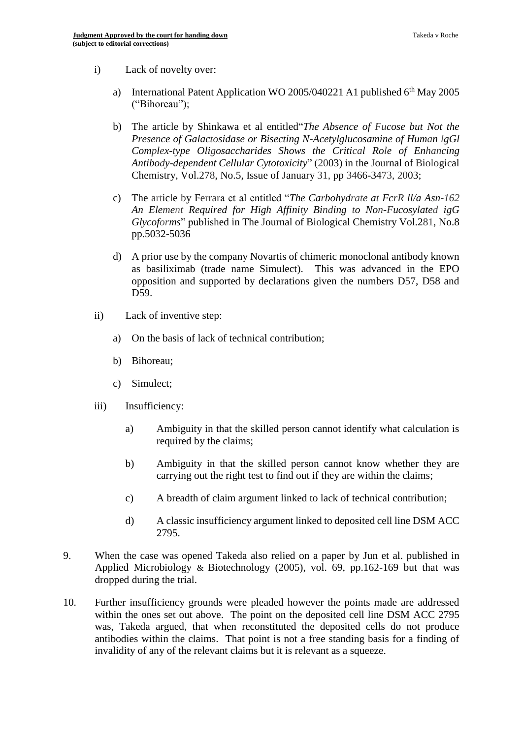i) Lack of novelty over:

   a) International Patent Application WO 2005/040221 A1 published 6th May 2005 ("Bihoreau");

   b) The article by Shinkawa et al entitled "*The Absence of Fucose but Not the Presence of Galactosidase or Bisecting N-Acetylglucosamine of Human lgGl Complex-type Oligosaccharides Shows the Critical Role of Enhancing Antibody-dependent Cellular Cytotoxicity*" (2003) in the Journal of Biological Chemistry, Vol.278, No.5, Issue of January 31, pp 3466-3473, 2003;

   c) The article by Ferrara et al entitled "*The Carbohydrate at FcrR ll/a Asn-162 An Element Required for High Affinity Binding to Non-Fucosylated igG Glycoforms*" published in The Journal of Biological Chemistry Vol.281, No.8 pp.5032-5036

   d) A prior use by the company Novartis of chimeric monoclonal antibody known as basiliximab (trade name Simulect). This was advanced in the EPO opposition and supported by declarations given the numbers D57, D58 and D59.

ii) Lack of inventive step:

   a) On the basis of lack of technical contribution;

   b) Bihoreau;

   c) Simulect;

iii) Insufficiency:

   a) Ambiguity in that the skilled person cannot identify what calculation is required by the claims;

   b) Ambiguity in that the skilled person cannot know whether they are carrying out the right test to find out if they are within the claims;

   c) A breadth of claim argument linked to lack of technical contribution;

   d) A classic insufficiency argument linked to deposited cell line DSM ACC 2795.

9. When the case was opened Takeda also relied on a paper by Jun et al. published in Applied Microbiology & Biotechnology (2005), vol. 69, pp.162-169 but that was dropped during the trial.

10. Further insufficiency grounds were pleaded however the points made are addressed within the ones set out above. The point on the deposited cell line DSM ACC 2795 was, Takeda argued, that when reconstituted the deposited cells do not produce antibodies within the claims. That point is not a free standing basis for a finding of invalidity of any of the relevant claims but it is relevant as a squeeze.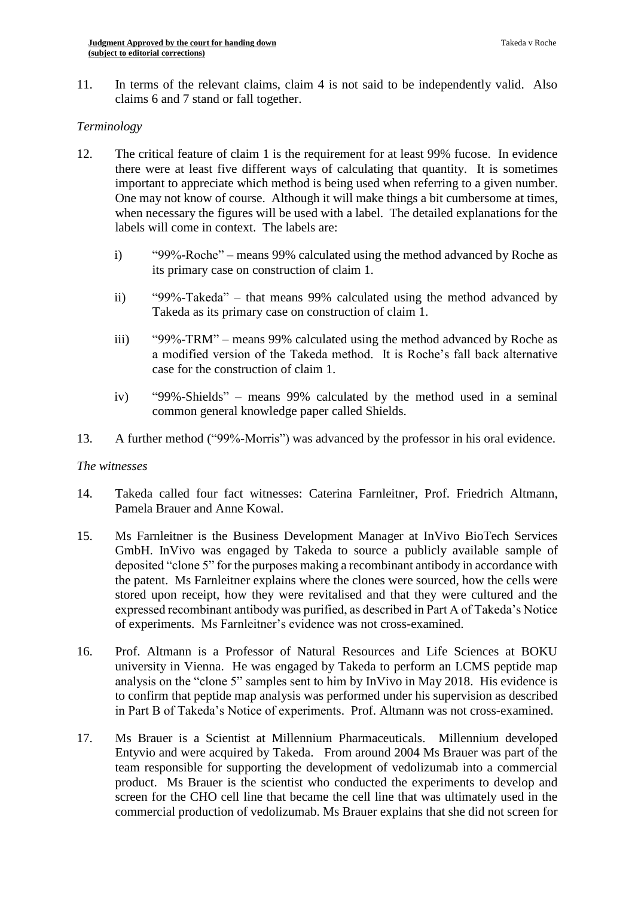11. In terms of the relevant claims, claim 4 is not said to be independently valid. Also claims 6 and 7 stand or fall together.

*Terminology*

12. The critical feature of claim 1 is the requirement for at least 99% fucose. In evidence there were at least five different ways of calculating that quantity. It is sometimes important to appreciate which method is being used when referring to a given number. One may not know of course. Although it will make things a bit cumbersome at times, when necessary the figures will be used with a label. The detailed explanations for the labels will come in context. The labels are:

    i) "99%-Roche" – means 99% calculated using the method advanced by Roche as its primary case on construction of claim 1.

    ii) "99%-Takeda" – that means 99% calculated using the method advanced by Takeda as its primary case on construction of claim 1.

    iii) "99%-TRM" – means 99% calculated using the method advanced by Roche as a modified version of the Takeda method. It is Roche's fall back alternative case for the construction of claim 1.

    iv) "99%-Shields" – means 99% calculated by the method used in a seminal common general knowledge paper called Shields.

13. A further method ("99%-Morris") was advanced by the professor in his oral evidence.

*The witnesses*

14. Takeda called four fact witnesses: Caterina Farnleitner, Prof. Friedrich Altmann, Pamela Brauer and Anne Kowal.

15. Ms Farnleitner is the Business Development Manager at InVivo BioTech Services GmbH. InVivo was engaged by Takeda to source a publicly available sample of deposited "clone 5" for the purposes making a recombinant antibody in accordance with the patent. Ms Farnleitner explains where the clones were sourced, how the cells were stored upon receipt, how they were revitalised and that they were cultured and the expressed recombinant antibody was purified, as described in Part A of Takeda's Notice of experiments. Ms Farnleitner's evidence was not cross-examined.

16. Prof. Altmann is a Professor of Natural Resources and Life Sciences at BOKU university in Vienna. He was engaged by Takeda to perform an LCMS peptide map analysis on the "clone 5" samples sent to him by InVivo in May 2018. His evidence is to confirm that peptide map analysis was performed under his supervision as described in Part B of Takeda's Notice of experiments. Prof. Altmann was not cross-examined.

17. Ms Brauer is a Scientist at Millennium Pharmaceuticals. Millennium developed Entyvio and were acquired by Takeda. From around 2004 Ms Brauer was part of the team responsible for supporting the development of vedolizumab into a commercial product. Ms Brauer is the scientist who conducted the experiments to develop and screen for the CHO cell line that became the cell line that was ultimately used in the commercial production of vedolizumab. Ms Brauer explains that she did not screen for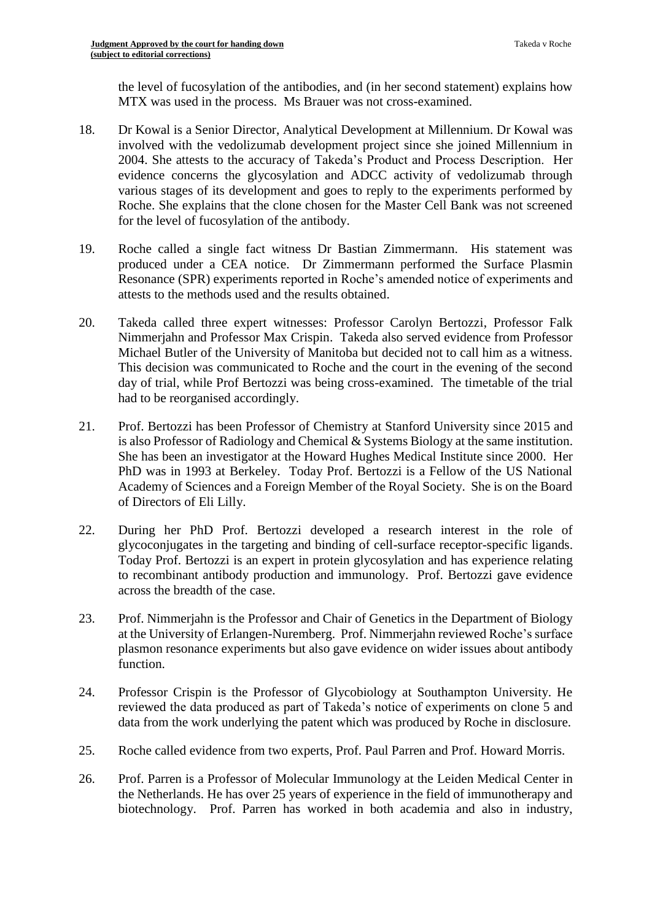the level of fucosylation of the antibodies, and (in her second statement) explains how MTX was used in the process. Ms Brauer was not cross-examined.

18. Dr Kowal is a Senior Director, Analytical Development at Millennium. Dr Kowal was involved with the vedolizumab development project since she joined Millennium in 2004. She attests to the accuracy of Takeda's Product and Process Description. Her evidence concerns the glycosylation and ADCC activity of vedolizumab through various stages of its development and goes to reply to the experiments performed by Roche. She explains that the clone chosen for the Master Cell Bank was not screened for the level of fucosylation of the antibody.

19. Roche called a single fact witness Dr Bastian Zimmermann. His statement was produced under a CEA notice. Dr Zimmermann performed the Surface Plasmin Resonance (SPR) experiments reported in Roche's amended notice of experiments and attests to the methods used and the results obtained.

20. Takeda called three expert witnesses: Professor Carolyn Bertozzi, Professor Falk Nimmerjahn and Professor Max Crispin. Takeda also served evidence from Professor Michael Butler of the University of Manitoba but decided not to call him as a witness. This decision was communicated to Roche and the court in the evening of the second day of trial, while Prof Bertozzi was being cross-examined. The timetable of the trial had to be reorganised accordingly.

21. Prof. Bertozzi has been Professor of Chemistry at Stanford University since 2015 and is also Professor of Radiology and Chemical & Systems Biology at the same institution. She has been an investigator at the Howard Hughes Medical Institute since 2000. Her PhD was in 1993 at Berkeley. Today Prof. Bertozzi is a Fellow of the US National Academy of Sciences and a Foreign Member of the Royal Society. She is on the Board of Directors of Eli Lilly.

22. During her PhD Prof. Bertozzi developed a research interest in the role of glycoconjugates in the targeting and binding of cell-surface receptor-specific ligands. Today Prof. Bertozzi is an expert in protein glycosylation and has experience relating to recombinant antibody production and immunology. Prof. Bertozzi gave evidence across the breadth of the case.

23. Prof. Nimmerjahn is the Professor and Chair of Genetics in the Department of Biology at the University of Erlangen-Nuremberg. Prof. Nimmerjahn reviewed Roche's surface plasmon resonance experiments but also gave evidence on wider issues about antibody function.

24. Professor Crispin is the Professor of Glycobiology at Southampton University. He reviewed the data produced as part of Takeda's notice of experiments on clone 5 and data from the work underlying the patent which was produced by Roche in disclosure.

25. Roche called evidence from two experts, Prof. Paul Parren and Prof. Howard Morris.

26. Prof. Parren is a Professor of Molecular Immunology at the Leiden Medical Center in the Netherlands. He has over 25 years of experience in the field of immunotherapy and biotechnology. Prof. Parren has worked in both academia and also in industry,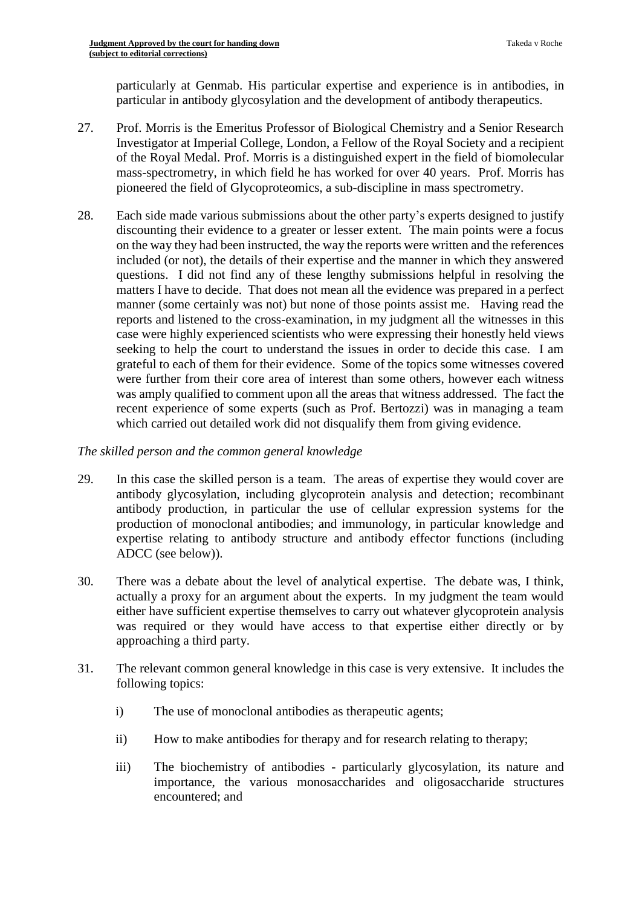particularly at Genmab. His particular expertise and experience is in antibodies, in particular in antibody glycosylation and the development of antibody therapeutics.

27. Prof. Morris is the Emeritus Professor of Biological Chemistry and a Senior Research Investigator at Imperial College, London, a Fellow of the Royal Society and a recipient of the Royal Medal. Prof. Morris is a distinguished expert in the field of biomolecular mass-spectrometry, in which field he has worked for over 40 years. Prof. Morris has pioneered the field of Glycoproteomics, a sub-discipline in mass spectrometry.

28. Each side made various submissions about the other party's experts designed to justify discounting their evidence to a greater or lesser extent. The main points were a focus on the way they had been instructed, the way the reports were written and the references included (or not), the details of their expertise and the manner in which they answered questions. I did not find any of these lengthy submissions helpful in resolving the matters I have to decide. That does not mean all the evidence was prepared in a perfect manner (some certainly was not) but none of those points assist me. Having read the reports and listened to the cross-examination, in my judgment all the witnesses in this case were highly experienced scientists who were expressing their honestly held views seeking to help the court to understand the issues in order to decide this case. I am grateful to each of them for their evidence. Some of the topics some witnesses covered were further from their core area of interest than some others, however each witness was amply qualified to comment upon all the areas that witness addressed. The fact the recent experience of some experts (such as Prof. Bertozzi) was in managing a team which carried out detailed work did not disqualify them from giving evidence.

*The skilled person and the common general knowledge*

29. In this case the skilled person is a team. The areas of expertise they would cover are antibody glycosylation, including glycoprotein analysis and detection; recombinant antibody production, in particular the use of cellular expression systems for the production of monoclonal antibodies; and immunology, in particular knowledge and expertise relating to antibody structure and antibody effector functions (including ADCC (see below)).

30. There was a debate about the level of analytical expertise. The debate was, I think, actually a proxy for an argument about the experts. In my judgment the team would either have sufficient expertise themselves to carry out whatever glycoprotein analysis was required or they would have access to that expertise either directly or by approaching a third party.

31. The relevant common general knowledge in this case is very extensive. It includes the following topics:

    i) The use of monoclonal antibodies as therapeutic agents;

    ii) How to make antibodies for therapy and for research relating to therapy;

    iii) The biochemistry of antibodies - particularly glycosylation, its nature and importance, the various monosaccharides and oligosaccharide structures encountered; and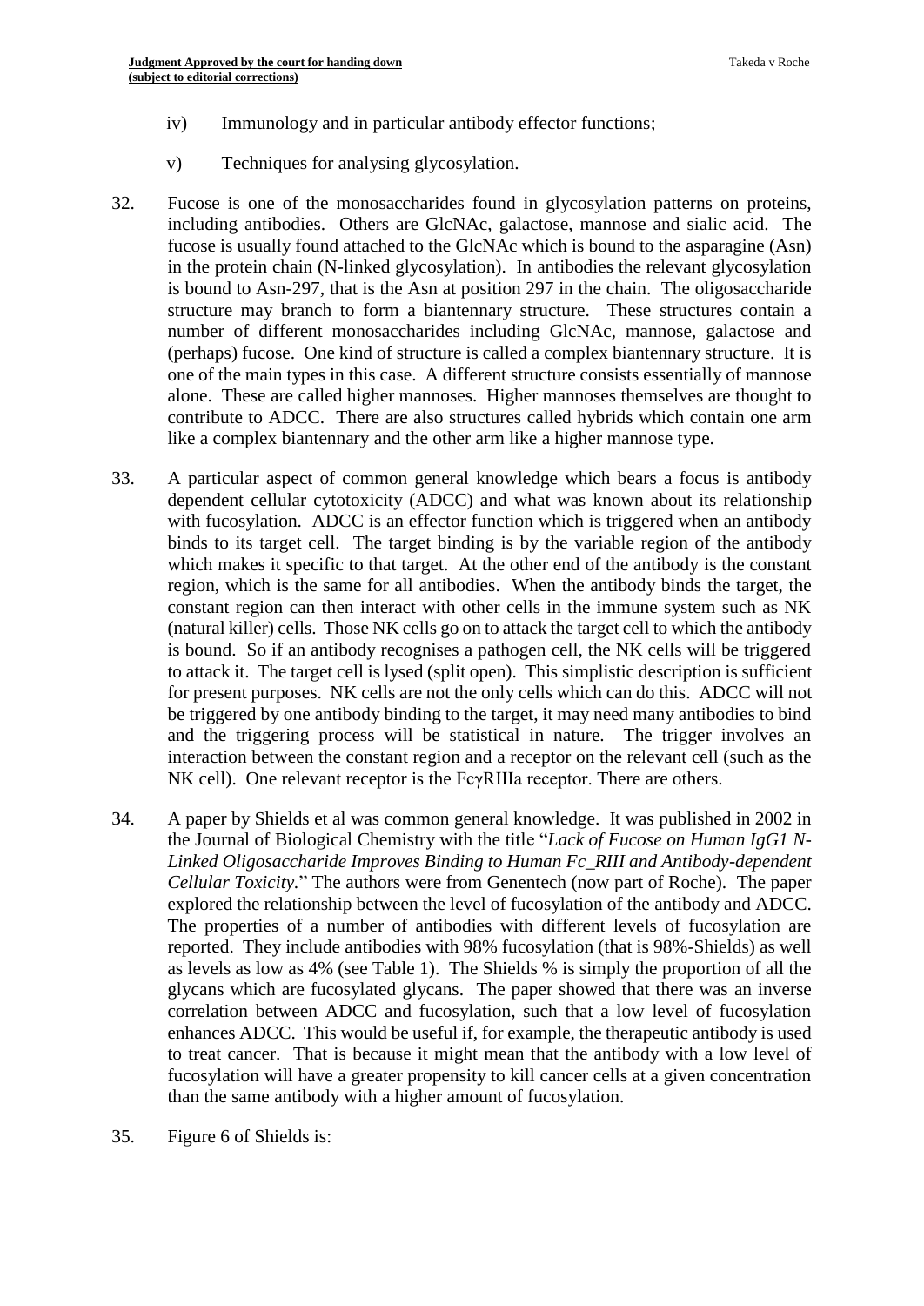iv) Immunology and in particular antibody effector functions;

v) Techniques for analysing glycosylation.

32. Fucose is one of the monosaccharides found in glycosylation patterns on proteins, including antibodies. Others are GlcNAc, galactose, mannose and sialic acid. The fucose is usually found attached to the GlcNAc which is bound to the asparagine (Asn) in the protein chain (N-linked glycosylation). In antibodies the relevant glycosylation is bound to Asn-297, that is the Asn at position 297 in the chain. The oligosaccharide structure may branch to form a biantennary structure. These structures contain a number of different monosaccharides including GlcNAc, mannose, galactose and (perhaps) fucose. One kind of structure is called a complex biantennary structure. It is one of the main types in this case. A different structure consists essentially of mannose alone. These are called higher mannoses. Higher mannoses themselves are thought to contribute to ADCC. There are also structures called hybrids which contain one arm like a complex biantennary and the other arm like a higher mannose type.

33. A particular aspect of common general knowledge which bears a focus is antibody dependent cellular cytotoxicity (ADCC) and what was known about its relationship with fucosylation. ADCC is an effector function which is triggered when an antibody binds to its target cell. The target binding is by the variable region of the antibody which makes it specific to that target. At the other end of the antibody is the constant region, which is the same for all antibodies. When the antibody binds the target, the constant region can then interact with other cells in the immune system such as NK (natural killer) cells. Those NK cells go on to attack the target cell to which the antibody is bound. So if an antibody recognises a pathogen cell, the NK cells will be triggered to attack it. The target cell is lysed (split open). This simplistic description is sufficient for present purposes. NK cells are not the only cells which can do this. ADCC will not be triggered by one antibody binding to the target, it may need many antibodies to bind and the triggering process will be statistical in nature. The trigger involves an interaction between the constant region and a receptor on the relevant cell (such as the NK cell). One relevant receptor is the FcγRIIIa receptor. There are others.

34. A paper by Shields et al was common general knowledge. It was published in 2002 in the Journal of Biological Chemistry with the title "*Lack of Fucose on Human IgG1 N-Linked Oligosaccharide Improves Binding to Human Fc_RIII and Antibody-dependent Cellular Toxicity.*" The authors were from Genentech (now part of Roche). The paper explored the relationship between the level of fucosylation of the antibody and ADCC. The properties of a number of antibodies with different levels of fucosylation are reported. They include antibodies with 98% fucosylation (that is 98%-Shields) as well as levels as low as 4% (see Table 1). The Shields % is simply the proportion of all the glycans which are fucosylated glycans. The paper showed that there was an inverse correlation between ADCC and fucosylation, such that a low level of fucosylation enhances ADCC. This would be useful if, for example, the therapeutic antibody is used to treat cancer. That is because it might mean that the antibody with a low level of fucosylation will have a greater propensity to kill cancer cells at a given concentration than the same antibody with a higher amount of fucosylation.

35. Figure 6 of Shields is: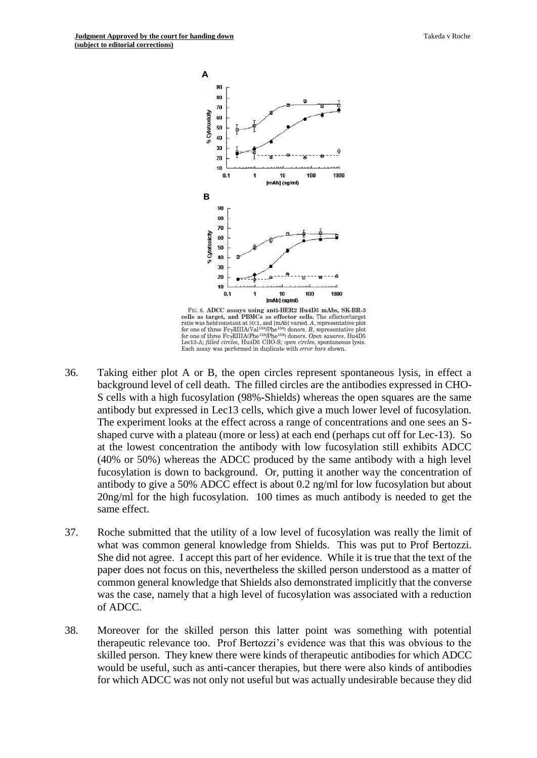A

90
80
70
60
50
40
30
20
10

% Cytotoxicity

0.1 1 10 100 1000

[mAb] (ng/ml)

B

90
80
70
60
50
40
30
20
10

% Cytotoxicity

0.1 1 10 100 1000

[mAb] (ng/ml)

FIG. 6. **ADCC assays using anti-HER2 Hu4D5 mAbs, SK-BR-3 cells as target, and PBMCs as effector cells.** The effector/target ratio was held constant at 30:1, and [mAb] varied. *A*, representative plot for one of three FcγRIIIA(Val[158]/Phe[158]) donors. *B*, representative plot for one of three FcγRIIIA(Phe[158]/Phe[158]) donors. *Open squares*, Hu4D5 Lec13-A; *filled circles*, Hu4D5 CHO-S; *open circles*, spontaneous lysis. Each assay was performed in duplicate with *error bars* shown.

36. Taking either plot A or B, the open circles represent spontaneous lysis, in effect a background level of cell death. The filled circles are the antibodies expressed in CHO-S cells with a high fucosylation (98%-Shields) whereas the open squares are the same antibody but expressed in Lec13 cells, which give a much lower level of fucosylation. The experiment looks at the effect across a range of concentrations and one sees an S-shaped curve with a plateau (more or less) at each end (perhaps cut off for Lec-13). So at the lowest concentration the antibody with low fucosylation still exhibits ADCC (40% or 50%) whereas the ADCC produced by the same antibody with a high level fucosylation is down to background. Or, putting it another way the concentration of antibody to give a 50% ADCC effect is about 0.2 ng/ml for low fucosylation but about 20ng/ml for the high fucosylation. 100 times as much antibody is needed to get the same effect.

37. Roche submitted that the utility of a low level of fucosylation was really the limit of what was common general knowledge from Shields. This was put to Prof Bertozzi. She did not agree. I accept this part of her evidence. While it is true that the text of the paper does not focus on this, nevertheless the skilled person understood as a matter of common general knowledge that Shields also demonstrated implicitly that the converse was the case, namely that a high level of fucosylation was associated with a reduction of ADCC.

38. Moreover for the skilled person this latter point was something with potential therapeutic relevance too. Prof Bertozzi's evidence was that this was obvious to the skilled person. They knew there were kinds of therapeutic antibodies for which ADCC would be useful, such as anti-cancer therapies, but there were also kinds of antibodies for which ADCC was not only not useful but was actually undesirable because they did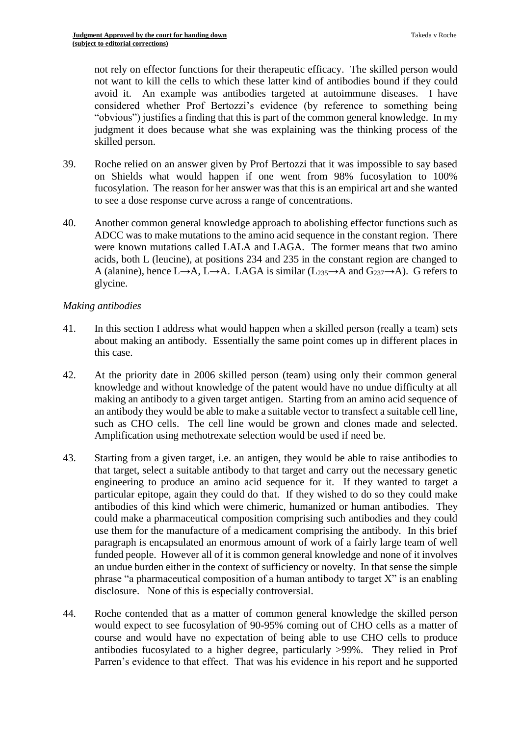not rely on effector functions for their therapeutic efficacy. The skilled person would not want to kill the cells to which these latter kind of antibodies bound if they could avoid it. An example was antibodies targeted at autoimmune diseases. I have considered whether Prof Bertozzi's evidence (by reference to something being "obvious") justifies a finding that this is part of the common general knowledge. In my judgment it does because what she was explaining was the thinking process of the skilled person.

39. Roche relied on an answer given by Prof Bertozzi that it was impossible to say based on Shields what would happen if one went from 98% fucosylation to 100% fucosylation. The reason for her answer was that this is an empirical art and she wanted to see a dose response curve across a range of concentrations.

40. Another common general knowledge approach to abolishing effector functions such as ADCC was to make mutations to the amino acid sequence in the constant region. There were known mutations called LALA and LAGA. The former means that two amino acids, both L (leucine), at positions 234 and 235 in the constant region are changed to A (alanine), hence L→A, L→A. LAGA is similar ($L_{235}$→A and $G_{237}$→A). G refers to glycine.

*Making antibodies*

41. In this section I address what would happen when a skilled person (really a team) sets about making an antibody. Essentially the same point comes up in different places in this case.

42. At the priority date in 2006 skilled person (team) using only their common general knowledge and without knowledge of the patent would have no undue difficulty at all making an antibody to a given target antigen. Starting from an amino acid sequence of an antibody they would be able to make a suitable vector to transfect a suitable cell line, such as CHO cells. The cell line would be grown and clones made and selected. Amplification using methotrexate selection would be used if need be.

43. Starting from a given target, i.e. an antigen, they would be able to raise antibodies to that target, select a suitable antibody to that target and carry out the necessary genetic engineering to produce an amino acid sequence for it. If they wanted to target a particular epitope, again they could do that. If they wished to do so they could make antibodies of this kind which were chimeric, humanized or human antibodies. They could make a pharmaceutical composition comprising such antibodies and they could use them for the manufacture of a medicament comprising the antibody. In this brief paragraph is encapsulated an enormous amount of work of a fairly large team of well funded people. However all of it is common general knowledge and none of it involves an undue burden either in the context of sufficiency or novelty. In that sense the simple phrase "a pharmaceutical composition of a human antibody to target X" is an enabling disclosure. None of this is especially controversial.

44. Roche contended that as a matter of common general knowledge the skilled person would expect to see fucosylation of 90-95% coming out of CHO cells as a matter of course and would have no expectation of being able to use CHO cells to produce antibodies fucosylated to a higher degree, particularly >99%. They relied in Prof Parren's evidence to that effect. That was his evidence in his report and he supported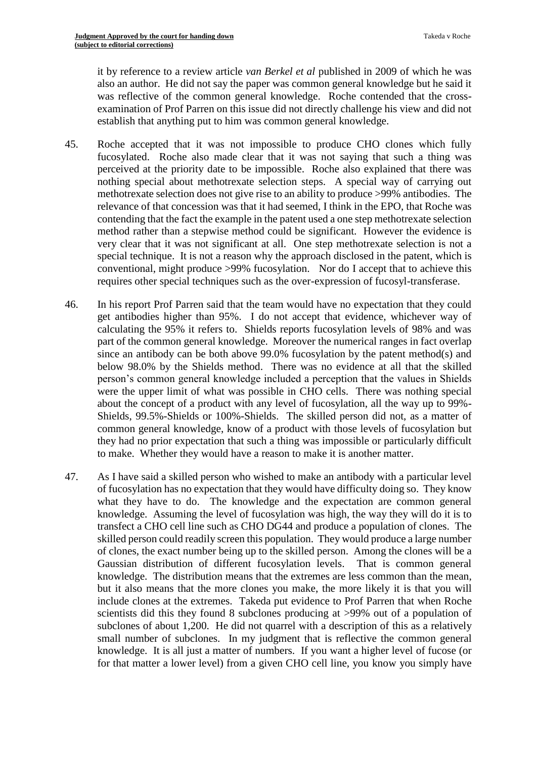it by reference to a review article *van Berkel et al* published in 2009 of which he was also an author. He did not say the paper was common general knowledge but he said it was reflective of the common general knowledge. Roche contended that the cross-examination of Prof Parren on this issue did not directly challenge his view and did not establish that anything put to him was common general knowledge.

45. Roche accepted that it was not impossible to produce CHO clones which fully fucosylated. Roche also made clear that it was not saying that such a thing was perceived at the priority date to be impossible. Roche also explained that there was nothing special about methotrexate selection steps. A special way of carrying out methotrexate selection does not give rise to an ability to produce >99% antibodies. The relevance of that concession was that it had seemed, I think in the EPO, that Roche was contending that the fact the example in the patent used a one step methotrexate selection method rather than a stepwise method could be significant. However the evidence is very clear that it was not significant at all. One step methotrexate selection is not a special technique. It is not a reason why the approach disclosed in the patent, which is conventional, might produce >99% fucosylation. Nor do I accept that to achieve this requires other special techniques such as the over-expression of fucosyl-transferase.

46. In his report Prof Parren said that the team would have no expectation that they could get antibodies higher than 95%. I do not accept that evidence, whichever way of calculating the 95% it refers to. Shields reports fucosylation levels of 98% and was part of the common general knowledge. Moreover the numerical ranges in fact overlap since an antibody can be both above 99.0% fucosylation by the patent method(s) and below 98.0% by the Shields method. There was no evidence at all that the skilled person's common general knowledge included a perception that the values in Shields were the upper limit of what was possible in CHO cells. There was nothing special about the concept of a product with any level of fucosylation, all the way up to 99%-Shields, 99.5%-Shields or 100%-Shields. The skilled person did not, as a matter of common general knowledge, know of a product with those levels of fucosylation but they had no prior expectation that such a thing was impossible or particularly difficult to make. Whether they would have a reason to make it is another matter.

47. As I have said a skilled person who wished to make an antibody with a particular level of fucosylation has no expectation that they would have difficulty doing so. They know what they have to do. The knowledge and the expectation are common general knowledge. Assuming the level of fucosylation was high, the way they will do it is to transfect a CHO cell line such as CHO DG44 and produce a population of clones. The skilled person could readily screen this population. They would produce a large number of clones, the exact number being up to the skilled person. Among the clones will be a Gaussian distribution of different fucosylation levels. That is common general knowledge. The distribution means that the extremes are less common than the mean, but it also means that the more clones you make, the more likely it is that you will include clones at the extremes. Takeda put evidence to Prof Parren that when Roche scientists did this they found 8 subclones producing at >99% out of a population of subclones of about 1,200. He did not quarrel with a description of this as a relatively small number of subclones. In my judgment that is reflective the common general knowledge. It is all just a matter of numbers. If you want a higher level of fucose (or for that matter a lower level) from a given CHO cell line, you know you simply have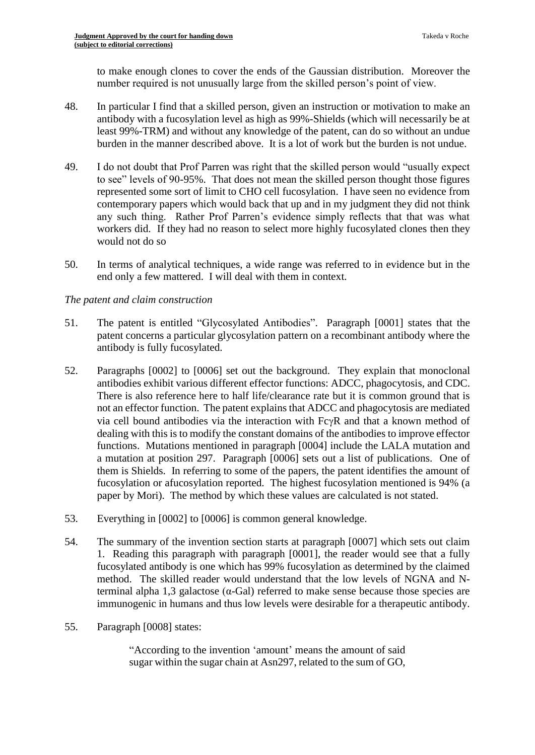to make enough clones to cover the ends of the Gaussian distribution. Moreover the number required is not unusually large from the skilled person's point of view.

48. In particular I find that a skilled person, given an instruction or motivation to make an antibody with a fucosylation level as high as 99%-Shields (which will necessarily be at least 99%-TRM) and without any knowledge of the patent, can do so without an undue burden in the manner described above. It is a lot of work but the burden is not undue.

49. I do not doubt that Prof Parren was right that the skilled person would "usually expect to see" levels of 90-95%. That does not mean the skilled person thought those figures represented some sort of limit to CHO cell fucosylation. I have seen no evidence from contemporary papers which would back that up and in my judgment they did not think any such thing. Rather Prof Parren's evidence simply reflects that that was what workers did. If they had no reason to select more highly fucosylated clones then they would not do so

50. In terms of analytical techniques, a wide range was referred to in evidence but in the end only a few mattered. I will deal with them in context.

*The patent and claim construction*

51. The patent is entitled "Glycosylated Antibodies". Paragraph [0001] states that the patent concerns a particular glycosylation pattern on a recombinant antibody where the antibody is fully fucosylated.

52. Paragraphs [0002] to [0006] set out the background. They explain that monoclonal antibodies exhibit various different effector functions: ADCC, phagocytosis, and CDC. There is also reference here to half life/clearance rate but it is common ground that is not an effector function. The patent explains that ADCC and phagocytosis are mediated via cell bound antibodies via the interaction with FcγR and that a known method of dealing with this is to modify the constant domains of the antibodies to improve effector functions. Mutations mentioned in paragraph [0004] include the LALA mutation and a mutation at position 297. Paragraph [0006] sets out a list of publications. One of them is Shields. In referring to some of the papers, the patent identifies the amount of fucosylation or afucosylation reported. The highest fucosylation mentioned is 94% (a paper by Mori). The method by which these values are calculated is not stated.

53. Everything in [0002] to [0006] is common general knowledge.

54. The summary of the invention section starts at paragraph [0007] which sets out claim 1. Reading this paragraph with paragraph [0001], the reader would see that a fully fucosylated antibody is one which has 99% fucosylation as determined by the claimed method. The skilled reader would understand that the low levels of NGNA and N-terminal alpha 1,3 galactose (α-Gal) referred to make sense because those species are immunogenic in humans and thus low levels were desirable for a therapeutic antibody.

55. Paragraph [0008] states:

> "According to the invention 'amount' means the amount of said sugar within the sugar chain at Asn297, related to the sum of GO,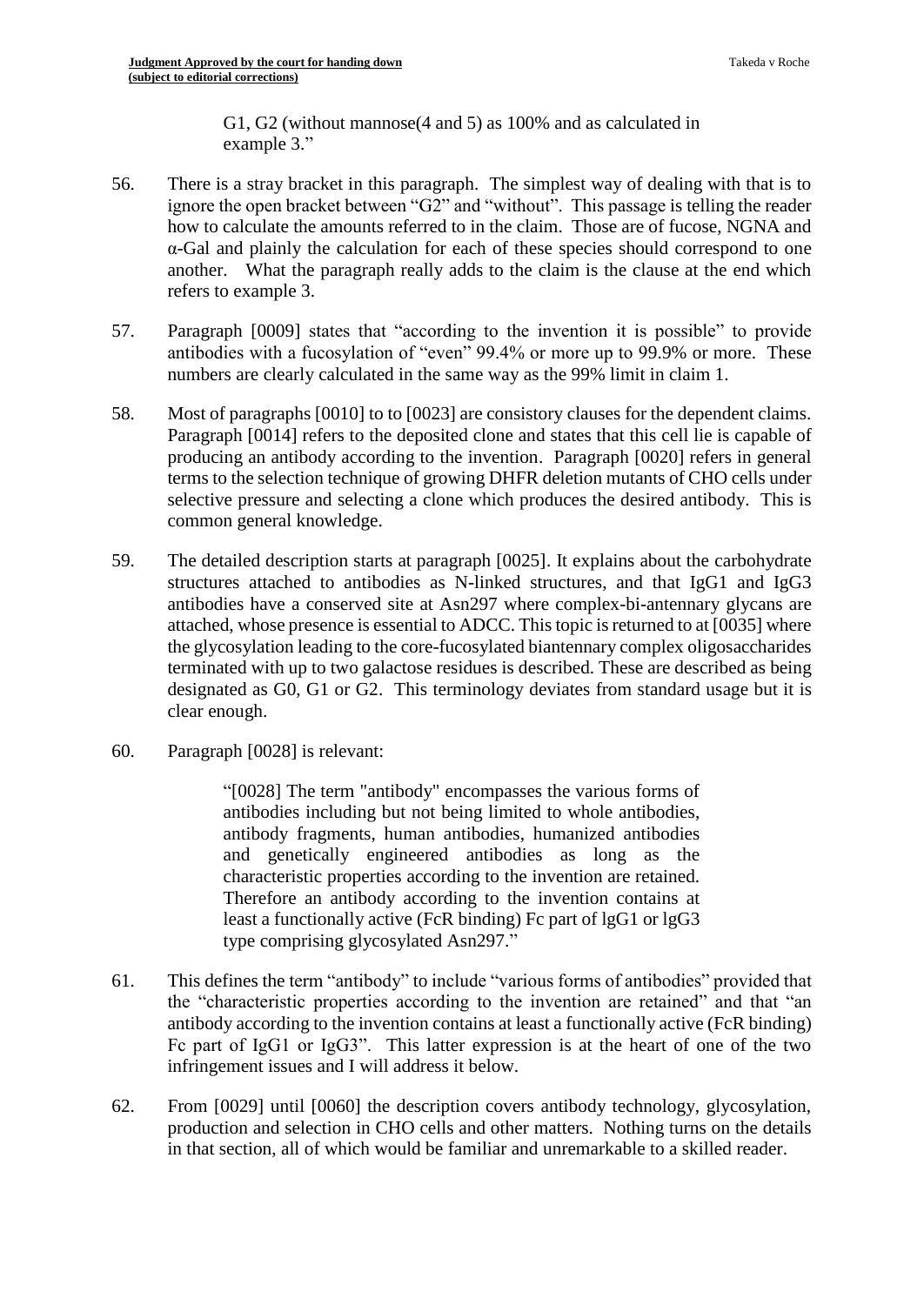G1, G2 (without mannose(4 and 5) as 100% and as calculated in example 3."

56. There is a stray bracket in this paragraph. The simplest way of dealing with that is to ignore the open bracket between "G2" and "without". This passage is telling the reader how to calculate the amounts referred to in the claim. Those are of fucose, NGNA and α-Gal and plainly the calculation for each of these species should correspond to one another. What the paragraph really adds to the claim is the clause at the end which refers to example 3.

57. Paragraph [0009] states that "according to the invention it is possible" to provide antibodies with a fucosylation of "even" 99.4% or more up to 99.9% or more. These numbers are clearly calculated in the same way as the 99% limit in claim 1.

58. Most of paragraphs [0010] to to [0023] are consistory clauses for the dependent claims. Paragraph [0014] refers to the deposited clone and states that this cell lie is capable of producing an antibody according to the invention. Paragraph [0020] refers in general terms to the selection technique of growing DHFR deletion mutants of CHO cells under selective pressure and selecting a clone which produces the desired antibody. This is common general knowledge.

59. The detailed description starts at paragraph [0025]. It explains about the carbohydrate structures attached to antibodies as N-linked structures, and that IgG1 and IgG3 antibodies have a conserved site at Asn297 where complex-bi-antennary glycans are attached, whose presence is essential to ADCC. This topic is returned to at [0035] where the glycosylation leading to the core-fucosylated biantennary complex oligosaccharides terminated with up to two galactose residues is described. These are described as being designated as G0, G1 or G2. This terminology deviates from standard usage but it is clear enough.

60. Paragraph [0028] is relevant:

> "[0028] The term "antibody" encompasses the various forms of antibodies including but not being limited to whole antibodies, antibody fragments, human antibodies, humanized antibodies and genetically engineered antibodies as long as the characteristic properties according to the invention are retained. Therefore an antibody according to the invention contains at least a functionally active (FcR binding) Fc part of lgG1 or lgG3 type comprising glycosylated Asn297."

61. This defines the term "antibody" to include "various forms of antibodies" provided that the "characteristic properties according to the invention are retained" and that "an antibody according to the invention contains at least a functionally active (FcR binding) Fc part of IgG1 or IgG3". This latter expression is at the heart of one of the two infringement issues and I will address it below.

62. From [0029] until [0060] the description covers antibody technology, glycosylation, production and selection in CHO cells and other matters. Nothing turns on the details in that section, all of which would be familiar and unremarkable to a skilled reader.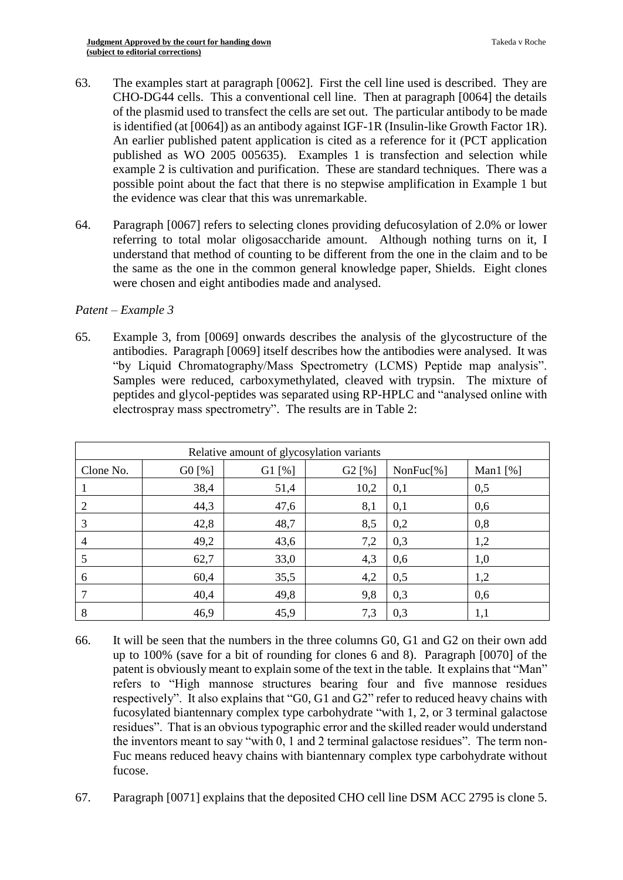63. The examples start at paragraph [0062]. First the cell line used is described. They are CHO-DG44 cells. This a conventional cell line. Then at paragraph [0064] the details of the plasmid used to transfect the cells are set out. The particular antibody to be made is identified (at [0064]) as an antibody against IGF-1R (Insulin-like Growth Factor 1R). An earlier published patent application is cited as a reference for it (PCT application published as WO 2005 005635). Examples 1 is transfection and selection while example 2 is cultivation and purification. These are standard techniques. There was a possible point about the fact that there is no stepwise amplification in Example 1 but the evidence was clear that this was unremarkable.

64. Paragraph [0067] refers to selecting clones providing defucosylation of 2.0% or lower referring to total molar oligosaccharide amount. Although nothing turns on it, I understand that method of counting to be different from the one in the claim and to be the same as the one in the common general knowledge paper, Shields. Eight clones were chosen and eight antibodies made and analysed.

*Patent – Example 3*

65. Example 3, from [0069] onwards describes the analysis of the glycostructure of the antibodies. Paragraph [0069] itself describes how the antibodies were analysed. It was "by Liquid Chromatography/Mass Spectrometry (LCMS) Peptide map analysis". Samples were reduced, carboxymethylated, cleaved with trypsin. The mixture of peptides and glycol-peptides was separated using RP-HPLC and "analysed online with electrospray mass spectrometry". The results are in Table 2:

| Relative amount of glycosylation variants | | | | | |
|---|---|---|---|---|---|
| Clone No. | G0 [%] | G1 [%] | G2 [%] | NonFuc[%] | Man1 [%] |
| 1 | 38,4 | 51,4 | 10,2 | 0,1 | 0,5 |
| 2 | 44,3 | 47,6 | 8,1 | 0,1 | 0,6 |
| 3 | 42,8 | 48,7 | 8,5 | 0,2 | 0,8 |
| 4 | 49,2 | 43,6 | 7,2 | 0,3 | 1,2 |
| 5 | 62,7 | 33,0 | 4,3 | 0,6 | 1,0 |
| 6 | 60,4 | 35,5 | 4,2 | 0,5 | 1,2 |
| 7 | 40,4 | 49,8 | 9,8 | 0,3 | 0,6 |
| 8 | 46,9 | 45,9 | 7,3 | 0,3 | 1,1 |

66. It will be seen that the numbers in the three columns G0, G1 and G2 on their own add up to 100% (save for a bit of rounding for clones 6 and 8). Paragraph [0070] of the patent is obviously meant to explain some of the text in the table. It explains that "Man" refers to "High mannose structures bearing four and five mannose residues respectively". It also explains that "G0, G1 and G2" refer to reduced heavy chains with fucosylated biantennary complex type carbohydrate "with 1, 2, or 3 terminal galactose residues". That is an obvious typographic error and the skilled reader would understand the inventors meant to say "with 0, 1 and 2 terminal galactose residues". The term non-Fuc means reduced heavy chains with biantennary complex type carbohydrate without fucose.

67. Paragraph [0071] explains that the deposited CHO cell line DSM ACC 2795 is clone 5.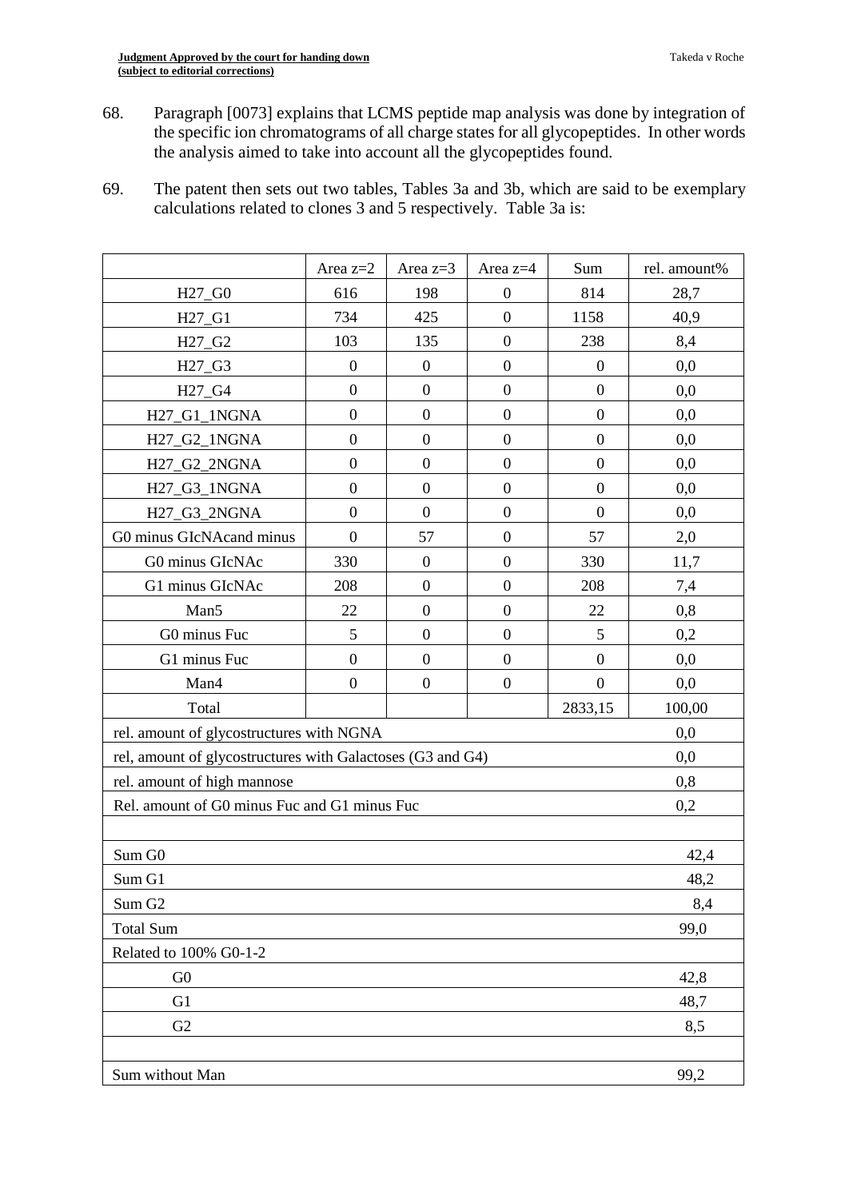68. Paragraph [0073] explains that LCMS peptide map analysis was done by integration of the specific ion chromatograms of all charge states for all glycopeptides. In other words the analysis aimed to take into account all the glycopeptides found.

69. The patent then sets out two tables, Tables 3a and 3b, which are said to be exemplary calculations related to clones 3 and 5 respectively. Table 3a is:

| | Area z=2 | Area z=3 | Area z=4 | Sum | rel. amount% |
|---|---|---|---|---|---|
| H27_G0 | 616 | 198 | 0 | 814 | 28,7 |
| H27_G1 | 734 | 425 | 0 | 1158 | 40,9 |
| H27_G2 | 103 | 135 | 0 | 238 | 8,4 |
| H27_G3 | 0 | 0 | 0 | 0 | 0,0 |
| H27_G4 | 0 | 0 | 0 | 0 | 0,0 |
| H27_G1_1NGNA | 0 | 0 | 0 | 0 | 0,0 |
| H27_G2_1NGNA | 0 | 0 | 0 | 0 | 0,0 |
| H27_G2_2NGNA | 0 | 0 | 0 | 0 | 0,0 |
| H27_G3_1NGNA | 0 | 0 | 0 | 0 | 0,0 |
| H27_G3_2NGNA | 0 | 0 | 0 | 0 | 0,0 |
| G0 minus GIcNAcand minus | 0 | 57 | 0 | 57 | 2,0 |
| G0 minus GIcNAc | 330 | 0 | 0 | 330 | 11,7 |
| G1 minus GIcNAc | 208 | 0 | 0 | 208 | 7,4 |
| Man5 | 22 | 0 | 0 | 22 | 0,8 |
| G0 minus Fuc | 5 | 0 | 0 | 5 | 0,2 |
| G1 minus Fuc | 0 | 0 | 0 | 0 | 0,0 |
| Man4 | 0 | 0 | 0 | 0 | 0,0 |
| Total | | | | 2833,15 | 100,00 |
| rel. amount of glycostructures with NGNA | | | | | 0,0 |
| rel, amount of glycostructures with Galactoses (G3 and G4) | | | | | 0,0 |
| rel. amount of high mannose | | | | | 0,8 |
| Rel. amount of G0 minus Fuc and G1 minus Fuc | | | | | 0,2 |
| | | | | | |
| Sum G0 | | | | | 42,4 |
| Sum G1 | | | | | 48,2 |
| Sum G2 | | | | | 8,4 |
| Total Sum | | | | | 99,0 |
| Related to 100% G0-1-2 | | | | | |
| G0 | | | | | 42,8 |
| G1 | | | | | 48,7 |
| G2 | | | | | 8,5 |
| | | | | | |
| Sum without Man | | | | | 99,2 |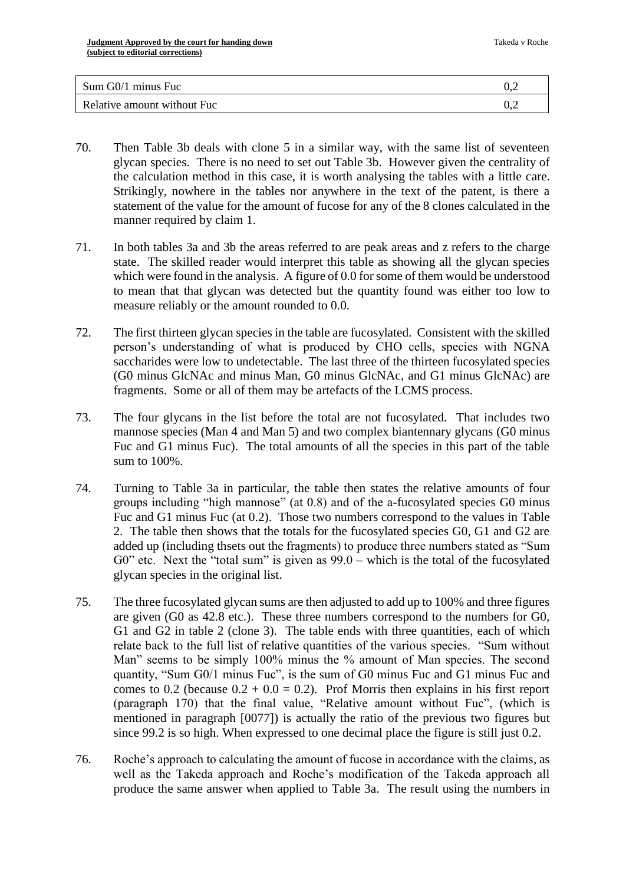| | |
|---|---|
| Sum G0/1 minus Fuc | 0,2 |
| Relative amount without Fuc | 0,2 |

70. Then Table 3b deals with clone 5 in a similar way, with the same list of seventeen glycan species. There is no need to set out Table 3b. However given the centrality of the calculation method in this case, it is worth analysing the tables with a little care. Strikingly, nowhere in the tables nor anywhere in the text of the patent, is there a statement of the value for the amount of fucose for any of the 8 clones calculated in the manner required by claim 1.

71. In both tables 3a and 3b the areas referred to are peak areas and z refers to the charge state. The skilled reader would interpret this table as showing all the glycan species which were found in the analysis. A figure of 0.0 for some of them would be understood to mean that that glycan was detected but the quantity found was either too low to measure reliably or the amount rounded to 0.0.

72. The first thirteen glycan species in the table are fucosylated. Consistent with the skilled person's understanding of what is produced by CHO cells, species with NGNA saccharides were low to undetectable. The last three of the thirteen fucosylated species (G0 minus GlcNAc and minus Man, G0 minus GlcNAc, and G1 minus GlcNAc) are fragments. Some or all of them may be artefacts of the LCMS process.

73. The four glycans in the list before the total are not fucosylated. That includes two mannose species (Man 4 and Man 5) and two complex biantennary glycans (G0 minus Fuc and G1 minus Fuc). The total amounts of all the species in this part of the table sum to 100%.

74. Turning to Table 3a in particular, the table then states the relative amounts of four groups including "high mannose" (at 0.8) and of the a-fucosylated species G0 minus Fuc and G1 minus Fuc (at 0.2). Those two numbers correspond to the values in Table 2. The table then shows that the totals for the fucosylated species G0, G1 and G2 are added up (including thsets out the fragments) to produce three numbers stated as "Sum G0" etc. Next the "total sum" is given as 99.0 – which is the total of the fucosylated glycan species in the original list.

75. The three fucosylated glycan sums are then adjusted to add up to 100% and three figures are given (G0 as 42.8 etc.). These three numbers correspond to the numbers for G0, G1 and G2 in table 2 (clone 3). The table ends with three quantities, each of which relate back to the full list of relative quantities of the various species. "Sum without Man" seems to be simply 100% minus the % amount of Man species. The second quantity, "Sum G0/1 minus Fuc", is the sum of G0 minus Fuc and G1 minus Fuc and comes to 0.2 (because 0.2 + 0.0 = 0.2). Prof Morris then explains in his first report (paragraph 170) that the final value, "Relative amount without Fuc", (which is mentioned in paragraph [0077]) is actually the ratio of the previous two figures but since 99.2 is so high. When expressed to one decimal place the figure is still just 0.2.

76. Roche's approach to calculating the amount of fucose in accordance with the claims, as well as the Takeda approach and Roche's modification of the Takeda approach all produce the same answer when applied to Table 3a. The result using the numbers in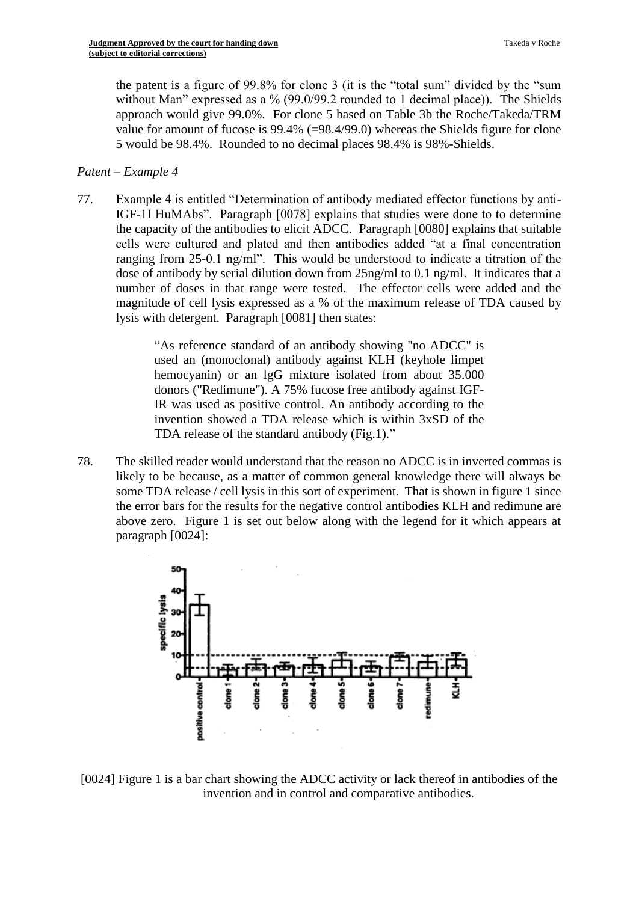the patent is a figure of 99.8% for clone 3 (it is the "total sum" divided by the "sum without Man" expressed as a % (99.0/99.2 rounded to 1 decimal place)). The Shields approach would give 99.0%. For clone 5 based on Table 3b the Roche/Takeda/TRM value for amount of fucose is 99.4% (=98.4/99.0) whereas the Shields figure for clone 5 would be 98.4%. Rounded to no decimal places 98.4% is 98%-Shields.

*Patent – Example 4*

77. Example 4 is entitled "Determination of antibody mediated effector functions by anti-IGF-1I HuMAbs". Paragraph [0078] explains that studies were done to to determine the capacity of the antibodies to elicit ADCC. Paragraph [0080] explains that suitable cells were cultured and plated and then antibodies added "at a final concentration ranging from 25-0.1 ng/ml". This would be understood to indicate a titration of the dose of antibody by serial dilution down from 25ng/ml to 0.1 ng/ml. It indicates that a number of doses in that range were tested. The effector cells were added and the magnitude of cell lysis expressed as a % of the maximum release of TDA caused by lysis with detergent. Paragraph [0081] then states:

> "As reference standard of an antibody showing "no ADCC" is used an (monoclonal) antibody against KLH (keyhole limpet hemocyanin) or an lgG mixture isolated from about 35.000 donors ("Redimune"). A 75% fucose free antibody against IGF-IR was used as positive control. An antibody according to the invention showed a TDA release which is within 3xSD of the TDA release of the standard antibody (Fig.1)."

78. The skilled reader would understand that the reason no ADCC is in inverted commas is likely to be because, as a matter of common general knowledge there will always be some TDA release / cell lysis in this sort of experiment. That is shown in figure 1 since the error bars for the results for the negative control antibodies KLH and redimune are above zero. Figure 1 is set out below along with the legend for it which appears at paragraph [0024]:

specific lysis
50
40
30
20
10
0
positive control
clone 1
clone 2
clone 3
clone 4
clone 5
clone 6
clone 7
redimune
KLH

[0024] Figure 1 is a bar chart showing the ADCC activity or lack thereof in antibodies of the invention and in control and comparative antibodies.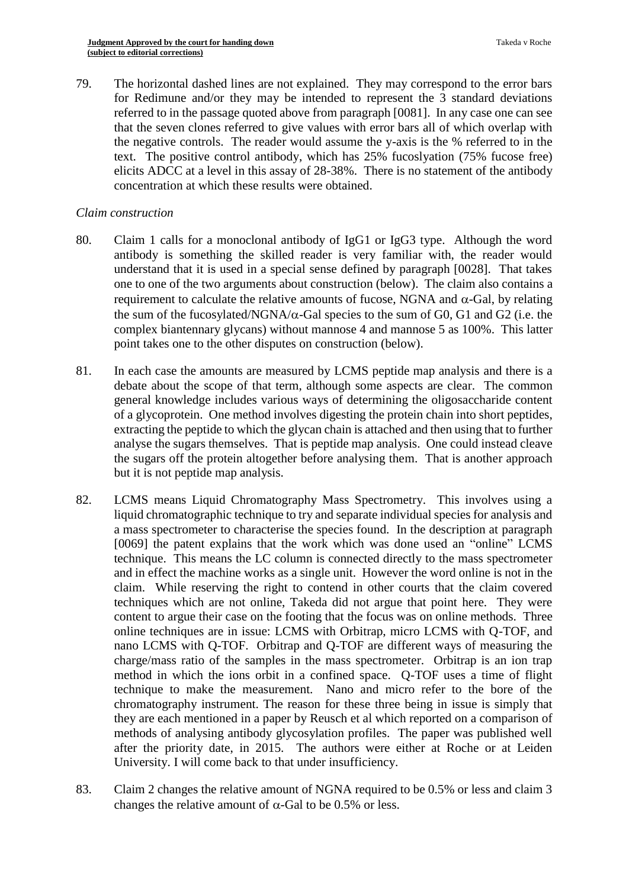79. The horizontal dashed lines are not explained. They may correspond to the error bars for Redimune and/or they may be intended to represent the 3 standard deviations referred to in the passage quoted above from paragraph [0081]. In any case one can see that the seven clones referred to give values with error bars all of which overlap with the negative controls. The reader would assume the y-axis is the % referred to in the text. The positive control antibody, which has 25% fucoslyation (75% fucose free) elicits ADCC at a level in this assay of 28-38%. There is no statement of the antibody concentration at which these results were obtained.

*Claim construction*

80. Claim 1 calls for a monoclonal antibody of IgG1 or IgG3 type. Although the word antibody is something the skilled reader is very familiar with, the reader would understand that it is used in a special sense defined by paragraph [0028]. That takes one to one of the two arguments about construction (below). The claim also contains a requirement to calculate the relative amounts of fucose, NGNA and $\alpha$-Gal, by relating the sum of the fucosylated/NGNA/$\alpha$-Gal species to the sum of G0, G1 and G2 (i.e. the complex biantennary glycans) without mannose 4 and mannose 5 as 100%. This latter point takes one to the other disputes on construction (below).

81. In each case the amounts are measured by LCMS peptide map analysis and there is a debate about the scope of that term, although some aspects are clear. The common general knowledge includes various ways of determining the oligosaccharide content of a glycoprotein. One method involves digesting the protein chain into short peptides, extracting the peptide to which the glycan chain is attached and then using that to further analyse the sugars themselves. That is peptide map analysis. One could instead cleave the sugars off the protein altogether before analysing them. That is another approach but it is not peptide map analysis.

82. LCMS means Liquid Chromatography Mass Spectrometry. This involves using a liquid chromatographic technique to try and separate individual species for analysis and a mass spectrometer to characterise the species found. In the description at paragraph [0069] the patent explains that the work which was done used an "online" LCMS technique. This means the LC column is connected directly to the mass spectrometer and in effect the machine works as a single unit. However the word online is not in the claim. While reserving the right to contend in other courts that the claim covered techniques which are not online, Takeda did not argue that point here. They were content to argue their case on the footing that the focus was on online methods. Three online techniques are in issue: LCMS with Orbitrap, micro LCMS with Q-TOF, and nano LCMS with Q-TOF. Orbitrap and Q-TOF are different ways of measuring the charge/mass ratio of the samples in the mass spectrometer. Orbitrap is an ion trap method in which the ions orbit in a confined space. Q-TOF uses a time of flight technique to make the measurement. Nano and micro refer to the bore of the chromatography instrument. The reason for these three being in issue is simply that they are each mentioned in a paper by Reusch et al which reported on a comparison of methods of analysing antibody glycosylation profiles. The paper was published well after the priority date, in 2015. The authors were either at Roche or at Leiden University. I will come back to that under insufficiency.

83. Claim 2 changes the relative amount of NGNA required to be 0.5% or less and claim 3 changes the relative amount of $\alpha$-Gal to be 0.5% or less.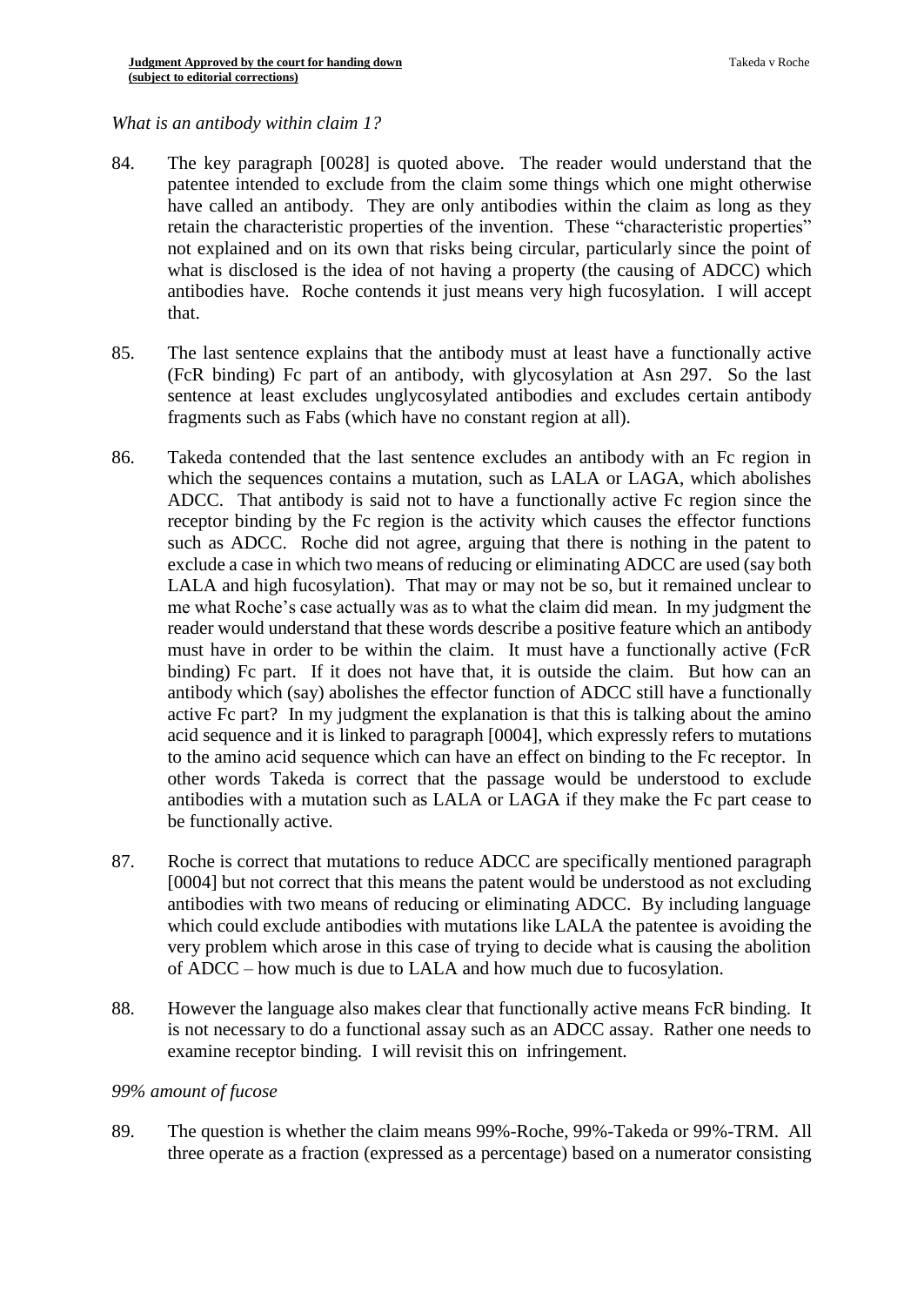*What is an antibody within claim 1?*

84. The key paragraph [0028] is quoted above. The reader would understand that the patentee intended to exclude from the claim some things which one might otherwise have called an antibody. They are only antibodies within the claim as long as they retain the characteristic properties of the invention. These "characteristic properties" not explained and on its own that risks being circular, particularly since the point of what is disclosed is the idea of not having a property (the causing of ADCC) which antibodies have. Roche contends it just means very high fucosylation. I will accept that.

85. The last sentence explains that the antibody must at least have a functionally active (FcR binding) Fc part of an antibody, with glycosylation at Asn 297. So the last sentence at least excludes unglycosylated antibodies and excludes certain antibody fragments such as Fabs (which have no constant region at all).

86. Takeda contended that the last sentence excludes an antibody with an Fc region in which the sequences contains a mutation, such as LALA or LAGA, which abolishes ADCC. That antibody is said not to have a functionally active Fc region since the receptor binding by the Fc region is the activity which causes the effector functions such as ADCC. Roche did not agree, arguing that there is nothing in the patent to exclude a case in which two means of reducing or eliminating ADCC are used (say both LALA and high fucosylation). That may or may not be so, but it remained unclear to me what Roche's case actually was as to what the claim did mean. In my judgment the reader would understand that these words describe a positive feature which an antibody must have in order to be within the claim. It must have a functionally active (FcR binding) Fc part. If it does not have that, it is outside the claim. But how can an antibody which (say) abolishes the effector function of ADCC still have a functionally active Fc part? In my judgment the explanation is that this is talking about the amino acid sequence and it is linked to paragraph [0004], which expressly refers to mutations to the amino acid sequence which can have an effect on binding to the Fc receptor. In other words Takeda is correct that the passage would be understood to exclude antibodies with a mutation such as LALA or LAGA if they make the Fc part cease to be functionally active.

87. Roche is correct that mutations to reduce ADCC are specifically mentioned paragraph [0004] but not correct that this means the patent would be understood as not excluding antibodies with two means of reducing or eliminating ADCC. By including language which could exclude antibodies with mutations like LALA the patentee is avoiding the very problem which arose in this case of trying to decide what is causing the abolition of ADCC – how much is due to LALA and how much due to fucosylation.

88. However the language also makes clear that functionally active means FcR binding. It is not necessary to do a functional assay such as an ADCC assay. Rather one needs to examine receptor binding. I will revisit this on infringement.

*99% amount of fucose*

89. The question is whether the claim means 99%-Roche, 99%-Takeda or 99%-TRM. All three operate as a fraction (expressed as a percentage) based on a numerator consisting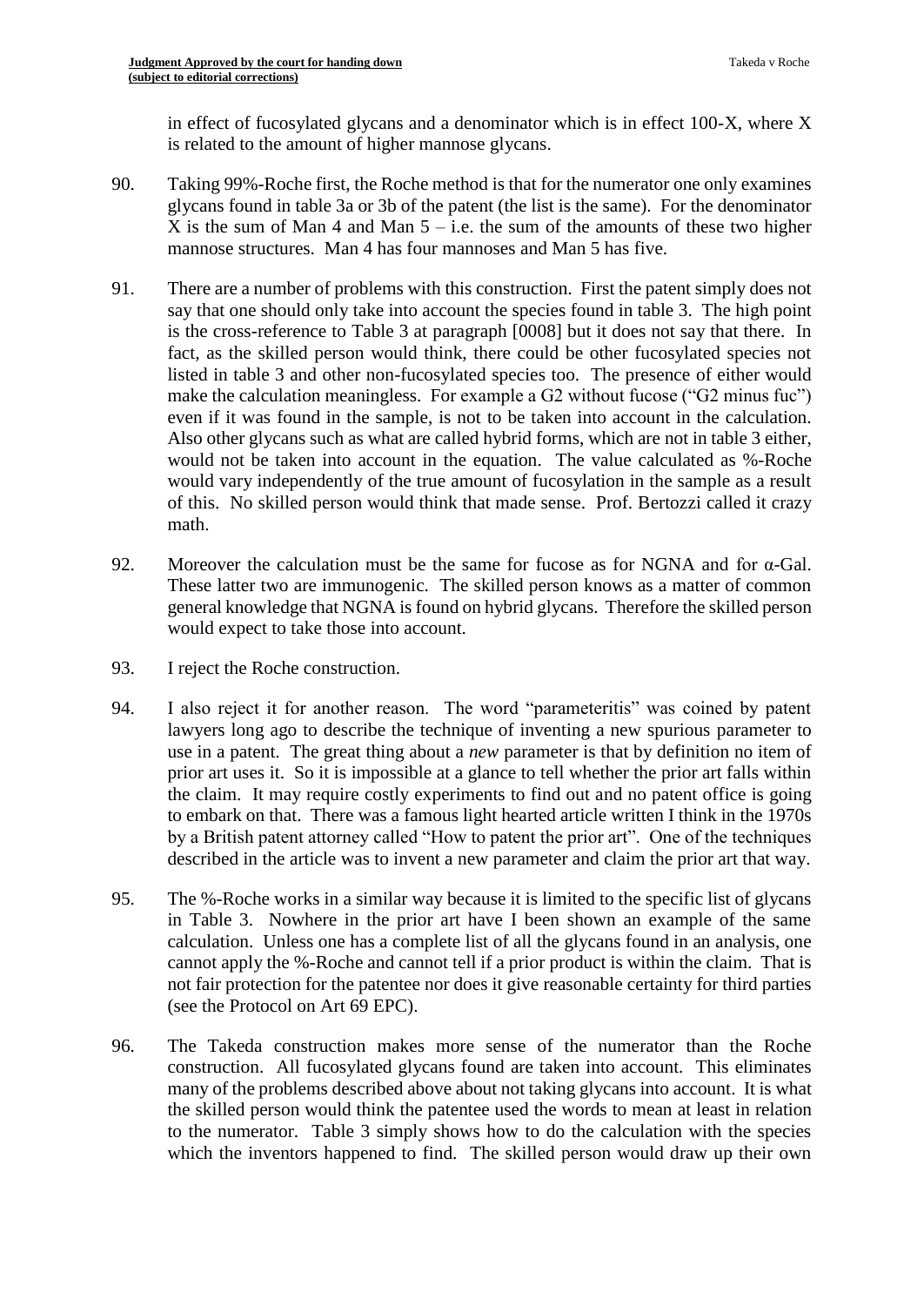in effect of fucosylated glycans and a denominator which is in effect 100-X, where X is related to the amount of higher mannose glycans.

90. Taking 99%-Roche first, the Roche method is that for the numerator one only examines glycans found in table 3a or 3b of the patent (the list is the same). For the denominator X is the sum of Man 4 and Man 5 – i.e. the sum of the amounts of these two higher mannose structures. Man 4 has four mannoses and Man 5 has five.

91. There are a number of problems with this construction. First the patent simply does not say that one should only take into account the species found in table 3. The high point is the cross-reference to Table 3 at paragraph [0008] but it does not say that there. In fact, as the skilled person would think, there could be other fucosylated species not listed in table 3 and other non-fucosylated species too. The presence of either would make the calculation meaningless. For example a G2 without fucose ("G2 minus fuc") even if it was found in the sample, is not to be taken into account in the calculation. Also other glycans such as what are called hybrid forms, which are not in table 3 either, would not be taken into account in the equation. The value calculated as %-Roche would vary independently of the true amount of fucosylation in the sample as a result of this. No skilled person would think that made sense. Prof. Bertozzi called it crazy math.

92. Moreover the calculation must be the same for fucose as for NGNA and for α-Gal. These latter two are immunogenic. The skilled person knows as a matter of common general knowledge that NGNA is found on hybrid glycans. Therefore the skilled person would expect to take those into account.

93. I reject the Roche construction.

94. I also reject it for another reason. The word "parameteritis" was coined by patent lawyers long ago to describe the technique of inventing a new spurious parameter to use in a patent. The great thing about a *new* parameter is that by definition no item of prior art uses it. So it is impossible at a glance to tell whether the prior art falls within the claim. It may require costly experiments to find out and no patent office is going to embark on that. There was a famous light hearted article written I think in the 1970s by a British patent attorney called "How to patent the prior art". One of the techniques described in the article was to invent a new parameter and claim the prior art that way.

95. The %-Roche works in a similar way because it is limited to the specific list of glycans in Table 3. Nowhere in the prior art have I been shown an example of the same calculation. Unless one has a complete list of all the glycans found in an analysis, one cannot apply the %-Roche and cannot tell if a prior product is within the claim. That is not fair protection for the patentee nor does it give reasonable certainty for third parties (see the Protocol on Art 69 EPC).

96. The Takeda construction makes more sense of the numerator than the Roche construction. All fucosylated glycans found are taken into account. This eliminates many of the problems described above about not taking glycans into account. It is what the skilled person would think the patentee used the words to mean at least in relation to the numerator. Table 3 simply shows how to do the calculation with the species which the inventors happened to find. The skilled person would draw up their own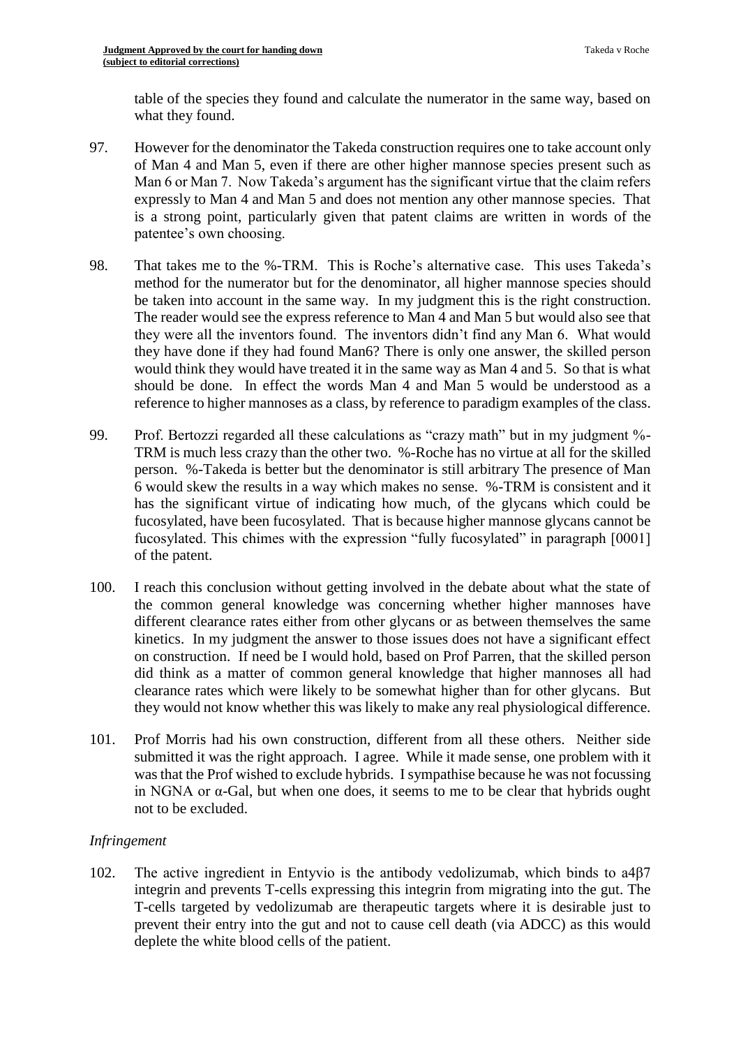table of the species they found and calculate the numerator in the same way, based on what they found.

97. However for the denominator the Takeda construction requires one to take account only of Man 4 and Man 5, even if there are other higher mannose species present such as Man 6 or Man 7. Now Takeda's argument has the significant virtue that the claim refers expressly to Man 4 and Man 5 and does not mention any other mannose species. That is a strong point, particularly given that patent claims are written in words of the patentee's own choosing.

98. That takes me to the %-TRM. This is Roche's alternative case. This uses Takeda's method for the numerator but for the denominator, all higher mannose species should be taken into account in the same way. In my judgment this is the right construction. The reader would see the express reference to Man 4 and Man 5 but would also see that they were all the inventors found. The inventors didn't find any Man 6. What would they have done if they had found Man6? There is only one answer, the skilled person would think they would have treated it in the same way as Man 4 and 5. So that is what should be done. In effect the words Man 4 and Man 5 would be understood as a reference to higher mannoses as a class, by reference to paradigm examples of the class.

99. Prof. Bertozzi regarded all these calculations as "crazy math" but in my judgment %-TRM is much less crazy than the other two. %-Roche has no virtue at all for the skilled person. %-Takeda is better but the denominator is still arbitrary The presence of Man 6 would skew the results in a way which makes no sense. %-TRM is consistent and it has the significant virtue of indicating how much, of the glycans which could be fucosylated, have been fucosylated. That is because higher mannose glycans cannot be fucosylated. This chimes with the expression "fully fucosylated" in paragraph [0001] of the patent.

100. I reach this conclusion without getting involved in the debate about what the state of the common general knowledge was concerning whether higher mannoses have different clearance rates either from other glycans or as between themselves the same kinetics. In my judgment the answer to those issues does not have a significant effect on construction. If need be I would hold, based on Prof Parren, that the skilled person did think as a matter of common general knowledge that higher mannoses all had clearance rates which were likely to be somewhat higher than for other glycans. But they would not know whether this was likely to make any real physiological difference.

101. Prof Morris had his own construction, different from all these others. Neither side submitted it was the right approach. I agree. While it made sense, one problem with it was that the Prof wished to exclude hybrids. I sympathise because he was not focussing in NGNA or α-Gal, but when one does, it seems to me to be clear that hybrids ought not to be excluded.

*Infringement*

102. The active ingredient in Entyvio is the antibody vedolizumab, which binds to a4β7 integrin and prevents T-cells expressing this integrin from migrating into the gut. The T-cells targeted by vedolizumab are therapeutic targets where it is desirable just to prevent their entry into the gut and not to cause cell death (via ADCC) as this would deplete the white blood cells of the patient.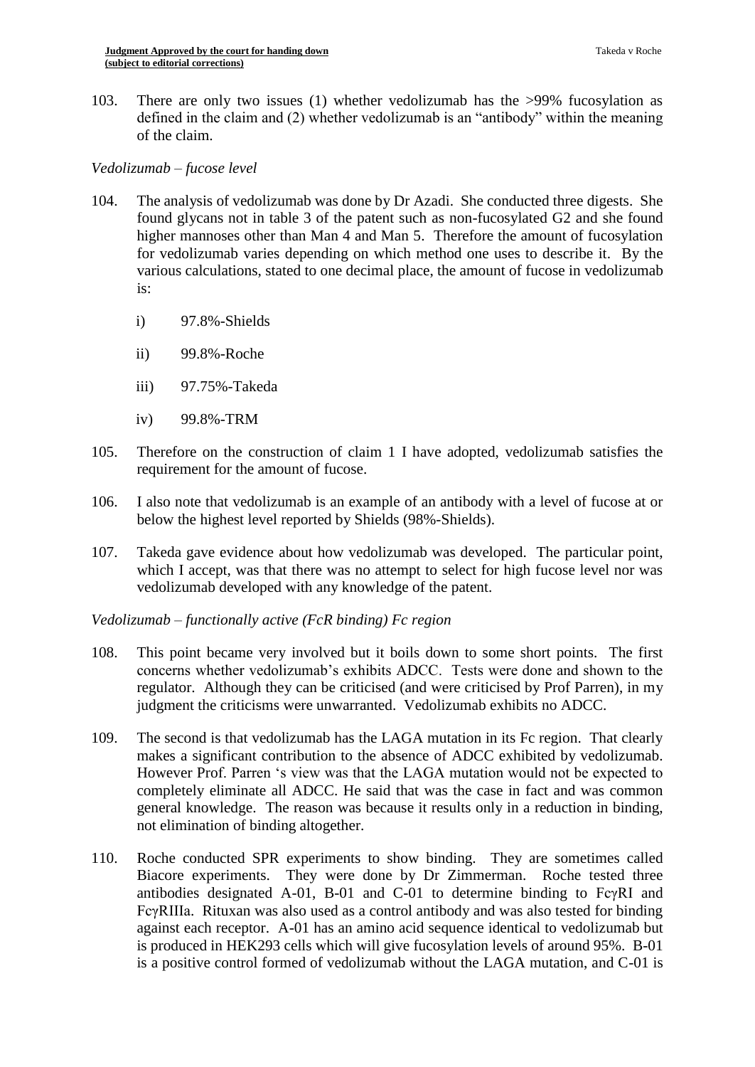103. There are only two issues (1) whether vedolizumab has the >99% fucosylation as defined in the claim and (2) whether vedolizumab is an "antibody" within the meaning of the claim.

*Vedolizumab – fucose level*

104. The analysis of vedolizumab was done by Dr Azadi. She conducted three digests. She found glycans not in table 3 of the patent such as non-fucosylated G2 and she found higher mannoses other than Man 4 and Man 5. Therefore the amount of fucosylation for vedolizumab varies depending on which method one uses to describe it. By the various calculations, stated to one decimal place, the amount of fucose in vedolizumab is:

    i) 97.8%-Shields

    ii) 99.8%-Roche

    iii) 97.75%-Takeda

    iv) 99.8%-TRM

105. Therefore on the construction of claim 1 I have adopted, vedolizumab satisfies the requirement for the amount of fucose.

106. I also note that vedolizumab is an example of an antibody with a level of fucose at or below the highest level reported by Shields (98%-Shields).

107. Takeda gave evidence about how vedolizumab was developed. The particular point, which I accept, was that there was no attempt to select for high fucose level nor was vedolizumab developed with any knowledge of the patent.

*Vedolizumab – functionally active (FcR binding) Fc region*

108. This point became very involved but it boils down to some short points. The first concerns whether vedolizumab's exhibits ADCC. Tests were done and shown to the regulator. Although they can be criticised (and were criticised by Prof Parren), in my judgment the criticisms were unwarranted. Vedolizumab exhibits no ADCC.

109. The second is that vedolizumab has the LAGA mutation in its Fc region. That clearly makes a significant contribution to the absence of ADCC exhibited by vedolizumab. However Prof. Parren 's view was that the LAGA mutation would not be expected to completely eliminate all ADCC. He said that was the case in fact and was common general knowledge. The reason was because it results only in a reduction in binding, not elimination of binding altogether.

110. Roche conducted SPR experiments to show binding. They are sometimes called Biacore experiments. They were done by Dr Zimmerman. Roche tested three antibodies designated A-01, B-01 and C-01 to determine binding to FcγRI and FcγRIIIa. Rituxan was also used as a control antibody and was also tested for binding against each receptor. A-01 has an amino acid sequence identical to vedolizumab but is produced in HEK293 cells which will give fucosylation levels of around 95%. B-01 is a positive control formed of vedolizumab without the LAGA mutation, and C-01 is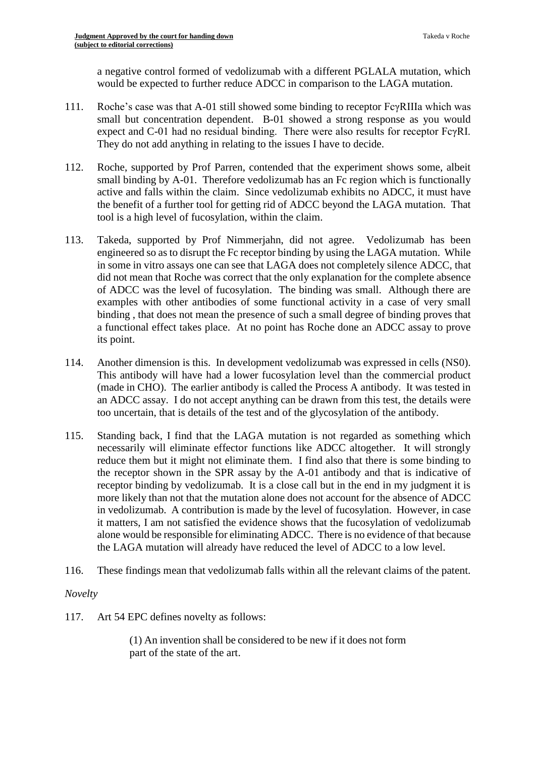a negative control formed of vedolizumab with a different PGLALA mutation, which would be expected to further reduce ADCC in comparison to the LAGA mutation.

111. Roche's case was that A-01 still showed some binding to receptor FcγRIIIa which was small but concentration dependent. B-01 showed a strong response as you would expect and C-01 had no residual binding. There were also results for receptor FcγRI. They do not add anything in relating to the issues I have to decide.

112. Roche, supported by Prof Parren, contended that the experiment shows some, albeit small binding by A-01. Therefore vedolizumab has an Fc region which is functionally active and falls within the claim. Since vedolizumab exhibits no ADCC, it must have the benefit of a further tool for getting rid of ADCC beyond the LAGA mutation. That tool is a high level of fucosylation, within the claim.

113. Takeda, supported by Prof Nimmerjahn, did not agree. Vedolizumab has been engineered so as to disrupt the Fc receptor binding by using the LAGA mutation. While in some in vitro assays one can see that LAGA does not completely silence ADCC, that did not mean that Roche was correct that the only explanation for the complete absence of ADCC was the level of fucosylation. The binding was small. Although there are examples with other antibodies of some functional activity in a case of very small binding , that does not mean the presence of such a small degree of binding proves that a functional effect takes place. At no point has Roche done an ADCC assay to prove its point.

114. Another dimension is this. In development vedolizumab was expressed in cells (NS0). This antibody will have had a lower fucosylation level than the commercial product (made in CHO). The earlier antibody is called the Process A antibody. It was tested in an ADCC assay. I do not accept anything can be drawn from this test, the details were too uncertain, that is details of the test and of the glycosylation of the antibody.

115. Standing back, I find that the LAGA mutation is not regarded as something which necessarily will eliminate effector functions like ADCC altogether. It will strongly reduce them but it might not eliminate them. I find also that there is some binding to the receptor shown in the SPR assay by the A-01 antibody and that is indicative of receptor binding by vedolizumab. It is a close call but in the end in my judgment it is more likely than not that the mutation alone does not account for the absence of ADCC in vedolizumab. A contribution is made by the level of fucosylation. However, in case it matters, I am not satisfied the evidence shows that the fucosylation of vedolizumab alone would be responsible for eliminating ADCC. There is no evidence of that because the LAGA mutation will already have reduced the level of ADCC to a low level.

116. These findings mean that vedolizumab falls within all the relevant claims of the patent.

*Novelty*

117. Art 54 EPC defines novelty as follows:

> (1) An invention shall be considered to be new if it does not form part of the state of the art.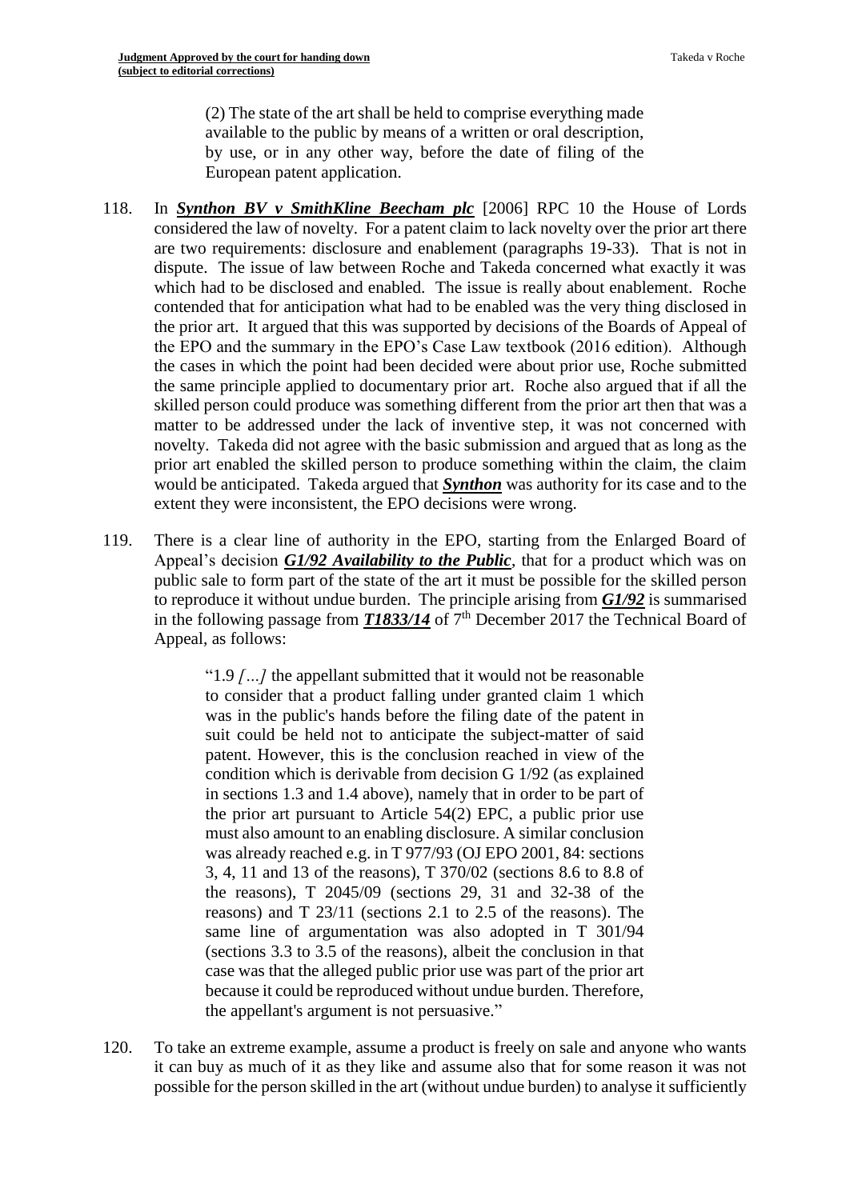(2) The state of the art shall be held to comprise everything made available to the public by means of a written or oral description, by use, or in any other way, before the date of filing of the European patent application.

118. In ***Synthon BV v SmithKline Beecham plc*** [2006] RPC 10 the House of Lords considered the law of novelty. For a patent claim to lack novelty over the prior art there are two requirements: disclosure and enablement (paragraphs 19-33). That is not in dispute. The issue of law between Roche and Takeda concerned what exactly it was which had to be disclosed and enabled. The issue is really about enablement. Roche contended that for anticipation what had to be enabled was the very thing disclosed in the prior art. It argued that this was supported by decisions of the Boards of Appeal of the EPO and the summary in the EPO's Case Law textbook (2016 edition). Although the cases in which the point had been decided were about prior use, Roche submitted the same principle applied to documentary prior art. Roche also argued that if all the skilled person could produce was something different from the prior art then that was a matter to be addressed under the lack of inventive step, it was not concerned with novelty. Takeda did not agree with the basic submission and argued that as long as the prior art enabled the skilled person to produce something within the claim, the claim would be anticipated. Takeda argued that ***Synthon*** was authority for its case and to the extent they were inconsistent, the EPO decisions were wrong.

119. There is a clear line of authority in the EPO, starting from the Enlarged Board of Appeal's decision ***G1/92 Availability to the Public***, that for a product which was on public sale to form part of the state of the art it must be possible for the skilled person to reproduce it without undue burden. The principle arising from ***G1/92*** is summarised in the following passage from ***T1833/14*** of 7th December 2017 the Technical Board of Appeal, as follows:

> "1.9 *[…]* the appellant submitted that it would not be reasonable to consider that a product falling under granted claim 1 which was in the public's hands before the filing date of the patent in suit could be held not to anticipate the subject-matter of said patent. However, this is the conclusion reached in view of the condition which is derivable from decision G 1/92 (as explained in sections 1.3 and 1.4 above), namely that in order to be part of the prior art pursuant to Article 54(2) EPC, a public prior use must also amount to an enabling disclosure. A similar conclusion was already reached e.g. in T 977/93 (OJ EPO 2001, 84: sections 3, 4, 11 and 13 of the reasons), T 370/02 (sections 8.6 to 8.8 of the reasons), T 2045/09 (sections 29, 31 and 32-38 of the reasons) and T 23/11 (sections 2.1 to 2.5 of the reasons). The same line of argumentation was also adopted in T 301/94 (sections 3.3 to 3.5 of the reasons), albeit the conclusion in that case was that the alleged public prior use was part of the prior art because it could be reproduced without undue burden. Therefore, the appellant's argument is not persuasive."

120. To take an extreme example, assume a product is freely on sale and anyone who wants it can buy as much of it as they like and assume also that for some reason it was not possible for the person skilled in the art (without undue burden) to analyse it sufficiently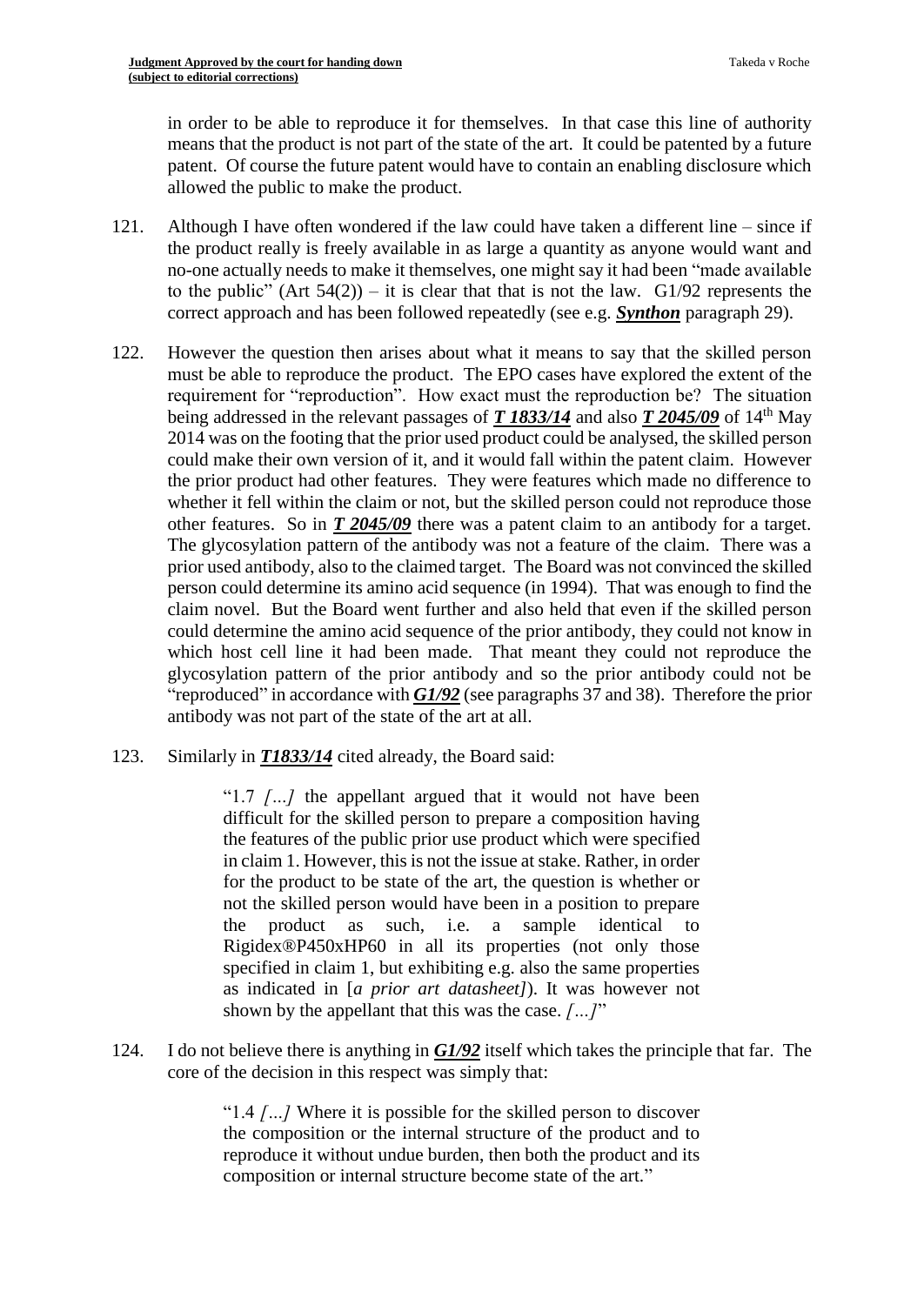in order to be able to reproduce it for themselves. In that case this line of authority means that the product is not part of the state of the art. It could be patented by a future patent. Of course the future patent would have to contain an enabling disclosure which allowed the public to make the product.

121. Although I have often wondered if the law could have taken a different line – since if the product really is freely available in as large a quantity as anyone would want and no-one actually needs to make it themselves, one might say it had been "made available to the public" (Art 54(2)) – it is clear that that is not the law. G1/92 represents the correct approach and has been followed repeatedly (see e.g. ***Synthon*** paragraph 29).

122. However the question then arises about what it means to say that the skilled person must be able to reproduce the product. The EPO cases have explored the extent of the requirement for "reproduction". How exact must the reproduction be? The situation being addressed in the relevant passages of ***T 1833/14*** and also ***T 2045/09*** of 14th May 2014 was on the footing that the prior used product could be analysed, the skilled person could make their own version of it, and it would fall within the patent claim. However the prior product had other features. They were features which made no difference to whether it fell within the claim or not, but the skilled person could not reproduce those other features. So in ***T 2045/09*** there was a patent claim to an antibody for a target. The glycosylation pattern of the antibody was not a feature of the claim. There was a prior used antibody, also to the claimed target. The Board was not convinced the skilled person could determine its amino acid sequence (in 1994). That was enough to find the claim novel. But the Board went further and also held that even if the skilled person could determine the amino acid sequence of the prior antibody, they could not know in which host cell line it had been made. That meant they could not reproduce the glycosylation pattern of the prior antibody and so the prior antibody could not be "reproduced" in accordance with ***G1/92*** (see paragraphs 37 and 38). Therefore the prior antibody was not part of the state of the art at all.

123. Similarly in ***T1833/14*** cited already, the Board said:

> "1.7 *[…]* the appellant argued that it would not have been difficult for the skilled person to prepare a composition having the features of the public prior use product which were specified in claim 1. However, this is not the issue at stake. Rather, in order for the product to be state of the art, the question is whether or not the skilled person would have been in a position to prepare the product as such, i.e. a sample identical to Rigidex®P450xHP60 in all its properties (not only those specified in claim 1, but exhibiting e.g. also the same properties as indicated in [*a prior art datasheet]*). It was however not shown by the appellant that this was the case. *[…]*"

124. I do not believe there is anything in ***G1/92*** itself which takes the principle that far. The core of the decision in this respect was simply that:

> "1.4 *[…]* Where it is possible for the skilled person to discover the composition or the internal structure of the product and to reproduce it without undue burden, then both the product and its composition or internal structure become state of the art."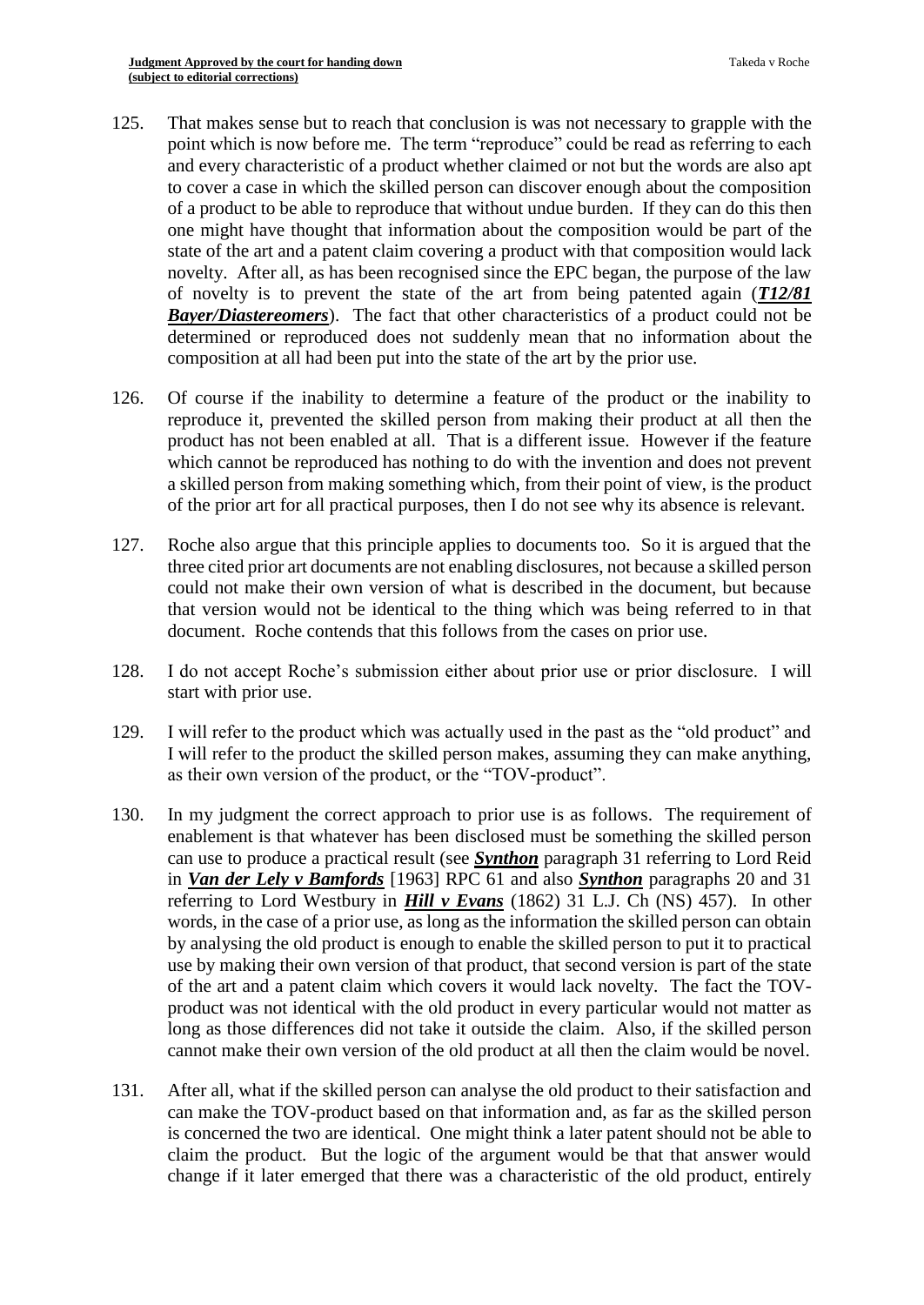125. That makes sense but to reach that conclusion is was not necessary to grapple with the point which is now before me. The term "reproduce" could be read as referring to each and every characteristic of a product whether claimed or not but the words are also apt to cover a case in which the skilled person can discover enough about the composition of a product to be able to reproduce that without undue burden. If they can do this then one might have thought that information about the composition would be part of the state of the art and a patent claim covering a product with that composition would lack novelty. After all, as has been recognised since the EPC began, the purpose of the law of novelty is to prevent the state of the art from being patented again (***T12/81 Bayer/Diastereomers***). The fact that other characteristics of a product could not be determined or reproduced does not suddenly mean that no information about the composition at all had been put into the state of the art by the prior use.

126. Of course if the inability to determine a feature of the product or the inability to reproduce it, prevented the skilled person from making their product at all then the product has not been enabled at all. That is a different issue. However if the feature which cannot be reproduced has nothing to do with the invention and does not prevent a skilled person from making something which, from their point of view, is the product of the prior art for all practical purposes, then I do not see why its absence is relevant.

127. Roche also argue that this principle applies to documents too. So it is argued that the three cited prior art documents are not enabling disclosures, not because a skilled person could not make their own version of what is described in the document, but because that version would not be identical to the thing which was being referred to in that document. Roche contends that this follows from the cases on prior use.

128. I do not accept Roche's submission either about prior use or prior disclosure. I will start with prior use.

129. I will refer to the product which was actually used in the past as the "old product" and I will refer to the product the skilled person makes, assuming they can make anything, as their own version of the product, or the "TOV-product".

130. In my judgment the correct approach to prior use is as follows. The requirement of enablement is that whatever has been disclosed must be something the skilled person can use to produce a practical result (see ***Synthon*** paragraph 31 referring to Lord Reid in ***Van der Lely v Bamfords*** [1963] RPC 61 and also ***Synthon*** paragraphs 20 and 31 referring to Lord Westbury in ***Hill v Evans*** (1862) 31 L.J. Ch (NS) 457). In other words, in the case of a prior use, as long as the information the skilled person can obtain by analysing the old product is enough to enable the skilled person to put it to practical use by making their own version of that product, that second version is part of the state of the art and a patent claim which covers it would lack novelty. The fact the TOV-product was not identical with the old product in every particular would not matter as long as those differences did not take it outside the claim. Also, if the skilled person cannot make their own version of the old product at all then the claim would be novel.

131. After all, what if the skilled person can analyse the old product to their satisfaction and can make the TOV-product based on that information and, as far as the skilled person is concerned the two are identical. One might think a later patent should not be able to claim the product. But the logic of the argument would be that that answer would change if it later emerged that there was a characteristic of the old product, entirely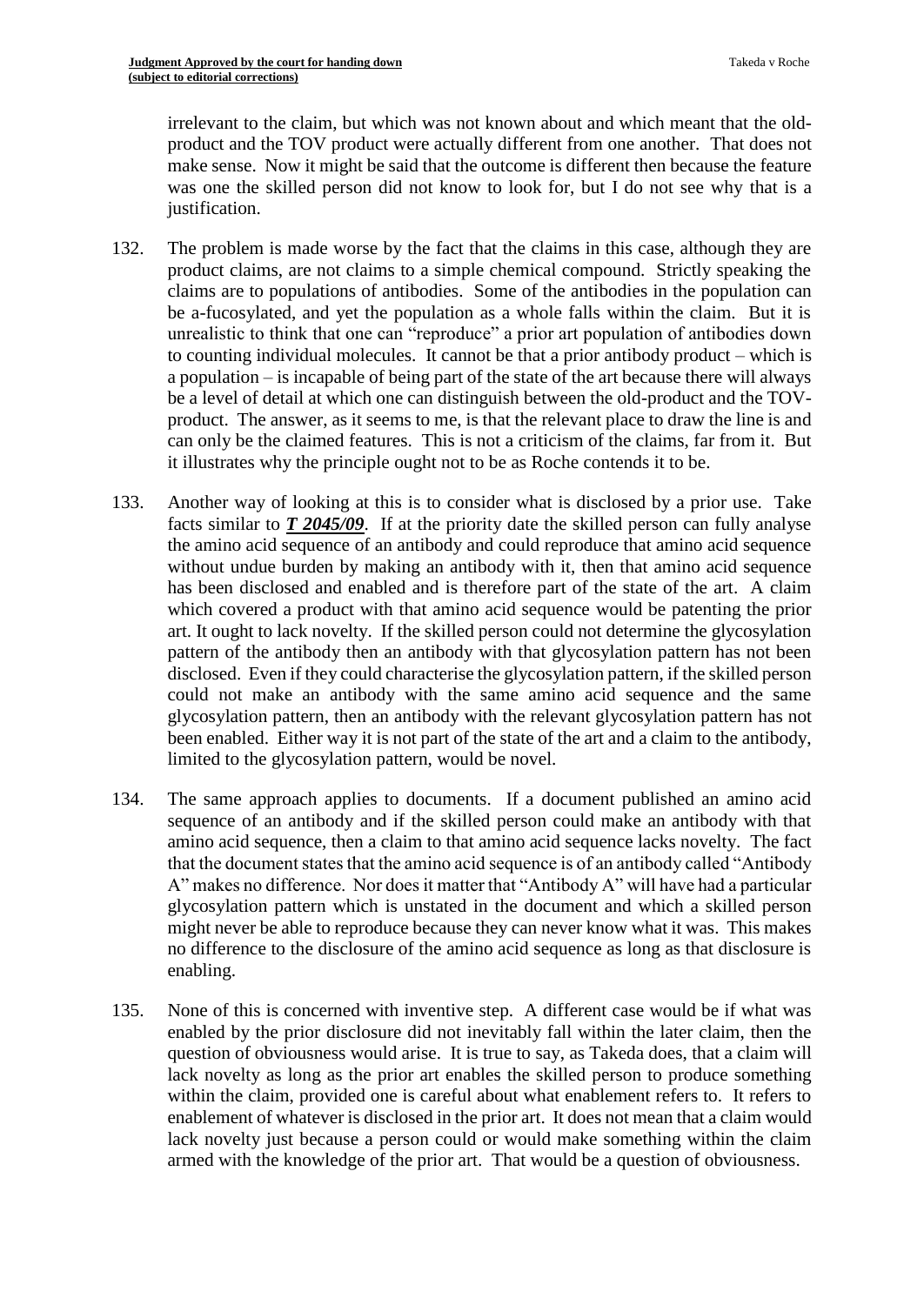irrelevant to the claim, but which was not known about and which meant that the old-product and the TOV product were actually different from one another. That does not make sense. Now it might be said that the outcome is different then because the feature was one the skilled person did not know to look for, but I do not see why that is a justification.

132. The problem is made worse by the fact that the claims in this case, although they are product claims, are not claims to a simple chemical compound. Strictly speaking the claims are to populations of antibodies. Some of the antibodies in the population can be a-fucosylated, and yet the population as a whole falls within the claim. But it is unrealistic to think that one can "reproduce" a prior art population of antibodies down to counting individual molecules. It cannot be that a prior antibody product – which is a population – is incapable of being part of the state of the art because there will always be a level of detail at which one can distinguish between the old-product and the TOV-product. The answer, as it seems to me, is that the relevant place to draw the line is and can only be the claimed features. This is not a criticism of the claims, far from it. But it illustrates why the principle ought not to be as Roche contends it to be.

133. Another way of looking at this is to consider what is disclosed by a prior use. Take facts similar to ***T 2045/09***. If at the priority date the skilled person can fully analyse the amino acid sequence of an antibody and could reproduce that amino acid sequence without undue burden by making an antibody with it, then that amino acid sequence has been disclosed and enabled and is therefore part of the state of the art. A claim which covered a product with that amino acid sequence would be patenting the prior art. It ought to lack novelty. If the skilled person could not determine the glycosylation pattern of the antibody then an antibody with that glycosylation pattern has not been disclosed. Even if they could characterise the glycosylation pattern, if the skilled person could not make an antibody with the same amino acid sequence and the same glycosylation pattern, then an antibody with the relevant glycosylation pattern has not been enabled. Either way it is not part of the state of the art and a claim to the antibody, limited to the glycosylation pattern, would be novel.

134. The same approach applies to documents. If a document published an amino acid sequence of an antibody and if the skilled person could make an antibody with that amino acid sequence, then a claim to that amino acid sequence lacks novelty. The fact that the document states that the amino acid sequence is of an antibody called "Antibody A" makes no difference. Nor does it matter that "Antibody A" will have had a particular glycosylation pattern which is unstated in the document and which a skilled person might never be able to reproduce because they can never know what it was. This makes no difference to the disclosure of the amino acid sequence as long as that disclosure is enabling.

135. None of this is concerned with inventive step. A different case would be if what was enabled by the prior disclosure did not inevitably fall within the later claim, then the question of obviousness would arise. It is true to say, as Takeda does, that a claim will lack novelty as long as the prior art enables the skilled person to produce something within the claim, provided one is careful about what enablement refers to. It refers to enablement of whatever is disclosed in the prior art. It does not mean that a claim would lack novelty just because a person could or would make something within the claim armed with the knowledge of the prior art. That would be a question of obviousness.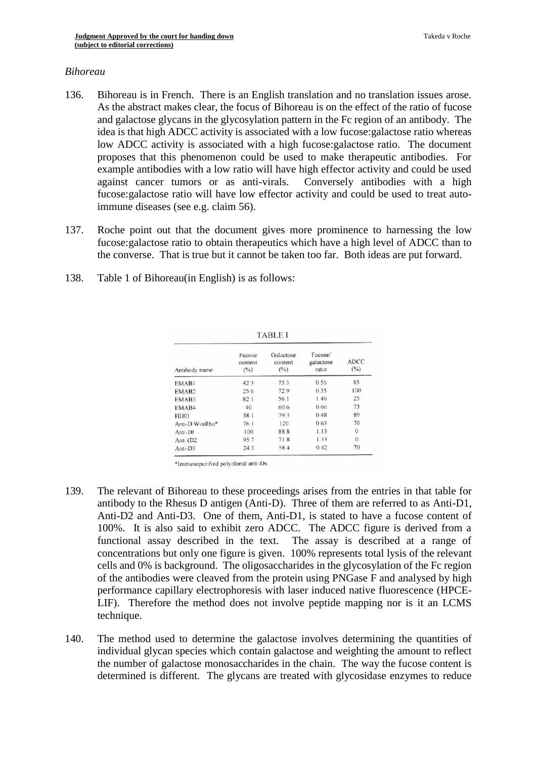*Bihoreau*

136. Bihoreau is in French. There is an English translation and no translation issues arose. As the abstract makes clear, the focus of Bihoreau is on the effect of the ratio of fucose and galactose glycans in the glycosylation pattern in the Fc region of an antibody. The idea is that high ADCC activity is associated with a low fucose:galactose ratio whereas low ADCC activity is associated with a high fucose:galactose ratio. The document proposes that this phenomenon could be used to make therapeutic antibodies. For example antibodies with a low ratio will have high effector activity and could be used against cancer tumors or as anti-virals. Conversely antibodies with a high fucose:galactose ratio will have low effector activity and could be used to treat auto-immune diseases (see e.g. claim 56).

137. Roche point out that the document gives more prominence to harnessing the low fucose:galactose ratio to obtain therapeutics which have a high level of ADCC than to the converse. That is true but it cannot be taken too far. Both ideas are put forward.

138. Table 1 of Bihoreau(in English) is as follows:

TABLE I

| Antibody name | Fucose content (%) | Galactose content (%) | Fucose/ galactose ratio | ADCC (%) |
|---|---|---|---|---|
| EMAB1 | 42.3 | 75.3 | 0.56 | 85 |
| EMAB2 | 25.6 | 72.9 | 0.35 | 100 |
| EMAB3 | 82.1 | 56.1 | 1.46 | 25 |
| EMAB4 | 40 | 60.6 | 0.66 | 73 |
| HH01 | 38.1 | 79.3 | 0.48 | 89 |
| Anti-D WinRho* | 76.1 | 120 | 0.63 | 70 |
| Anti-D1 | 100 | 88.8 | 1.13 | 0 |
| Anti (D2 | 95.7 | 71.8 | 1.33 | 0 |
| Anti-D3 | 24.3 | 58.4 | 0.42 | 70 |

*Immunopurified polyclonal anti-Ds

139. The relevant of Bihoreau to these proceedings arises from the entries in that table for antibody to the Rhesus D antigen (Anti-D). Three of them are referred to as Anti-D1, Anti-D2 and Anti-D3. One of them, Anti-D1, is stated to have a fucose content of 100%. It is also said to exhibit zero ADCC. The ADCC figure is derived from a functional assay described in the text. The assay is described at a range of concentrations but only one figure is given. 100% represents total lysis of the relevant cells and 0% is background. The oligosaccharides in the glycosylation of the Fc region of the antibodies were cleaved from the protein using PNGase F and analysed by high performance capillary electrophoresis with laser induced native fluorescence (HPCE-LIF). Therefore the method does not involve peptide mapping nor is it an LCMS technique.

140. The method used to determine the galactose involves determining the quantities of individual glycan species which contain galactose and weighting the amount to reflect the number of galactose monosaccharides in the chain. The way the fucose content is determined is different. The glycans are treated with glycosidase enzymes to reduce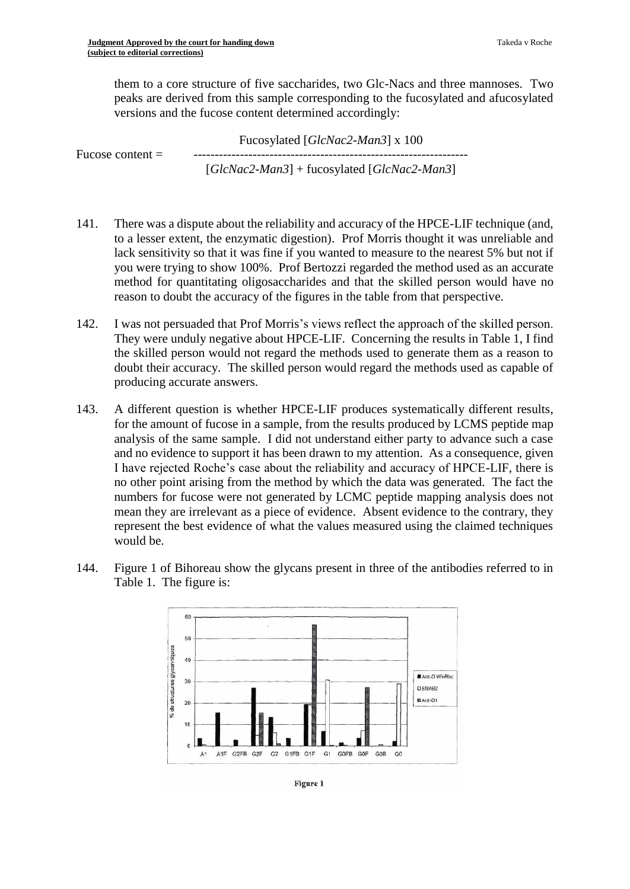them to a core structure of five saccharides, two Glc-Nacs and three mannoses. Two peaks are derived from this sample corresponding to the fucosylated and afucosylated versions and the fucose content determined accordingly:

$$\text{Fucose content} = \frac{\text{Fucosylated } [\textit{GlcNac2-Man3}] \times 100}{[\textit{GlcNac2-Man3}] + \text{fucosylated } [\textit{GlcNac2-Man3}]}$$

141. There was a dispute about the reliability and accuracy of the HPCE-LIF technique (and, to a lesser extent, the enzymatic digestion). Prof Morris thought it was unreliable and lack sensitivity so that it was fine if you wanted to measure to the nearest 5% but not if you were trying to show 100%. Prof Bertozzi regarded the method used as an accurate method for quantitating oligosaccharides and that the skilled person would have no reason to doubt the accuracy of the figures in the table from that perspective.

142. I was not persuaded that Prof Morris's views reflect the approach of the skilled person. They were unduly negative about HPCE-LIF. Concerning the results in Table 1, I find the skilled person would not regard the methods used to generate them as a reason to doubt their accuracy. The skilled person would regard the methods used as capable of producing accurate answers.

143. A different question is whether HPCE-LIF produces systematically different results, for the amount of fucose in a sample, from the results produced by LCMS peptide map analysis of the same sample. I did not understand either party to advance such a case and no evidence to support it has been drawn to my attention. As a consequence, given I have rejected Roche's case about the reliability and accuracy of HPCE-LIF, there is no other point arising from the method by which the data was generated. The fact the numbers for fucose were not generated by LCMC peptide mapping analysis does not mean they are irrelevant as a piece of evidence. Absent evidence to the contrary, they represent the best evidence of what the values measured using the claimed techniques would be.

144. Figure 1 of Bihoreau show the glycans present in three of the antibodies referred to in Table 1. The figure is:

% de structures glycanniques

60
50
40
30
20
10
0

A1 A1F G2FB G2F G2 G1FB G1F G1 G0FB G0F G0B G0

Anti-D WinRho
EMAB2
Anti-D1

Figure 1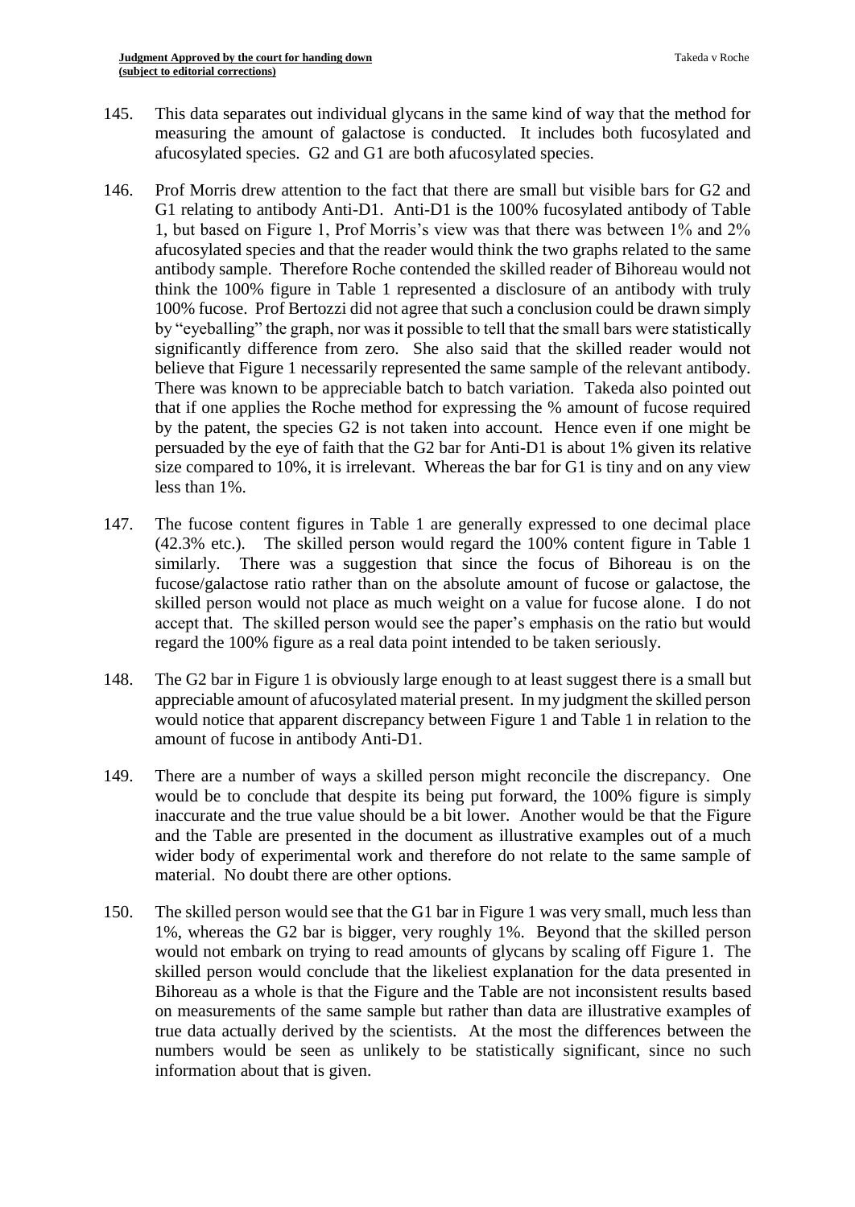145. This data separates out individual glycans in the same kind of way that the method for measuring the amount of galactose is conducted. It includes both fucosylated and afucosylated species. G2 and G1 are both afucosylated species.

146. Prof Morris drew attention to the fact that there are small but visible bars for G2 and G1 relating to antibody Anti-D1. Anti-D1 is the 100% fucosylated antibody of Table 1, but based on Figure 1, Prof Morris's view was that there was between 1% and 2% afucosylated species and that the reader would think the two graphs related to the same antibody sample. Therefore Roche contended the skilled reader of Bihoreau would not think the 100% figure in Table 1 represented a disclosure of an antibody with truly 100% fucose. Prof Bertozzi did not agree that such a conclusion could be drawn simply by "eyeballing" the graph, nor was it possible to tell that the small bars were statistically significantly difference from zero. She also said that the skilled reader would not believe that Figure 1 necessarily represented the same sample of the relevant antibody. There was known to be appreciable batch to batch variation. Takeda also pointed out that if one applies the Roche method for expressing the % amount of fucose required by the patent, the species G2 is not taken into account. Hence even if one might be persuaded by the eye of faith that the G2 bar for Anti-D1 is about 1% given its relative size compared to 10%, it is irrelevant. Whereas the bar for G1 is tiny and on any view less than 1%.

147. The fucose content figures in Table 1 are generally expressed to one decimal place (42.3% etc.). The skilled person would regard the 100% content figure in Table 1 similarly. There was a suggestion that since the focus of Bihoreau is on the fucose/galactose ratio rather than on the absolute amount of fucose or galactose, the skilled person would not place as much weight on a value for fucose alone. I do not accept that. The skilled person would see the paper's emphasis on the ratio but would regard the 100% figure as a real data point intended to be taken seriously.

148. The G2 bar in Figure 1 is obviously large enough to at least suggest there is a small but appreciable amount of afucosylated material present. In my judgment the skilled person would notice that apparent discrepancy between Figure 1 and Table 1 in relation to the amount of fucose in antibody Anti-D1.

149. There are a number of ways a skilled person might reconcile the discrepancy. One would be to conclude that despite its being put forward, the 100% figure is simply inaccurate and the true value should be a bit lower. Another would be that the Figure and the Table are presented in the document as illustrative examples out of a much wider body of experimental work and therefore do not relate to the same sample of material. No doubt there are other options.

150. The skilled person would see that the G1 bar in Figure 1 was very small, much less than 1%, whereas the G2 bar is bigger, very roughly 1%. Beyond that the skilled person would not embark on trying to read amounts of glycans by scaling off Figure 1. The skilled person would conclude that the likeliest explanation for the data presented in Bihoreau as a whole is that the Figure and the Table are not inconsistent results based on measurements of the same sample but rather than data are illustrative examples of true data actually derived by the scientists. At the most the differences between the numbers would be seen as unlikely to be statistically significant, since no such information about that is given.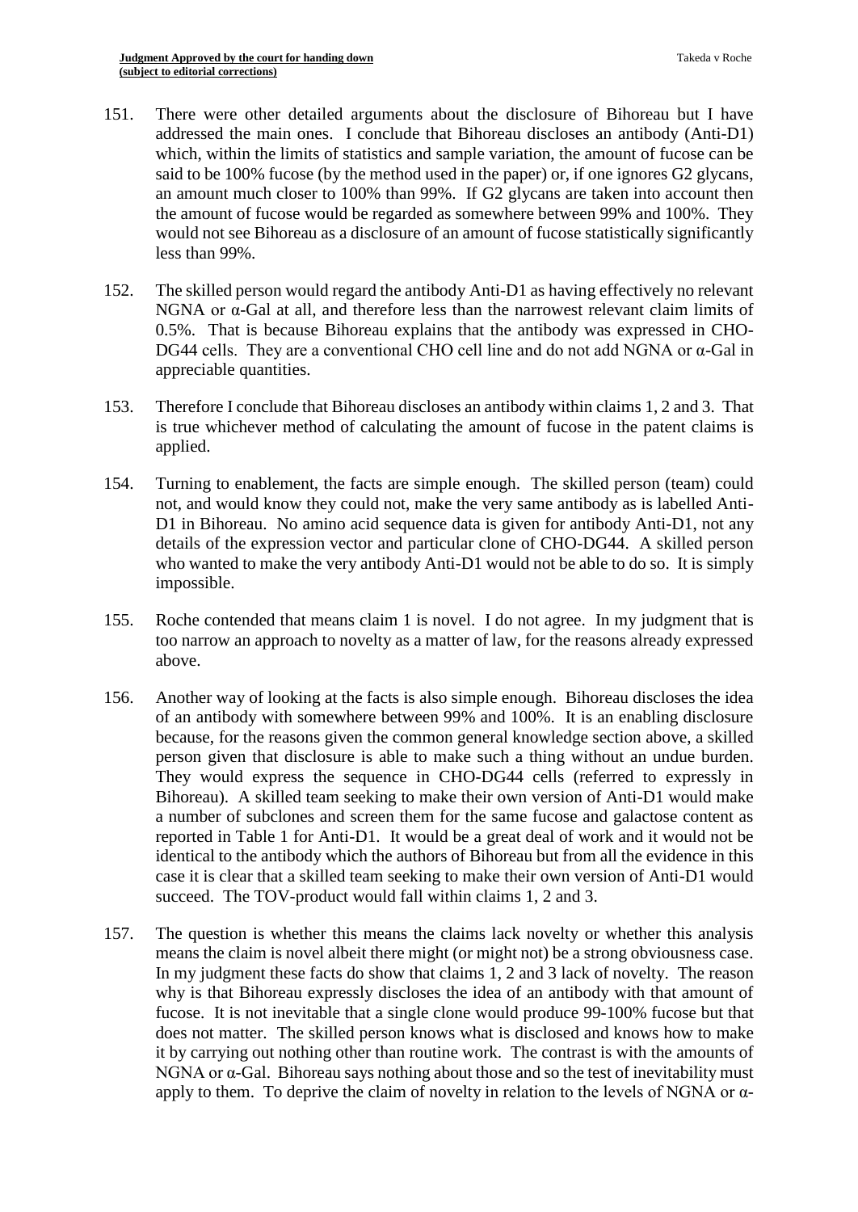151. There were other detailed arguments about the disclosure of Bihoreau but I have addressed the main ones. I conclude that Bihoreau discloses an antibody (Anti-D1) which, within the limits of statistics and sample variation, the amount of fucose can be said to be 100% fucose (by the method used in the paper) or, if one ignores G2 glycans, an amount much closer to 100% than 99%. If G2 glycans are taken into account then the amount of fucose would be regarded as somewhere between 99% and 100%. They would not see Bihoreau as a disclosure of an amount of fucose statistically significantly less than 99%.

152. The skilled person would regard the antibody Anti-D1 as having effectively no relevant NGNA or α-Gal at all, and therefore less than the narrowest relevant claim limits of 0.5%. That is because Bihoreau explains that the antibody was expressed in CHO-DG44 cells. They are a conventional CHO cell line and do not add NGNA or α-Gal in appreciable quantities.

153. Therefore I conclude that Bihoreau discloses an antibody within claims 1, 2 and 3. That is true whichever method of calculating the amount of fucose in the patent claims is applied.

154. Turning to enablement, the facts are simple enough. The skilled person (team) could not, and would know they could not, make the very same antibody as is labelled Anti-D1 in Bihoreau. No amino acid sequence data is given for antibody Anti-D1, not any details of the expression vector and particular clone of CHO-DG44. A skilled person who wanted to make the very antibody Anti-D1 would not be able to do so. It is simply impossible.

155. Roche contended that means claim 1 is novel. I do not agree. In my judgment that is too narrow an approach to novelty as a matter of law, for the reasons already expressed above.

156. Another way of looking at the facts is also simple enough. Bihoreau discloses the idea of an antibody with somewhere between 99% and 100%. It is an enabling disclosure because, for the reasons given the common general knowledge section above, a skilled person given that disclosure is able to make such a thing without an undue burden. They would express the sequence in CHO-DG44 cells (referred to expressly in Bihoreau). A skilled team seeking to make their own version of Anti-D1 would make a number of subclones and screen them for the same fucose and galactose content as reported in Table 1 for Anti-D1. It would be a great deal of work and it would not be identical to the antibody which the authors of Bihoreau but from all the evidence in this case it is clear that a skilled team seeking to make their own version of Anti-D1 would succeed. The TOV-product would fall within claims 1, 2 and 3.

157. The question is whether this means the claims lack novelty or whether this analysis means the claim is novel albeit there might (or might not) be a strong obviousness case. In my judgment these facts do show that claims 1, 2 and 3 lack of novelty. The reason why is that Bihoreau expressly discloses the idea of an antibody with that amount of fucose. It is not inevitable that a single clone would produce 99-100% fucose but that does not matter. The skilled person knows what is disclosed and knows how to make it by carrying out nothing other than routine work. The contrast is with the amounts of NGNA or α-Gal. Bihoreau says nothing about those and so the test of inevitability must apply to them. To deprive the claim of novelty in relation to the levels of NGNA or α-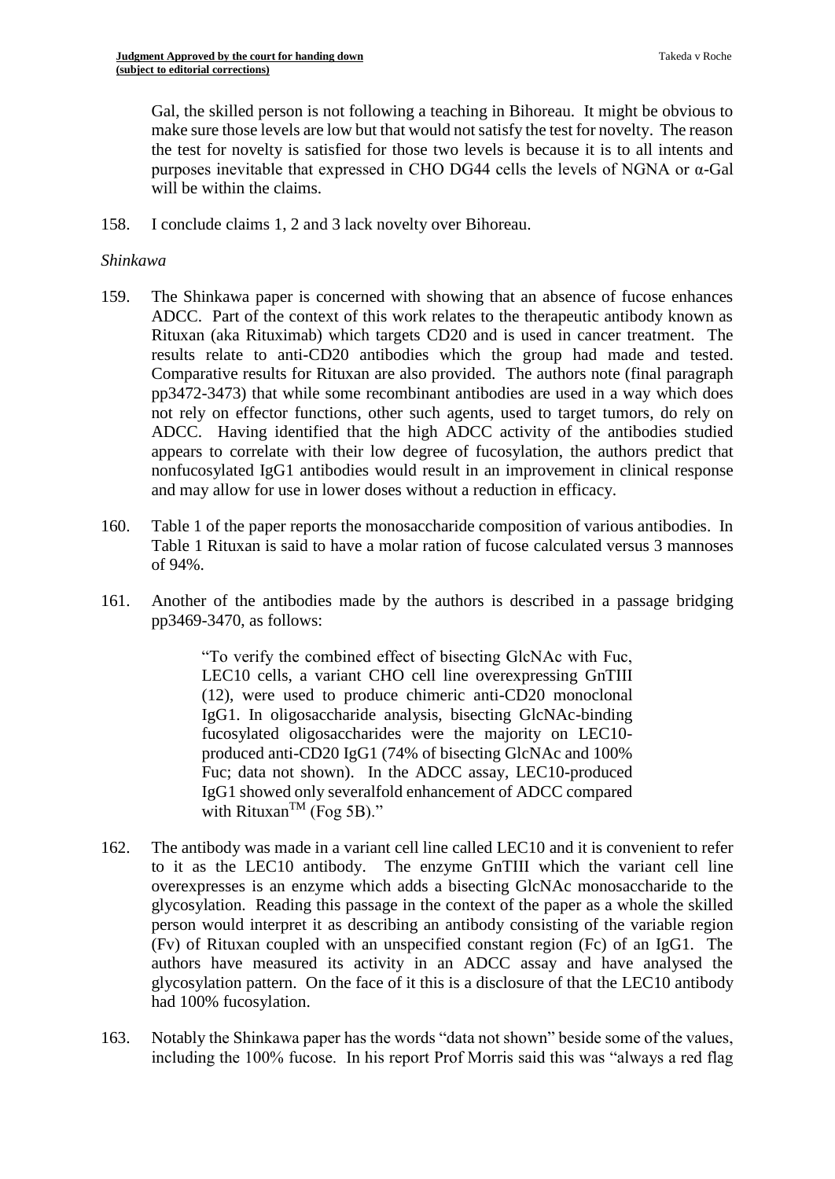Gal, the skilled person is not following a teaching in Bihoreau. It might be obvious to make sure those levels are low but that would not satisfy the test for novelty. The reason the test for novelty is satisfied for those two levels is because it is to all intents and purposes inevitable that expressed in CHO DG44 cells the levels of NGNA or α-Gal will be within the claims.

158. I conclude claims 1, 2 and 3 lack novelty over Bihoreau.

*Shinkawa*

159. The Shinkawa paper is concerned with showing that an absence of fucose enhances ADCC. Part of the context of this work relates to the therapeutic antibody known as Rituxan (aka Rituximab) which targets CD20 and is used in cancer treatment. The results relate to anti-CD20 antibodies which the group had made and tested. Comparative results for Rituxan are also provided. The authors note (final paragraph pp3472-3473) that while some recombinant antibodies are used in a way which does not rely on effector functions, other such agents, used to target tumors, do rely on ADCC. Having identified that the high ADCC activity of the antibodies studied appears to correlate with their low degree of fucosylation, the authors predict that nonfucosylated IgG1 antibodies would result in an improvement in clinical response and may allow for use in lower doses without a reduction in efficacy.

160. Table 1 of the paper reports the monosaccharide composition of various antibodies. In Table 1 Rituxan is said to have a molar ration of fucose calculated versus 3 mannoses of 94%.

161. Another of the antibodies made by the authors is described in a passage bridging pp3469-3470, as follows:

> "To verify the combined effect of bisecting GlcNAc with Fuc, LEC10 cells, a variant CHO cell line overexpressing GnTIII (12), were used to produce chimeric anti-CD20 monoclonal IgG1. In oligosaccharide analysis, bisecting GlcNAc-binding fucosylated oligosaccharides were the majority on LEC10-produced anti-CD20 IgG1 (74% of bisecting GlcNAc and 100% Fuc; data not shown). In the ADCC assay, LEC10-produced IgG1 showed only severalfold enhancement of ADCC compared with Rituxan™ (Fog 5B)."

162. The antibody was made in a variant cell line called LEC10 and it is convenient to refer to it as the LEC10 antibody. The enzyme GnTIII which the variant cell line overexpresses is an enzyme which adds a bisecting GlcNAc monosaccharide to the glycosylation. Reading this passage in the context of the paper as a whole the skilled person would interpret it as describing an antibody consisting of the variable region (Fv) of Rituxan coupled with an unspecified constant region (Fc) of an IgG1. The authors have measured its activity in an ADCC assay and have analysed the glycosylation pattern. On the face of it this is a disclosure of that the LEC10 antibody had 100% fucosylation.

163. Notably the Shinkawa paper has the words "data not shown" beside some of the values, including the 100% fucose. In his report Prof Morris said this was "always a red flag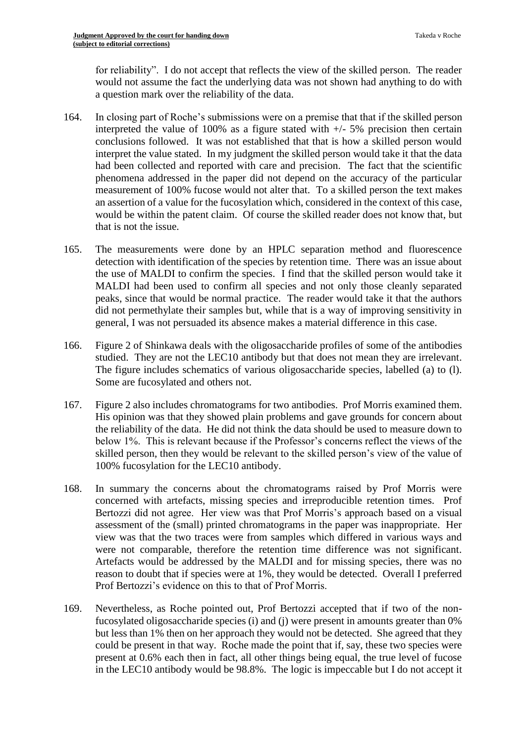for reliability". I do not accept that reflects the view of the skilled person. The reader would not assume the fact the underlying data was not shown had anything to do with a question mark over the reliability of the data.

164. In closing part of Roche's submissions were on a premise that that if the skilled person interpreted the value of 100% as a figure stated with +/- 5% precision then certain conclusions followed. It was not established that that is how a skilled person would interpret the value stated. In my judgment the skilled person would take it that the data had been collected and reported with care and precision. The fact that the scientific phenomena addressed in the paper did not depend on the accuracy of the particular measurement of 100% fucose would not alter that. To a skilled person the text makes an assertion of a value for the fucosylation which, considered in the context of this case, would be within the patent claim. Of course the skilled reader does not know that, but that is not the issue.

165. The measurements were done by an HPLC separation method and fluorescence detection with identification of the species by retention time. There was an issue about the use of MALDI to confirm the species. I find that the skilled person would take it MALDI had been used to confirm all species and not only those cleanly separated peaks, since that would be normal practice. The reader would take it that the authors did not permethylate their samples but, while that is a way of improving sensitivity in general, I was not persuaded its absence makes a material difference in this case.

166. Figure 2 of Shinkawa deals with the oligosaccharide profiles of some of the antibodies studied. They are not the LEC10 antibody but that does not mean they are irrelevant. The figure includes schematics of various oligosaccharide species, labelled (a) to (l). Some are fucosylated and others not.

167. Figure 2 also includes chromatograms for two antibodies. Prof Morris examined them. His opinion was that they showed plain problems and gave grounds for concern about the reliability of the data. He did not think the data should be used to measure down to below 1%. This is relevant because if the Professor's concerns reflect the views of the skilled person, then they would be relevant to the skilled person's view of the value of 100% fucosylation for the LEC10 antibody.

168. In summary the concerns about the chromatograms raised by Prof Morris were concerned with artefacts, missing species and irreproducible retention times. Prof Bertozzi did not agree. Her view was that Prof Morris's approach based on a visual assessment of the (small) printed chromatograms in the paper was inappropriate. Her view was that the two traces were from samples which differed in various ways and were not comparable, therefore the retention time difference was not significant. Artefacts would be addressed by the MALDI and for missing species, there was no reason to doubt that if species were at 1%, they would be detected. Overall I preferred Prof Bertozzi's evidence on this to that of Prof Morris.

169. Nevertheless, as Roche pointed out, Prof Bertozzi accepted that if two of the non-fucosylated oligosaccharide species (i) and (j) were present in amounts greater than 0% but less than 1% then on her approach they would not be detected. She agreed that they could be present in that way. Roche made the point that if, say, these two species were present at 0.6% each then in fact, all other things being equal, the true level of fucose in the LEC10 antibody would be 98.8%. The logic is impeccable but I do not accept it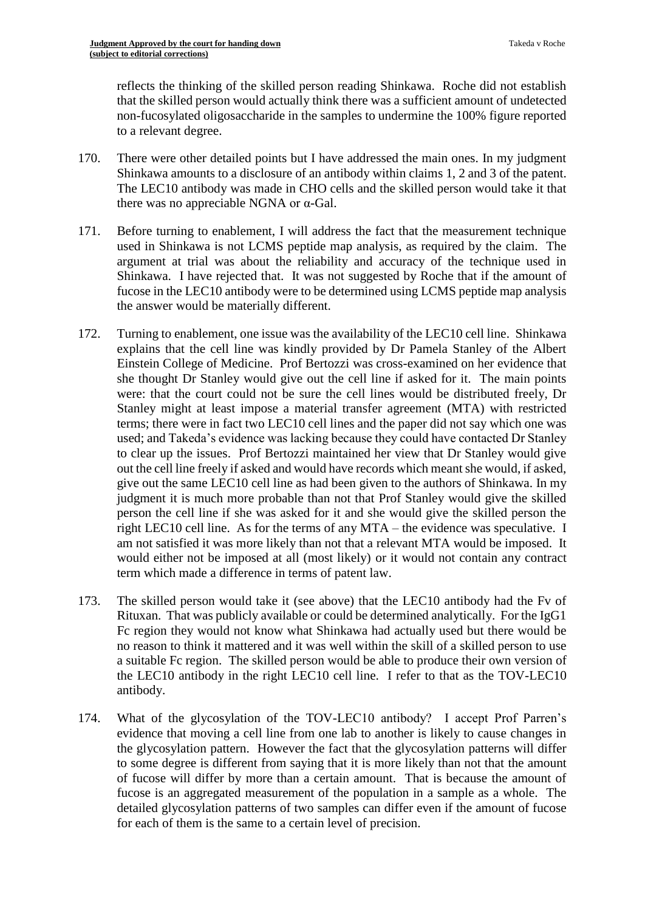reflects the thinking of the skilled person reading Shinkawa. Roche did not establish that the skilled person would actually think there was a sufficient amount of undetected non-fucosylated oligosaccharide in the samples to undermine the 100% figure reported to a relevant degree.

170. There were other detailed points but I have addressed the main ones. In my judgment Shinkawa amounts to a disclosure of an antibody within claims 1, 2 and 3 of the patent. The LEC10 antibody was made in CHO cells and the skilled person would take it that there was no appreciable NGNA or α-Gal.

171. Before turning to enablement, I will address the fact that the measurement technique used in Shinkawa is not LCMS peptide map analysis, as required by the claim. The argument at trial was about the reliability and accuracy of the technique used in Shinkawa. I have rejected that. It was not suggested by Roche that if the amount of fucose in the LEC10 antibody were to be determined using LCMS peptide map analysis the answer would be materially different.

172. Turning to enablement, one issue was the availability of the LEC10 cell line. Shinkawa explains that the cell line was kindly provided by Dr Pamela Stanley of the Albert Einstein College of Medicine. Prof Bertozzi was cross-examined on her evidence that she thought Dr Stanley would give out the cell line if asked for it. The main points were: that the court could not be sure the cell lines would be distributed freely, Dr Stanley might at least impose a material transfer agreement (MTA) with restricted terms; there were in fact two LEC10 cell lines and the paper did not say which one was used; and Takeda's evidence was lacking because they could have contacted Dr Stanley to clear up the issues. Prof Bertozzi maintained her view that Dr Stanley would give out the cell line freely if asked and would have records which meant she would, if asked, give out the same LEC10 cell line as had been given to the authors of Shinkawa. In my judgment it is much more probable than not that Prof Stanley would give the skilled person the cell line if she was asked for it and she would give the skilled person the right LEC10 cell line. As for the terms of any MTA – the evidence was speculative. I am not satisfied it was more likely than not that a relevant MTA would be imposed. It would either not be imposed at all (most likely) or it would not contain any contract term which made a difference in terms of patent law.

173. The skilled person would take it (see above) that the LEC10 antibody had the Fv of Rituxan. That was publicly available or could be determined analytically. For the IgG1 Fc region they would not know what Shinkawa had actually used but there would be no reason to think it mattered and it was well within the skill of a skilled person to use a suitable Fc region. The skilled person would be able to produce their own version of the LEC10 antibody in the right LEC10 cell line. I refer to that as the TOV-LEC10 antibody.

174. What of the glycosylation of the TOV-LEC10 antibody? I accept Prof Parren's evidence that moving a cell line from one lab to another is likely to cause changes in the glycosylation pattern. However the fact that the glycosylation patterns will differ to some degree is different from saying that it is more likely than not that the amount of fucose will differ by more than a certain amount. That is because the amount of fucose is an aggregated measurement of the population in a sample as a whole. The detailed glycosylation patterns of two samples can differ even if the amount of fucose for each of them is the same to a certain level of precision.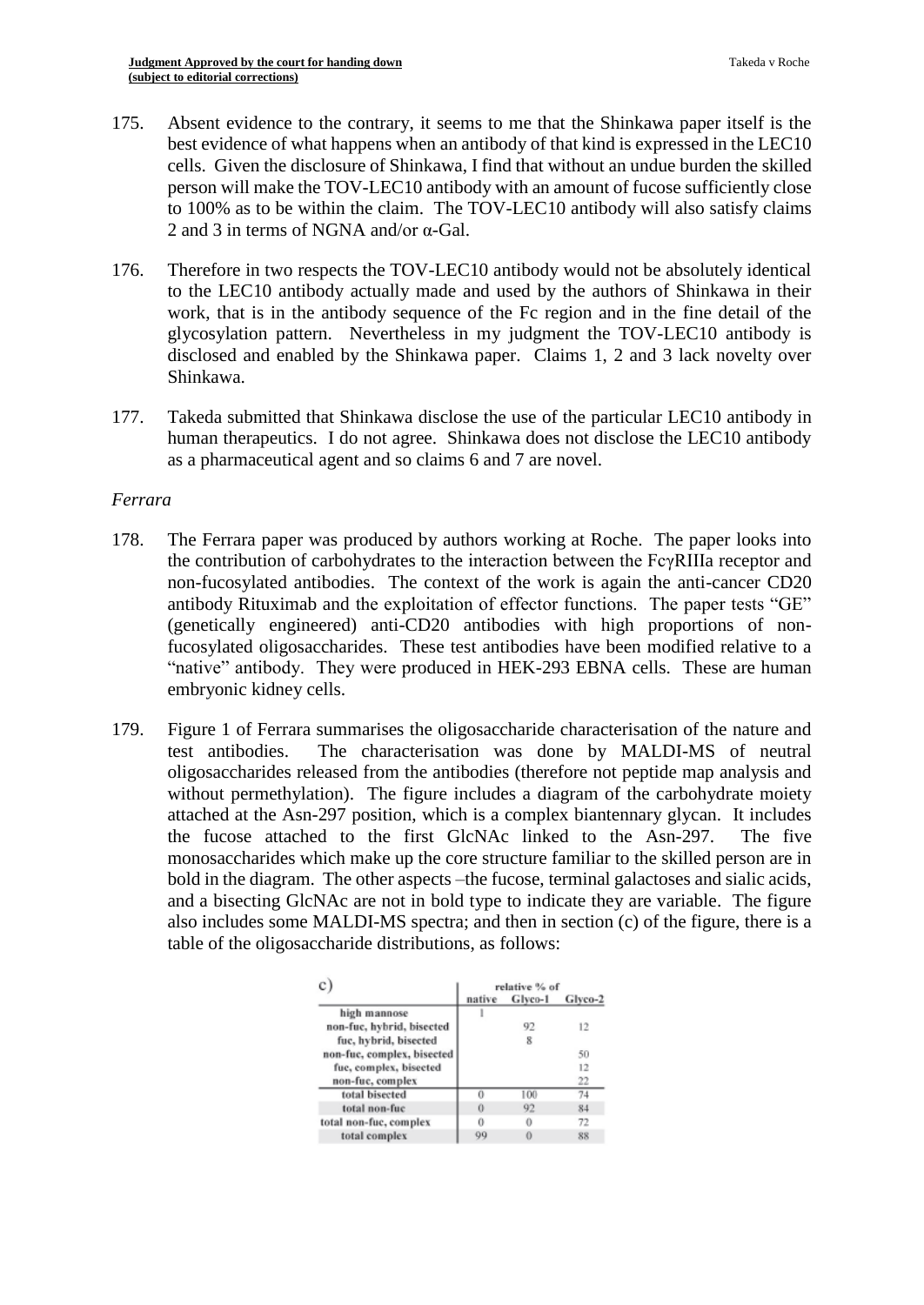175. Absent evidence to the contrary, it seems to me that the Shinkawa paper itself is the best evidence of what happens when an antibody of that kind is expressed in the LEC10 cells. Given the disclosure of Shinkawa, I find that without an undue burden the skilled person will make the TOV-LEC10 antibody with an amount of fucose sufficiently close to 100% as to be within the claim. The TOV-LEC10 antibody will also satisfy claims 2 and 3 in terms of NGNA and/or α-Gal.

176. Therefore in two respects the TOV-LEC10 antibody would not be absolutely identical to the LEC10 antibody actually made and used by the authors of Shinkawa in their work, that is in the antibody sequence of the Fc region and in the fine detail of the glycosylation pattern. Nevertheless in my judgment the TOV-LEC10 antibody is disclosed and enabled by the Shinkawa paper. Claims 1, 2 and 3 lack novelty over Shinkawa.

177. Takeda submitted that Shinkawa disclose the use of the particular LEC10 antibody in human therapeutics. I do not agree. Shinkawa does not disclose the LEC10 antibody as a pharmaceutical agent and so claims 6 and 7 are novel.

*Ferrara*

178. The Ferrara paper was produced by authors working at Roche. The paper looks into the contribution of carbohydrates to the interaction between the FcγRIIIa receptor and non-fucosylated antibodies. The context of the work is again the anti-cancer CD20 antibody Rituximab and the exploitation of effector functions. The paper tests "GE" (genetically engineered) anti-CD20 antibodies with high proportions of non-fucosylated oligosaccharides. These test antibodies have been modified relative to a "native" antibody. They were produced in HEK-293 EBNA cells. These are human embryonic kidney cells.

179. Figure 1 of Ferrara summarises the oligosaccharide characterisation of the nature and test antibodies. The characterisation was done by MALDI-MS of neutral oligosaccharides released from the antibodies (therefore not peptide map analysis and without permethylation). The figure includes a diagram of the carbohydrate moiety attached at the Asn-297 position, which is a complex biantennary glycan. It includes the fucose attached to the first GlcNAc linked to the Asn-297. The five monosaccharides which make up the core structure familiar to the skilled person are in bold in the diagram. The other aspects –the fucose, terminal galactoses and sialic acids, and a bisecting GlcNAc are not in bold type to indicate they are variable. The figure also includes some MALDI-MS spectra; and then in section (c) of the figure, there is a table of the oligosaccharide distributions, as follows:

c)

| | relative % of | | |
|---|---|---|---|
| | native | Glyco-1 | Glyco-2 |
| high mannose | 1 | | |
| non-fuc, hybrid, bisected | | 92 | 12 |
| fuc, hybrid, bisected | | 8 | |
| non-fuc, complex, bisected | | | 50 |
| fuc, complex, bisected | | | 12 |
| non-fuc, complex | | | 22 |
| total bisected | 0 | 100 | 74 |
| total non-fuc | 0 | 92 | 84 |
| total non-fuc, complex | 0 | 0 | 72 |
| total complex | 99 | 0 | 88 |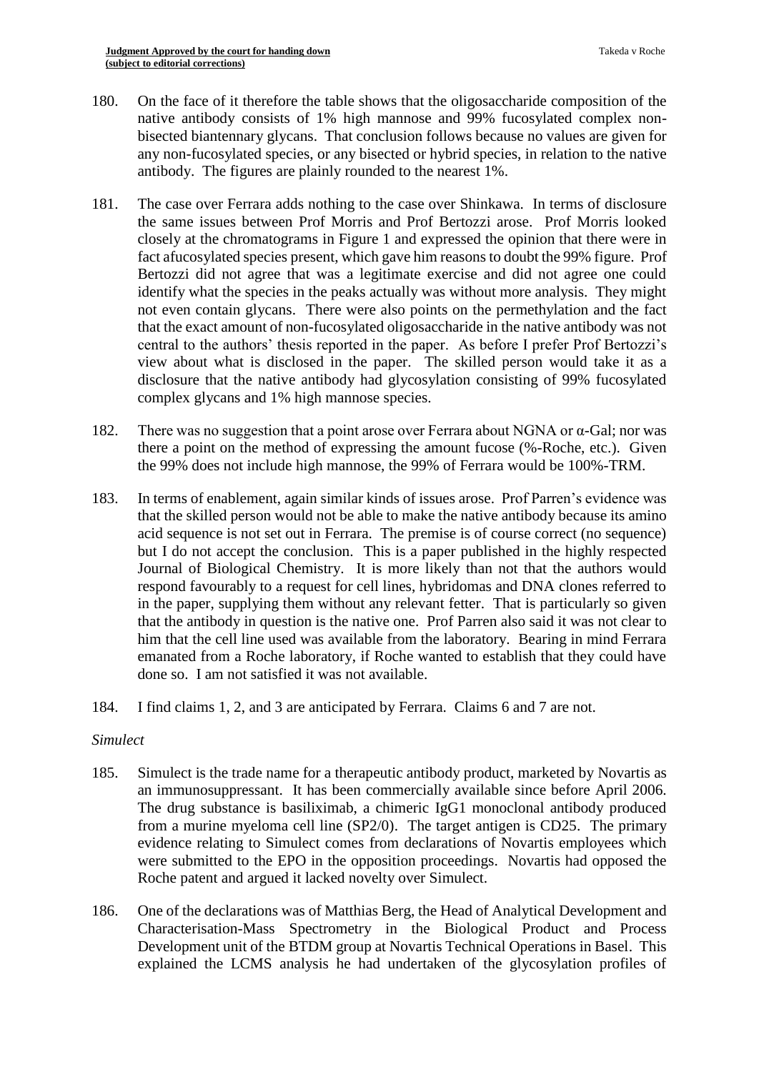180. On the face of it therefore the table shows that the oligosaccharide composition of the native antibody consists of 1% high mannose and 99% fucosylated complex non-bisected biantennary glycans. That conclusion follows because no values are given for any non-fucosylated species, or any bisected or hybrid species, in relation to the native antibody. The figures are plainly rounded to the nearest 1%.

181. The case over Ferrara adds nothing to the case over Shinkawa. In terms of disclosure the same issues between Prof Morris and Prof Bertozzi arose. Prof Morris looked closely at the chromatograms in Figure 1 and expressed the opinion that there were in fact afucosylated species present, which gave him reasons to doubt the 99% figure. Prof Bertozzi did not agree that was a legitimate exercise and did not agree one could identify what the species in the peaks actually was without more analysis. They might not even contain glycans. There were also points on the permethylation and the fact that the exact amount of non-fucosylated oligosaccharide in the native antibody was not central to the authors' thesis reported in the paper. As before I prefer Prof Bertozzi's view about what is disclosed in the paper. The skilled person would take it as a disclosure that the native antibody had glycosylation consisting of 99% fucosylated complex glycans and 1% high mannose species.

182. There was no suggestion that a point arose over Ferrara about NGNA or α-Gal; nor was there a point on the method of expressing the amount fucose (%-Roche, etc.). Given the 99% does not include high mannose, the 99% of Ferrara would be 100%-TRM.

183. In terms of enablement, again similar kinds of issues arose. Prof Parren's evidence was that the skilled person would not be able to make the native antibody because its amino acid sequence is not set out in Ferrara. The premise is of course correct (no sequence) but I do not accept the conclusion. This is a paper published in the highly respected Journal of Biological Chemistry. It is more likely than not that the authors would respond favourably to a request for cell lines, hybridomas and DNA clones referred to in the paper, supplying them without any relevant fetter. That is particularly so given that the antibody in question is the native one. Prof Parren also said it was not clear to him that the cell line used was available from the laboratory. Bearing in mind Ferrara emanated from a Roche laboratory, if Roche wanted to establish that they could have done so. I am not satisfied it was not available.

184. I find claims 1, 2, and 3 are anticipated by Ferrara. Claims 6 and 7 are not.

*Simulect*

185. Simulect is the trade name for a therapeutic antibody product, marketed by Novartis as an immunosuppressant. It has been commercially available since before April 2006. The drug substance is basiliximab, a chimeric IgG1 monoclonal antibody produced from a murine myeloma cell line (SP2/0). The target antigen is CD25. The primary evidence relating to Simulect comes from declarations of Novartis employees which were submitted to the EPO in the opposition proceedings. Novartis had opposed the Roche patent and argued it lacked novelty over Simulect.

186. One of the declarations was of Matthias Berg, the Head of Analytical Development and Characterisation-Mass Spectrometry in the Biological Product and Process Development unit of the BTDM group at Novartis Technical Operations in Basel. This explained the LCMS analysis he had undertaken of the glycosylation profiles of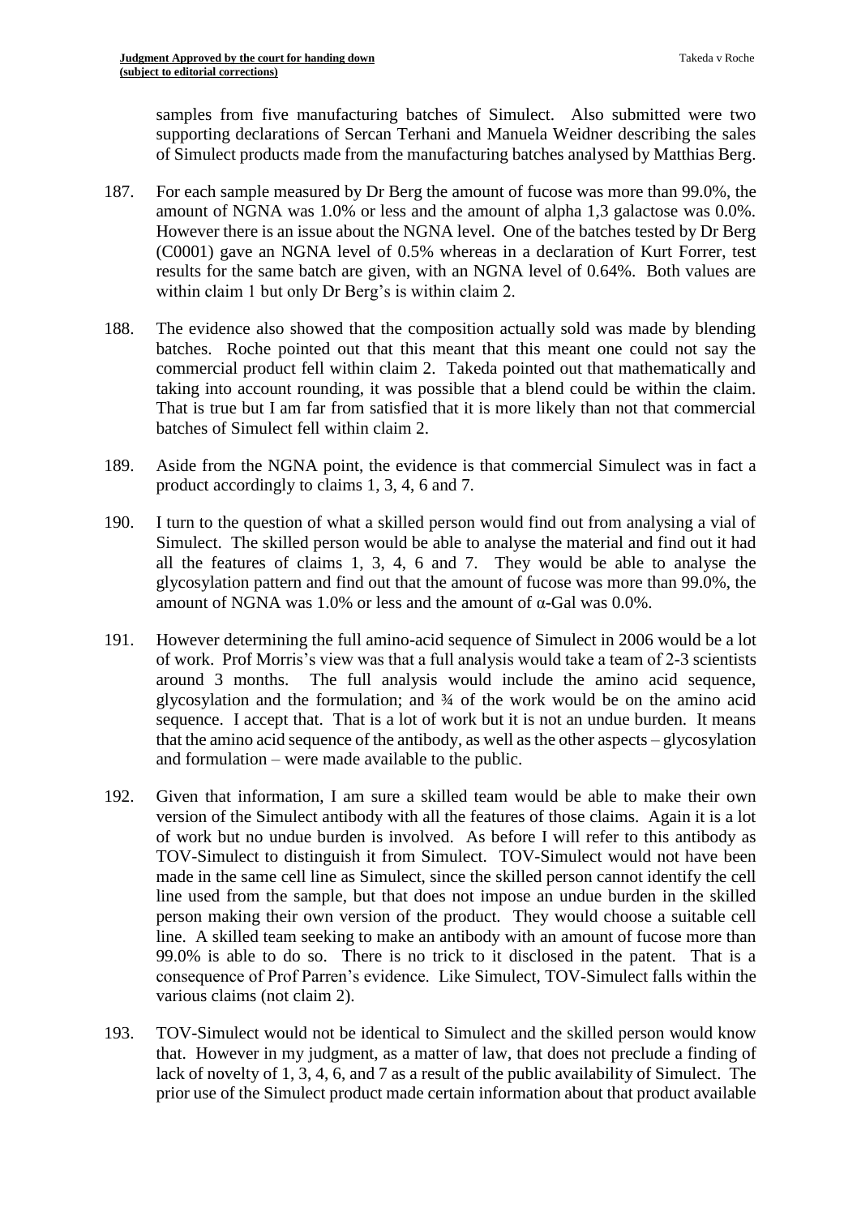samples from five manufacturing batches of Simulect. Also submitted were two supporting declarations of Sercan Terhani and Manuela Weidner describing the sales of Simulect products made from the manufacturing batches analysed by Matthias Berg.

187. For each sample measured by Dr Berg the amount of fucose was more than 99.0%, the amount of NGNA was 1.0% or less and the amount of alpha 1,3 galactose was 0.0%. However there is an issue about the NGNA level. One of the batches tested by Dr Berg (C0001) gave an NGNA level of 0.5% whereas in a declaration of Kurt Forrer, test results for the same batch are given, with an NGNA level of 0.64%. Both values are within claim 1 but only Dr Berg's is within claim 2.

188. The evidence also showed that the composition actually sold was made by blending batches. Roche pointed out that this meant that this meant one could not say the commercial product fell within claim 2. Takeda pointed out that mathematically and taking into account rounding, it was possible that a blend could be within the claim. That is true but I am far from satisfied that it is more likely than not that commercial batches of Simulect fell within claim 2.

189. Aside from the NGNA point, the evidence is that commercial Simulect was in fact a product accordingly to claims 1, 3, 4, 6 and 7.

190. I turn to the question of what a skilled person would find out from analysing a vial of Simulect. The skilled person would be able to analyse the material and find out it had all the features of claims 1, 3, 4, 6 and 7. They would be able to analyse the glycosylation pattern and find out that the amount of fucose was more than 99.0%, the amount of NGNA was 1.0% or less and the amount of α-Gal was 0.0%.

191. However determining the full amino-acid sequence of Simulect in 2006 would be a lot of work. Prof Morris's view was that a full analysis would take a team of 2-3 scientists around 3 months. The full analysis would include the amino acid sequence, glycosylation and the formulation; and ¾ of the work would be on the amino acid sequence. I accept that. That is a lot of work but it is not an undue burden. It means that the amino acid sequence of the antibody, as well as the other aspects – glycosylation and formulation – were made available to the public.

192. Given that information, I am sure a skilled team would be able to make their own version of the Simulect antibody with all the features of those claims. Again it is a lot of work but no undue burden is involved. As before I will refer to this antibody as TOV-Simulect to distinguish it from Simulect. TOV-Simulect would not have been made in the same cell line as Simulect, since the skilled person cannot identify the cell line used from the sample, but that does not impose an undue burden in the skilled person making their own version of the product. They would choose a suitable cell line. A skilled team seeking to make an antibody with an amount of fucose more than 99.0% is able to do so. There is no trick to it disclosed in the patent. That is a consequence of Prof Parren's evidence. Like Simulect, TOV-Simulect falls within the various claims (not claim 2).

193. TOV-Simulect would not be identical to Simulect and the skilled person would know that. However in my judgment, as a matter of law, that does not preclude a finding of lack of novelty of 1, 3, 4, 6, and 7 as a result of the public availability of Simulect. The prior use of the Simulect product made certain information about that product available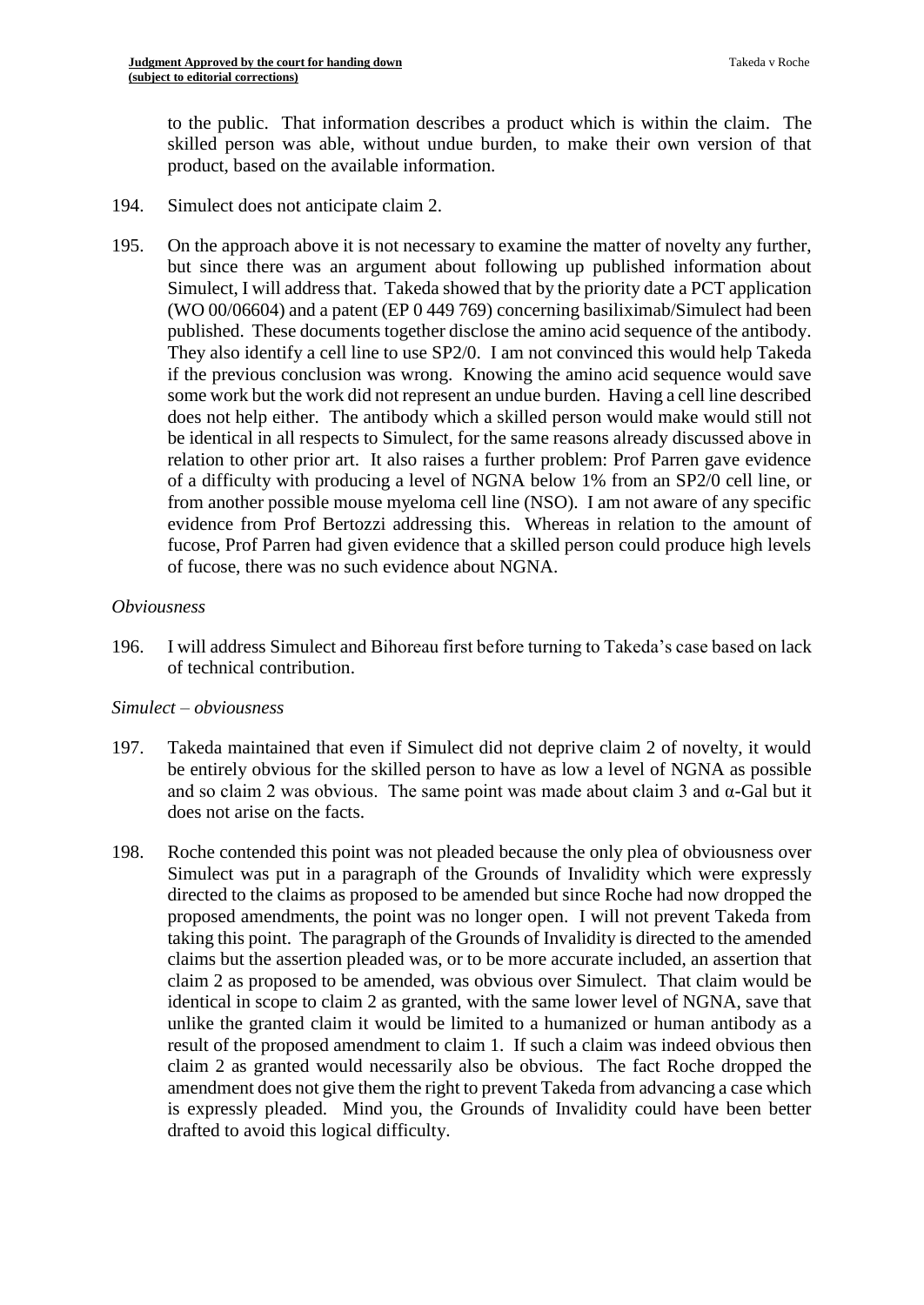to the public. That information describes a product which is within the claim. The skilled person was able, without undue burden, to make their own version of that product, based on the available information.

194. Simulect does not anticipate claim 2.

195. On the approach above it is not necessary to examine the matter of novelty any further, but since there was an argument about following up published information about Simulect, I will address that. Takeda showed that by the priority date a PCT application (WO 00/06604) and a patent (EP 0 449 769) concerning basiliximab/Simulect had been published. These documents together disclose the amino acid sequence of the antibody. They also identify a cell line to use SP2/0. I am not convinced this would help Takeda if the previous conclusion was wrong. Knowing the amino acid sequence would save some work but the work did not represent an undue burden. Having a cell line described does not help either. The antibody which a skilled person would make would still not be identical in all respects to Simulect, for the same reasons already discussed above in relation to other prior art. It also raises a further problem: Prof Parren gave evidence of a difficulty with producing a level of NGNA below 1% from an SP2/0 cell line, or from another possible mouse myeloma cell line (NSO). I am not aware of any specific evidence from Prof Bertozzi addressing this. Whereas in relation to the amount of fucose, Prof Parren had given evidence that a skilled person could produce high levels of fucose, there was no such evidence about NGNA.

*Obviousness*

196. I will address Simulect and Bihoreau first before turning to Takeda's case based on lack of technical contribution.

*Simulect – obviousness*

197. Takeda maintained that even if Simulect did not deprive claim 2 of novelty, it would be entirely obvious for the skilled person to have as low a level of NGNA as possible and so claim 2 was obvious. The same point was made about claim 3 and α-Gal but it does not arise on the facts.

198. Roche contended this point was not pleaded because the only plea of obviousness over Simulect was put in a paragraph of the Grounds of Invalidity which were expressly directed to the claims as proposed to be amended but since Roche had now dropped the proposed amendments, the point was no longer open. I will not prevent Takeda from taking this point. The paragraph of the Grounds of Invalidity is directed to the amended claims but the assertion pleaded was, or to be more accurate included, an assertion that claim 2 as proposed to be amended, was obvious over Simulect. That claim would be identical in scope to claim 2 as granted, with the same lower level of NGNA, save that unlike the granted claim it would be limited to a humanized or human antibody as a result of the proposed amendment to claim 1. If such a claim was indeed obvious then claim 2 as granted would necessarily also be obvious. The fact Roche dropped the amendment does not give them the right to prevent Takeda from advancing a case which is expressly pleaded. Mind you, the Grounds of Invalidity could have been better drafted to avoid this logical difficulty.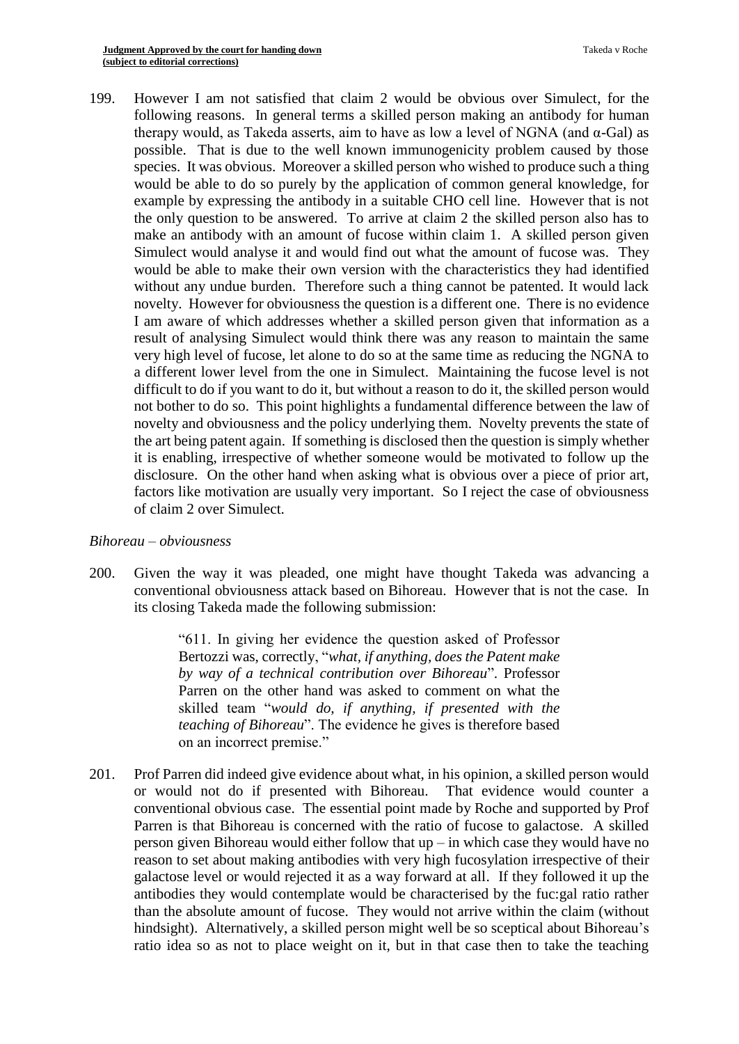199. However I am not satisfied that claim 2 would be obvious over Simulect, for the following reasons. In general terms a skilled person making an antibody for human therapy would, as Takeda asserts, aim to have as low a level of NGNA (and α-Gal) as possible. That is due to the well known immunogenicity problem caused by those species. It was obvious. Moreover a skilled person who wished to produce such a thing would be able to do so purely by the application of common general knowledge, for example by expressing the antibody in a suitable CHO cell line. However that is not the only question to be answered. To arrive at claim 2 the skilled person also has to make an antibody with an amount of fucose within claim 1. A skilled person given Simulect would analyse it and would find out what the amount of fucose was. They would be able to make their own version with the characteristics they had identified without any undue burden. Therefore such a thing cannot be patented. It would lack novelty. However for obviousness the question is a different one. There is no evidence I am aware of which addresses whether a skilled person given that information as a result of analysing Simulect would think there was any reason to maintain the same very high level of fucose, let alone to do so at the same time as reducing the NGNA to a different lower level from the one in Simulect. Maintaining the fucose level is not difficult to do if you want to do it, but without a reason to do it, the skilled person would not bother to do so. This point highlights a fundamental difference between the law of novelty and obviousness and the policy underlying them. Novelty prevents the state of the art being patent again. If something is disclosed then the question is simply whether it is enabling, irrespective of whether someone would be motivated to follow up the disclosure. On the other hand when asking what is obvious over a piece of prior art, factors like motivation are usually very important. So I reject the case of obviousness of claim 2 over Simulect.

*Bihoreau – obviousness*

200. Given the way it was pleaded, one might have thought Takeda was advancing a conventional obviousness attack based on Bihoreau. However that is not the case. In its closing Takeda made the following submission:

> "611. In giving her evidence the question asked of Professor Bertozzi was, correctly, "*what, if anything, does the Patent make by way of a technical contribution over Bihoreau*". Professor Parren on the other hand was asked to comment on what the skilled team "*would do, if anything, if presented with the teaching of Bihoreau*". The evidence he gives is therefore based on an incorrect premise."

201. Prof Parren did indeed give evidence about what, in his opinion, a skilled person would or would not do if presented with Bihoreau. That evidence would counter a conventional obvious case. The essential point made by Roche and supported by Prof Parren is that Bihoreau is concerned with the ratio of fucose to galactose. A skilled person given Bihoreau would either follow that up – in which case they would have no reason to set about making antibodies with very high fucosylation irrespective of their galactose level or would rejected it as a way forward at all. If they followed it up the antibodies they would contemplate would be characterised by the fuc:gal ratio rather than the absolute amount of fucose. They would not arrive within the claim (without hindsight). Alternatively, a skilled person might well be so sceptical about Bihoreau's ratio idea so as not to place weight on it, but in that case then to take the teaching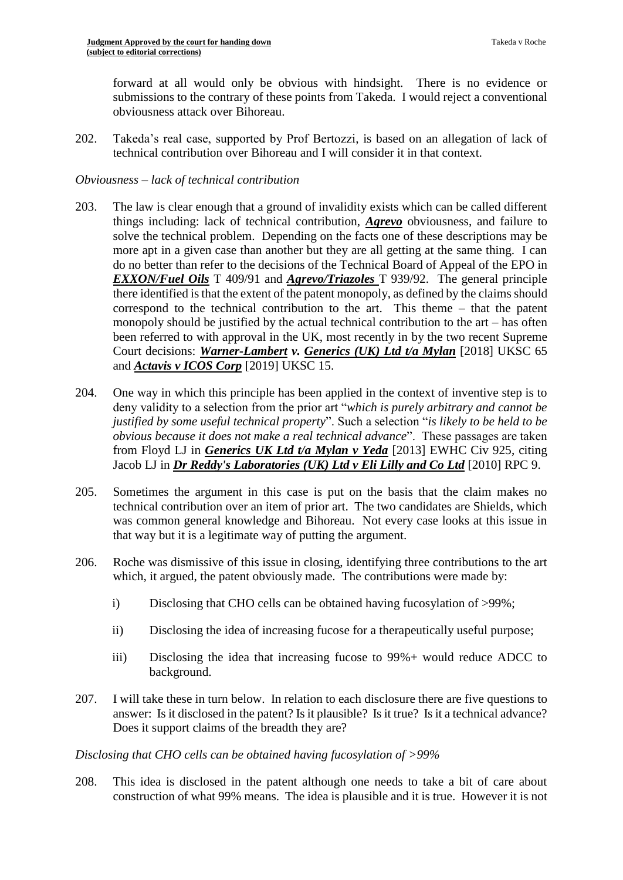forward at all would only be obvious with hindsight. There is no evidence or submissions to the contrary of these points from Takeda. I would reject a conventional obviousness attack over Bihoreau.

202. Takeda's real case, supported by Prof Bertozzi, is based on an allegation of lack of technical contribution over Bihoreau and I will consider it in that context.

*Obviousness – lack of technical contribution*

203. The law is clear enough that a ground of invalidity exists which can be called different things including: lack of technical contribution, ***Agrevo*** obviousness, and failure to solve the technical problem. Depending on the facts one of these descriptions may be more apt in a given case than another but they are all getting at the same thing. I can do no better than refer to the decisions of the Technical Board of Appeal of the EPO in ***EXXON/Fuel Oils*** T 409/91 and ***Agrevo/Triazoles*** T 939/92. The general principle there identified is that the extent of the patent monopoly, as defined by the claims should correspond to the technical contribution to the art. This theme – that the patent monopoly should be justified by the actual technical contribution to the art – has often been referred to with approval in the UK, most recently in by the two recent Supreme Court decisions: ***Warner-Lambert v. Generics (UK) Ltd t/a Mylan*** [2018] UKSC 65 and ***Actavis v ICOS Corp*** [2019] UKSC 15.

204. One way in which this principle has been applied in the context of inventive step is to deny validity to a selection from the prior art "*which is purely arbitrary and cannot be justified by some useful technical property*". Such a selection "*is likely to be held to be obvious because it does not make a real technical advance*". These passages are taken from Floyd LJ in ***Generics UK Ltd t/a Mylan v Yeda*** [2013] EWHC Civ 925, citing Jacob LJ in ***Dr Reddy's Laboratories (UK) Ltd v Eli Lilly and Co Ltd*** [2010] RPC 9.

205. Sometimes the argument in this case is put on the basis that the claim makes no technical contribution over an item of prior art. The two candidates are Shields, which was common general knowledge and Bihoreau. Not every case looks at this issue in that way but it is a legitimate way of putting the argument.

206. Roche was dismissive of this issue in closing, identifying three contributions to the art which, it argued, the patent obviously made. The contributions were made by:

   i) Disclosing that CHO cells can be obtained having fucosylation of >99%;

   ii) Disclosing the idea of increasing fucose for a therapeutically useful purpose;

   iii) Disclosing the idea that increasing fucose to 99%+ would reduce ADCC to background.

207. I will take these in turn below. In relation to each disclosure there are five questions to answer: Is it disclosed in the patent? Is it plausible? Is it true? Is it a technical advance? Does it support claims of the breadth they are?

*Disclosing that CHO cells can be obtained having fucosylation of >99%*

208. This idea is disclosed in the patent although one needs to take a bit of care about construction of what 99% means. The idea is plausible and it is true. However it is not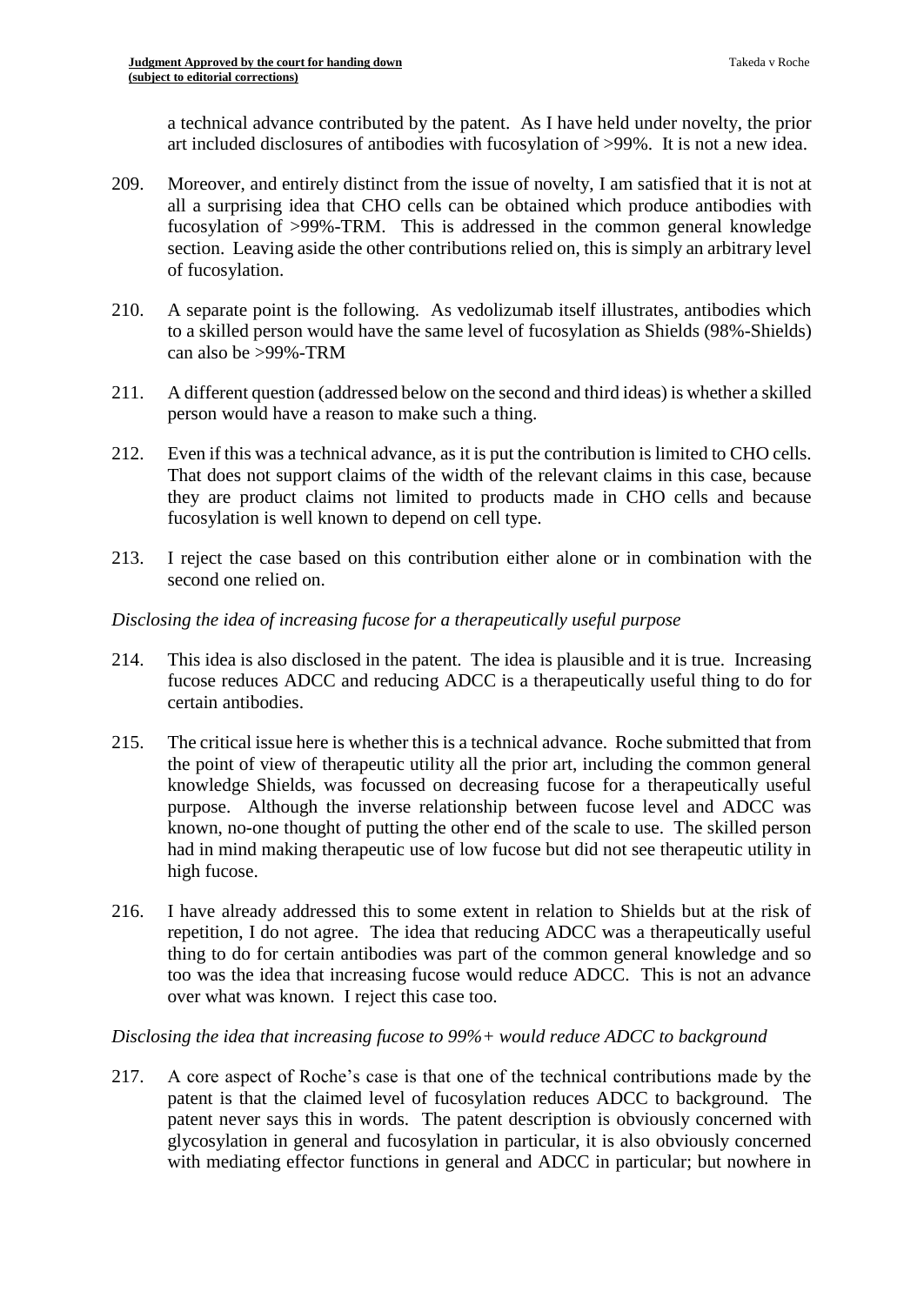a technical advance contributed by the patent. As I have held under novelty, the prior art included disclosures of antibodies with fucosylation of >99%. It is not a new idea.

209. Moreover, and entirely distinct from the issue of novelty, I am satisfied that it is not at all a surprising idea that CHO cells can be obtained which produce antibodies with fucosylation of >99%-TRM. This is addressed in the common general knowledge section. Leaving aside the other contributions relied on, this is simply an arbitrary level of fucosylation.

210. A separate point is the following. As vedolizumab itself illustrates, antibodies which to a skilled person would have the same level of fucosylation as Shields (98%-Shields) can also be >99%-TRM

211. A different question (addressed below on the second and third ideas) is whether a skilled person would have a reason to make such a thing.

212. Even if this was a technical advance, as it is put the contribution is limited to CHO cells. That does not support claims of the width of the relevant claims in this case, because they are product claims not limited to products made in CHO cells and because fucosylation is well known to depend on cell type.

213. I reject the case based on this contribution either alone or in combination with the second one relied on.

*Disclosing the idea of increasing fucose for a therapeutically useful purpose*

214. This idea is also disclosed in the patent. The idea is plausible and it is true. Increasing fucose reduces ADCC and reducing ADCC is a therapeutically useful thing to do for certain antibodies.

215. The critical issue here is whether this is a technical advance. Roche submitted that from the point of view of therapeutic utility all the prior art, including the common general knowledge Shields, was focussed on decreasing fucose for a therapeutically useful purpose. Although the inverse relationship between fucose level and ADCC was known, no-one thought of putting the other end of the scale to use. The skilled person had in mind making therapeutic use of low fucose but did not see therapeutic utility in high fucose.

216. I have already addressed this to some extent in relation to Shields but at the risk of repetition, I do not agree. The idea that reducing ADCC was a therapeutically useful thing to do for certain antibodies was part of the common general knowledge and so too was the idea that increasing fucose would reduce ADCC. This is not an advance over what was known. I reject this case too.

*Disclosing the idea that increasing fucose to 99%+ would reduce ADCC to background*

217. A core aspect of Roche's case is that one of the technical contributions made by the patent is that the claimed level of fucosylation reduces ADCC to background. The patent never says this in words. The patent description is obviously concerned with glycosylation in general and fucosylation in particular, it is also obviously concerned with mediating effector functions in general and ADCC in particular; but nowhere in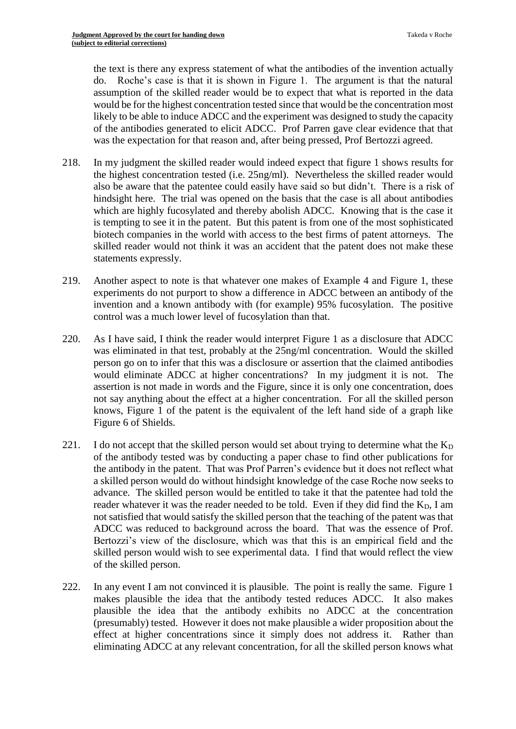the text is there any express statement of what the antibodies of the invention actually do. Roche's case is that it is shown in Figure 1. The argument is that the natural assumption of the skilled reader would be to expect that what is reported in the data would be for the highest concentration tested since that would be the concentration most likely to be able to induce ADCC and the experiment was designed to study the capacity of the antibodies generated to elicit ADCC. Prof Parren gave clear evidence that that was the expectation for that reason and, after being pressed, Prof Bertozzi agreed.

218. In my judgment the skilled reader would indeed expect that figure 1 shows results for the highest concentration tested (i.e. 25ng/ml). Nevertheless the skilled reader would also be aware that the patentee could easily have said so but didn't. There is a risk of hindsight here. The trial was opened on the basis that the case is all about antibodies which are highly fucosylated and thereby abolish ADCC. Knowing that is the case it is tempting to see it in the patent. But this patent is from one of the most sophisticated biotech companies in the world with access to the best firms of patent attorneys. The skilled reader would not think it was an accident that the patent does not make these statements expressly.

219. Another aspect to note is that whatever one makes of Example 4 and Figure 1, these experiments do not purport to show a difference in ADCC between an antibody of the invention and a known antibody with (for example) 95% fucosylation. The positive control was a much lower level of fucosylation than that.

220. As I have said, I think the reader would interpret Figure 1 as a disclosure that ADCC was eliminated in that test, probably at the 25ng/ml concentration. Would the skilled person go on to infer that this was a disclosure or assertion that the claimed antibodies would eliminate ADCC at higher concentrations? In my judgment it is not. The assertion is not made in words and the Figure, since it is only one concentration, does not say anything about the effect at a higher concentration. For all the skilled person knows, Figure 1 of the patent is the equivalent of the left hand side of a graph like Figure 6 of Shields.

221. I do not accept that the skilled person would set about trying to determine what the $K_D$ of the antibody tested was by conducting a paper chase to find other publications for the antibody in the patent. That was Prof Parren's evidence but it does not reflect what a skilled person would do without hindsight knowledge of the case Roche now seeks to advance. The skilled person would be entitled to take it that the patentee had told the reader whatever it was the reader needed to be told. Even if they did find the $K_D$, I am not satisfied that would satisfy the skilled person that the teaching of the patent was that ADCC was reduced to background across the board. That was the essence of Prof. Bertozzi's view of the disclosure, which was that this is an empirical field and the skilled person would wish to see experimental data. I find that would reflect the view of the skilled person.

222. In any event I am not convinced it is plausible. The point is really the same. Figure 1 makes plausible the idea that the antibody tested reduces ADCC. It also makes plausible the idea that the antibody exhibits no ADCC at the concentration (presumably) tested. However it does not make plausible a wider proposition about the effect at higher concentrations since it simply does not address it. Rather than eliminating ADCC at any relevant concentration, for all the skilled person knows what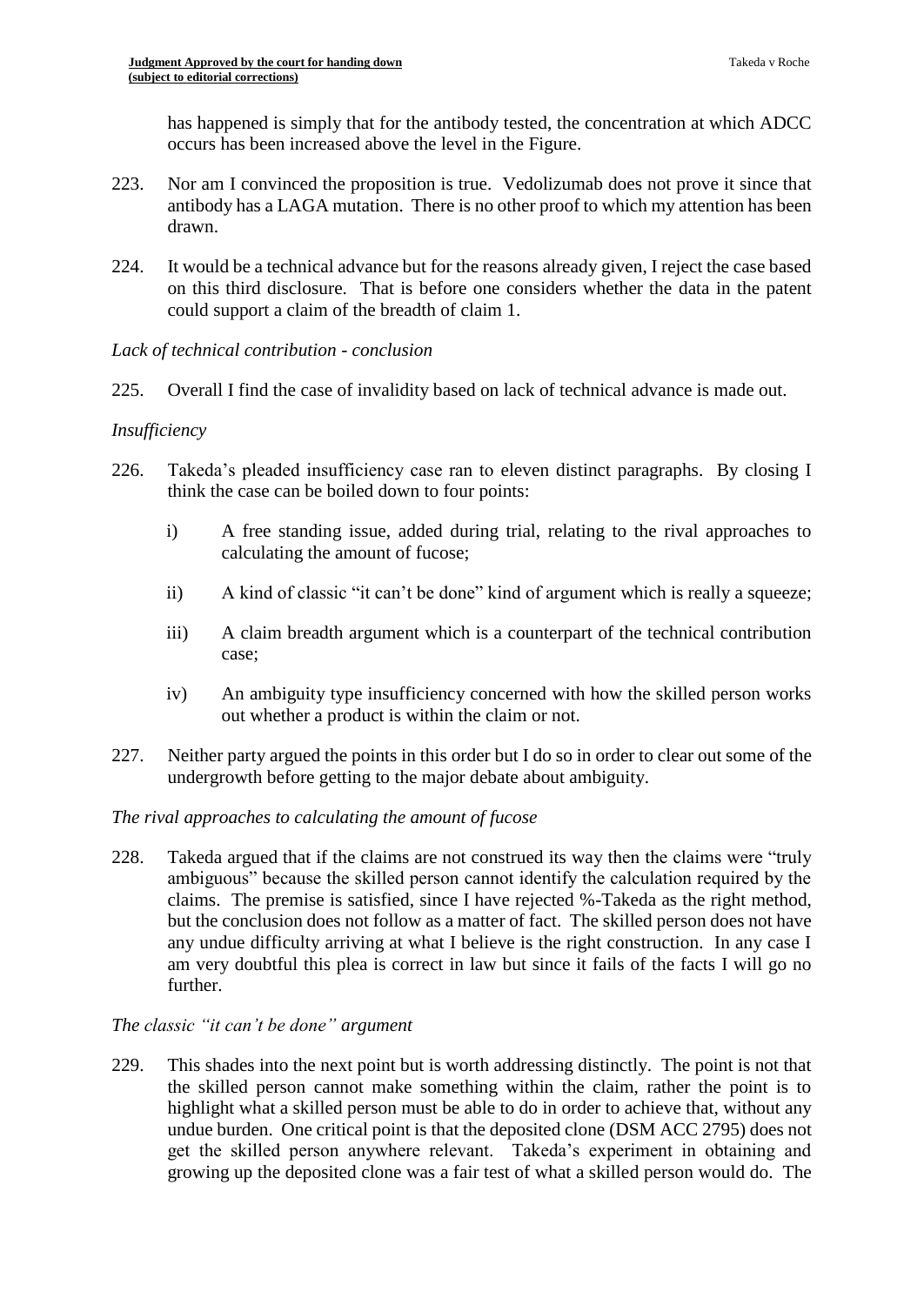has happened is simply that for the antibody tested, the concentration at which ADCC occurs has been increased above the level in the Figure.

223. Nor am I convinced the proposition is true. Vedolizumab does not prove it since that antibody has a LAGA mutation. There is no other proof to which my attention has been drawn.

224. It would be a technical advance but for the reasons already given, I reject the case based on this third disclosure. That is before one considers whether the data in the patent could support a claim of the breadth of claim 1.

*Lack of technical contribution - conclusion*

225. Overall I find the case of invalidity based on lack of technical advance is made out.

*Insufficiency*

226. Takeda's pleaded insufficiency case ran to eleven distinct paragraphs. By closing I think the case can be boiled down to four points:

   i) A free standing issue, added during trial, relating to the rival approaches to calculating the amount of fucose;

   ii) A kind of classic "it can't be done" kind of argument which is really a squeeze;

   iii) A claim breadth argument which is a counterpart of the technical contribution case;

   iv) An ambiguity type insufficiency concerned with how the skilled person works out whether a product is within the claim or not.

227. Neither party argued the points in this order but I do so in order to clear out some of the undergrowth before getting to the major debate about ambiguity.

*The rival approaches to calculating the amount of fucose*

228. Takeda argued that if the claims are not construed its way then the claims were "truly ambiguous" because the skilled person cannot identify the calculation required by the claims. The premise is satisfied, since I have rejected %-Takeda as the right method, but the conclusion does not follow as a matter of fact. The skilled person does not have any undue difficulty arriving at what I believe is the right construction. In any case I am very doubtful this plea is correct in law but since it fails of the facts I will go no further.

*The classic "it can't be done" argument*

229. This shades into the next point but is worth addressing distinctly. The point is not that the skilled person cannot make something within the claim, rather the point is to highlight what a skilled person must be able to do in order to achieve that, without any undue burden. One critical point is that the deposited clone (DSM ACC 2795) does not get the skilled person anywhere relevant. Takeda's experiment in obtaining and growing up the deposited clone was a fair test of what a skilled person would do. The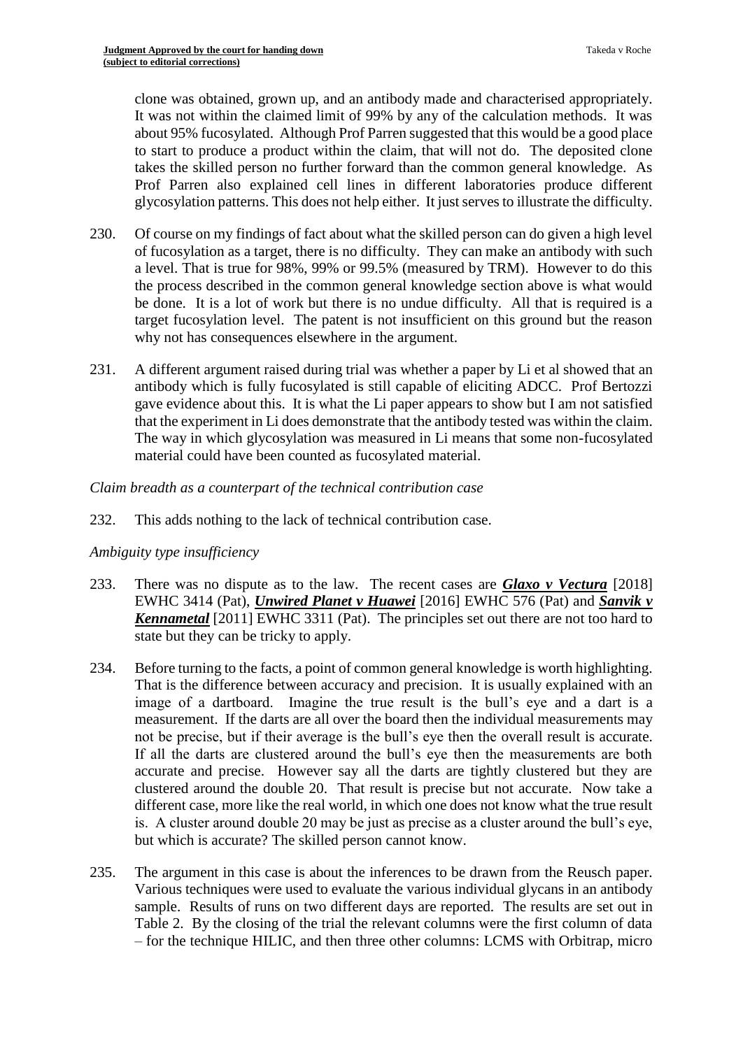clone was obtained, grown up, and an antibody made and characterised appropriately. It was not within the claimed limit of 99% by any of the calculation methods. It was about 95% fucosylated. Although Prof Parren suggested that this would be a good place to start to produce a product within the claim, that will not do. The deposited clone takes the skilled person no further forward than the common general knowledge. As Prof Parren also explained cell lines in different laboratories produce different glycosylation patterns. This does not help either. It just serves to illustrate the difficulty.

230. Of course on my findings of fact about what the skilled person can do given a high level of fucosylation as a target, there is no difficulty. They can make an antibody with such a level. That is true for 98%, 99% or 99.5% (measured by TRM). However to do this the process described in the common general knowledge section above is what would be done. It is a lot of work but there is no undue difficulty. All that is required is a target fucosylation level. The patent is not insufficient on this ground but the reason why not has consequences elsewhere in the argument.

231. A different argument raised during trial was whether a paper by Li et al showed that an antibody which is fully fucosylated is still capable of eliciting ADCC. Prof Bertozzi gave evidence about this. It is what the Li paper appears to show but I am not satisfied that the experiment in Li does demonstrate that the antibody tested was within the claim. The way in which glycosylation was measured in Li means that some non-fucosylated material could have been counted as fucosylated material.

*Claim breadth as a counterpart of the technical contribution case*

232. This adds nothing to the lack of technical contribution case.

*Ambiguity type insufficiency*

233. There was no dispute as to the law. The recent cases are ***Glaxo v Vectura*** [2018] EWHC 3414 (Pat), ***Unwired Planet v Huawei*** [2016] EWHC 576 (Pat) and ***Sanvik v Kennametal*** [2011] EWHC 3311 (Pat). The principles set out there are not too hard to state but they can be tricky to apply.

234. Before turning to the facts, a point of common general knowledge is worth highlighting. That is the difference between accuracy and precision. It is usually explained with an image of a dartboard. Imagine the true result is the bull's eye and a dart is a measurement. If the darts are all over the board then the individual measurements may not be precise, but if their average is the bull's eye then the overall result is accurate. If all the darts are clustered around the bull's eye then the measurements are both accurate and precise. However say all the darts are tightly clustered but they are clustered around the double 20. That result is precise but not accurate. Now take a different case, more like the real world, in which one does not know what the true result is. A cluster around double 20 may be just as precise as a cluster around the bull's eye, but which is accurate? The skilled person cannot know.

235. The argument in this case is about the inferences to be drawn from the Reusch paper. Various techniques were used to evaluate the various individual glycans in an antibody sample. Results of runs on two different days are reported. The results are set out in Table 2. By the closing of the trial the relevant columns were the first column of data – for the technique HILIC, and then three other columns: LCMS with Orbitrap, micro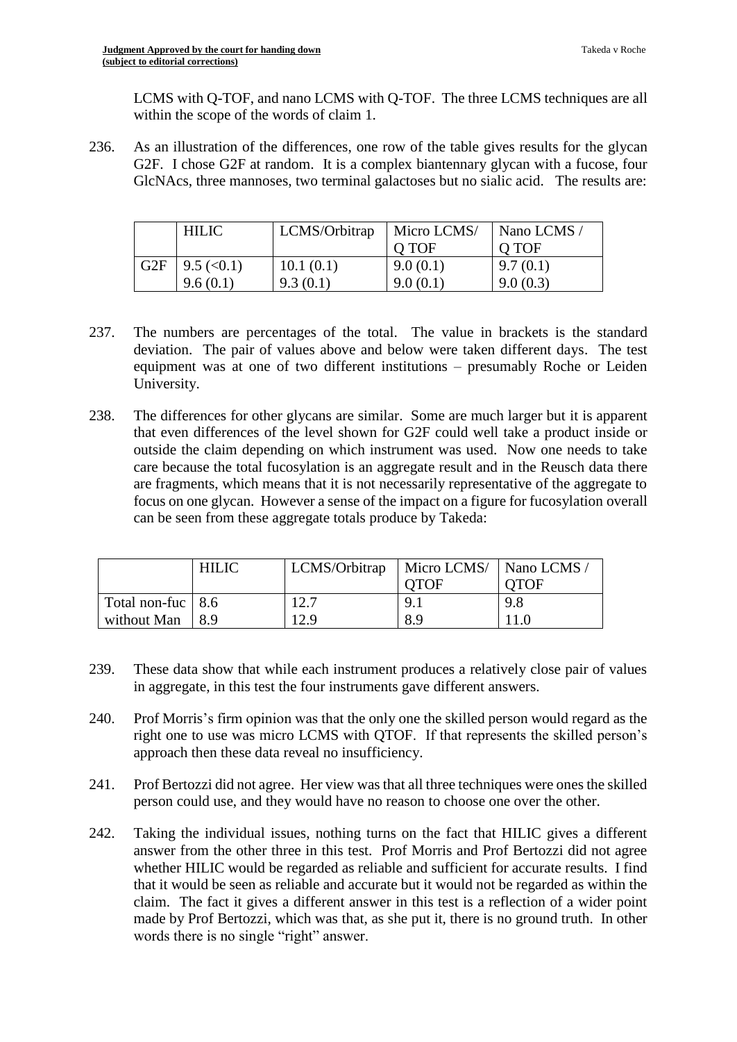LCMS with Q-TOF, and nano LCMS with Q-TOF. The three LCMS techniques are all within the scope of the words of claim 1.

236. As an illustration of the differences, one row of the table gives results for the glycan G2F. I chose G2F at random. It is a complex biantennary glycan with a fucose, four GlcNAcs, three mannoses, two terminal galactoses but no sialic acid. The results are:

| | HILIC | LCMS/Orbitrap | Micro LCMS/ Q TOF | Nano LCMS / Q TOF |
|---|---|---|---|---|
| G2F | 9.5 (<0.1)<br>9.6 (0.1) | 10.1 (0.1)<br>9.3 (0.1) | 9.0 (0.1)<br>9.0 (0.1) | 9.7 (0.1)<br>9.0 (0.3) |

237. The numbers are percentages of the total. The value in brackets is the standard deviation. The pair of values above and below were taken different days. The test equipment was at one of two different institutions – presumably Roche or Leiden University.

238. The differences for other glycans are similar. Some are much larger but it is apparent that even differences of the level shown for G2F could well take a product inside or outside the claim depending on which instrument was used. Now one needs to take care because the total fucosylation is an aggregate result and in the Reusch data there are fragments, which means that it is not necessarily representative of the aggregate to focus on one glycan. However a sense of the impact on a figure for fucosylation overall can be seen from these aggregate totals produce by Takeda:

| | HILIC | LCMS/Orbitrap | Micro LCMS/ QTOF | Nano LCMS / QTOF |
|---|---|---|---|---|
| Total non-fuc<br>without Man | 8.6<br>8.9 | 12.7<br>12.9 | 9.1<br>8.9 | 9.8<br>11.0 |

239. These data show that while each instrument produces a relatively close pair of values in aggregate, in this test the four instruments gave different answers.

240. Prof Morris's firm opinion was that the only one the skilled person would regard as the right one to use was micro LCMS with QTOF. If that represents the skilled person's approach then these data reveal no insufficiency.

241. Prof Bertozzi did not agree. Her view was that all three techniques were ones the skilled person could use, and they would have no reason to choose one over the other.

242. Taking the individual issues, nothing turns on the fact that HILIC gives a different answer from the other three in this test. Prof Morris and Prof Bertozzi did not agree whether HILIC would be regarded as reliable and sufficient for accurate results. I find that it would be seen as reliable and accurate but it would not be regarded as within the claim. The fact it gives a different answer in this test is a reflection of a wider point made by Prof Bertozzi, which was that, as she put it, there is no ground truth. In other words there is no single "right" answer.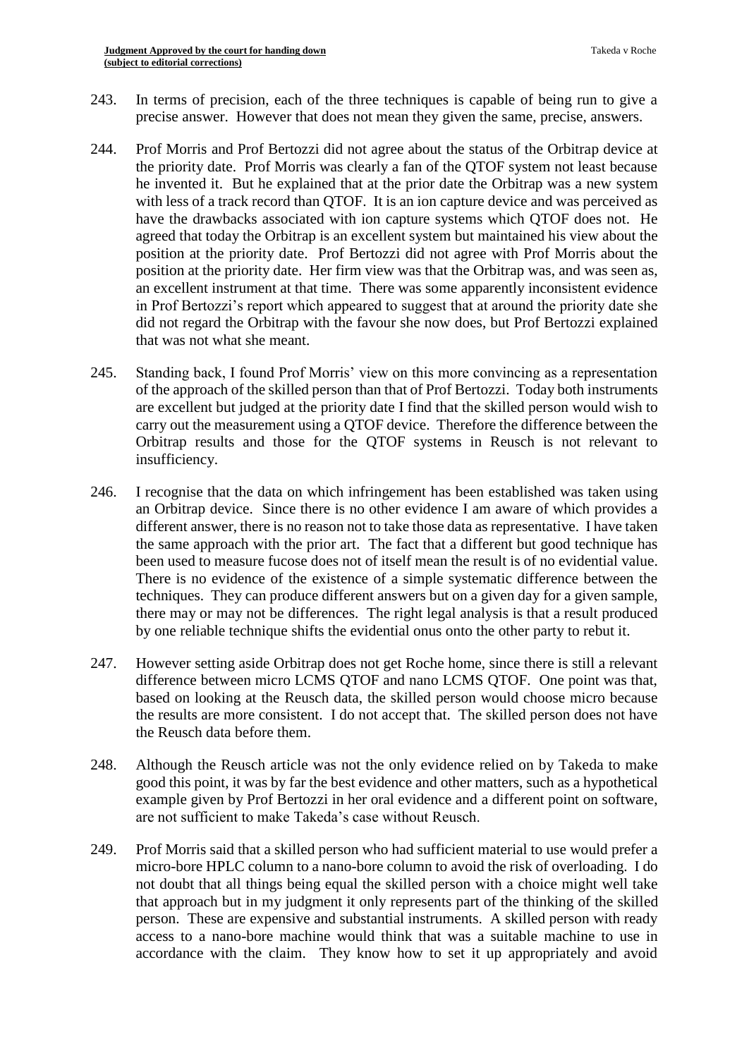243. In terms of precision, each of the three techniques is capable of being run to give a precise answer. However that does not mean they given the same, precise, answers.

244. Prof Morris and Prof Bertozzi did not agree about the status of the Orbitrap device at the priority date. Prof Morris was clearly a fan of the QTOF system not least because he invented it. But he explained that at the prior date the Orbitrap was a new system with less of a track record than QTOF. It is an ion capture device and was perceived as have the drawbacks associated with ion capture systems which QTOF does not. He agreed that today the Orbitrap is an excellent system but maintained his view about the position at the priority date. Prof Bertozzi did not agree with Prof Morris about the position at the priority date. Her firm view was that the Orbitrap was, and was seen as, an excellent instrument at that time. There was some apparently inconsistent evidence in Prof Bertozzi's report which appeared to suggest that at around the priority date she did not regard the Orbitrap with the favour she now does, but Prof Bertozzi explained that was not what she meant.

245. Standing back, I found Prof Morris' view on this more convincing as a representation of the approach of the skilled person than that of Prof Bertozzi. Today both instruments are excellent but judged at the priority date I find that the skilled person would wish to carry out the measurement using a QTOF device. Therefore the difference between the Orbitrap results and those for the QTOF systems in Reusch is not relevant to insufficiency.

246. I recognise that the data on which infringement has been established was taken using an Orbitrap device. Since there is no other evidence I am aware of which provides a different answer, there is no reason not to take those data as representative. I have taken the same approach with the prior art. The fact that a different but good technique has been used to measure fucose does not of itself mean the result is of no evidential value. There is no evidence of the existence of a simple systematic difference between the techniques. They can produce different answers but on a given day for a given sample, there may or may not be differences. The right legal analysis is that a result produced by one reliable technique shifts the evidential onus onto the other party to rebut it.

247. However setting aside Orbitrap does not get Roche home, since there is still a relevant difference between micro LCMS QTOF and nano LCMS QTOF. One point was that, based on looking at the Reusch data, the skilled person would choose micro because the results are more consistent. I do not accept that. The skilled person does not have the Reusch data before them.

248. Although the Reusch article was not the only evidence relied on by Takeda to make good this point, it was by far the best evidence and other matters, such as a hypothetical example given by Prof Bertozzi in her oral evidence and a different point on software, are not sufficient to make Takeda's case without Reusch.

249. Prof Morris said that a skilled person who had sufficient material to use would prefer a micro-bore HPLC column to a nano-bore column to avoid the risk of overloading. I do not doubt that all things being equal the skilled person with a choice might well take that approach but in my judgment it only represents part of the thinking of the skilled person. These are expensive and substantial instruments. A skilled person with ready access to a nano-bore machine would think that was a suitable machine to use in accordance with the claim. They know how to set it up appropriately and avoid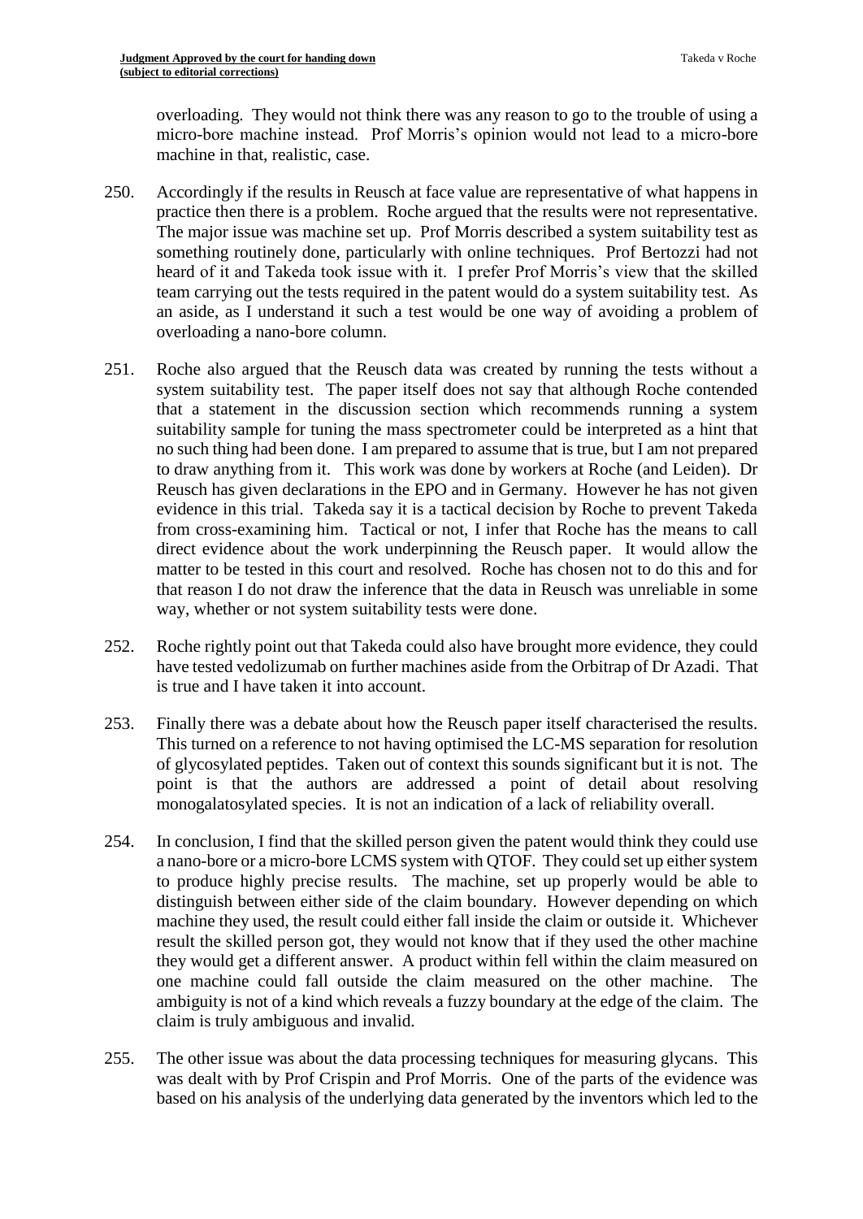overloading. They would not think there was any reason to go to the trouble of using a micro-bore machine instead. Prof Morris's opinion would not lead to a micro-bore machine in that, realistic, case.

250. Accordingly if the results in Reusch at face value are representative of what happens in practice then there is a problem. Roche argued that the results were not representative. The major issue was machine set up. Prof Morris described a system suitability test as something routinely done, particularly with online techniques. Prof Bertozzi had not heard of it and Takeda took issue with it. I prefer Prof Morris's view that the skilled team carrying out the tests required in the patent would do a system suitability test. As an aside, as I understand it such a test would be one way of avoiding a problem of overloading a nano-bore column.

251. Roche also argued that the Reusch data was created by running the tests without a system suitability test. The paper itself does not say that although Roche contended that a statement in the discussion section which recommends running a system suitability sample for tuning the mass spectrometer could be interpreted as a hint that no such thing had been done. I am prepared to assume that is true, but I am not prepared to draw anything from it. This work was done by workers at Roche (and Leiden). Dr Reusch has given declarations in the EPO and in Germany. However he has not given evidence in this trial. Takeda say it is a tactical decision by Roche to prevent Takeda from cross-examining him. Tactical or not, I infer that Roche has the means to call direct evidence about the work underpinning the Reusch paper. It would allow the matter to be tested in this court and resolved. Roche has chosen not to do this and for that reason I do not draw the inference that the data in Reusch was unreliable in some way, whether or not system suitability tests were done.

252. Roche rightly point out that Takeda could also have brought more evidence, they could have tested vedolizumab on further machines aside from the Orbitrap of Dr Azadi. That is true and I have taken it into account.

253. Finally there was a debate about how the Reusch paper itself characterised the results. This turned on a reference to not having optimised the LC-MS separation for resolution of glycosylated peptides. Taken out of context this sounds significant but it is not. The point is that the authors are addressed a point of detail about resolving monogalatosylated species. It is not an indication of a lack of reliability overall.

254. In conclusion, I find that the skilled person given the patent would think they could use a nano-bore or a micro-bore LCMS system with QTOF. They could set up either system to produce highly precise results. The machine, set up properly would be able to distinguish between either side of the claim boundary. However depending on which machine they used, the result could either fall inside the claim or outside it. Whichever result the skilled person got, they would not know that if they used the other machine they would get a different answer. A product within fell within the claim measured on one machine could fall outside the claim measured on the other machine. The ambiguity is not of a kind which reveals a fuzzy boundary at the edge of the claim. The claim is truly ambiguous and invalid.

255. The other issue was about the data processing techniques for measuring glycans. This was dealt with by Prof Crispin and Prof Morris. One of the parts of the evidence was based on his analysis of the underlying data generated by the inventors which led to the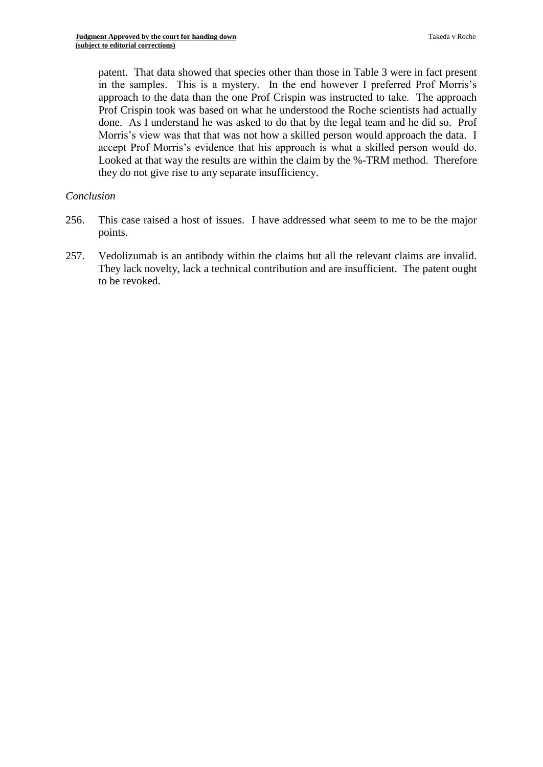patent. That data showed that species other than those in Table 3 were in fact present in the samples. This is a mystery. In the end however I preferred Prof Morris's approach to the data than the one Prof Crispin was instructed to take. The approach Prof Crispin took was based on what he understood the Roche scientists had actually done. As I understand he was asked to do that by the legal team and he did so. Prof Morris's view was that that was not how a skilled person would approach the data. I accept Prof Morris's evidence that his approach is what a skilled person would do. Looked at that way the results are within the claim by the %-TRM method. Therefore they do not give rise to any separate insufficiency.

*Conclusion*

256. This case raised a host of issues. I have addressed what seem to me to be the major points.

257. Vedolizumab is an antibody within the claims but all the relevant claims are invalid. They lack novelty, lack a technical contribution and are insufficient. The patent ought to be revoked.